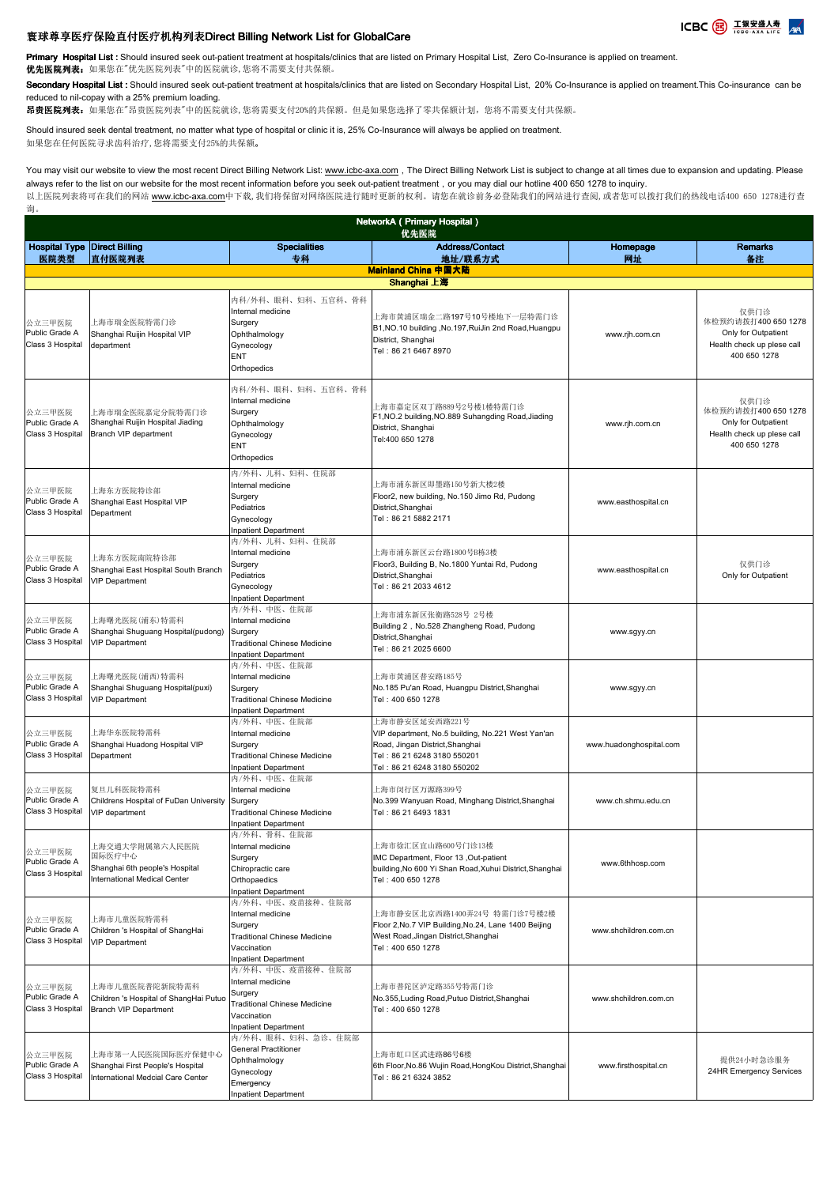# 寰球尊享医疗保险直付医疗机构列表Direct Billing Network List for GlobalCare

**Primary Hospital List :** Should insured seek out-patient treatment at hospitals/clinics that are listed on Primary Hospital List, Zero Co-Insurance is applied on treament.
**优先医院列表：**如果您在"优先医院列表"中的医院就诊，您将不需要支付共保额。

**Secondary Hospital List :** Should insured seek out-patient treatment at hospitals/clinics that are listed on Secondary Hospital List, 20% Co-Insurance is applied on treament.This Co-insurance can be reduced to nil-copay with a 25% premium loading.
**昂贵医院列表：**如果您在"昂贵医院列表"中的医院就诊，您将需要支付20%的共保额。但是如果您选择了零共保额计划，您将不需要支付共保额。

Should insured seek dental treatment, no matter what type of hospital or clinic it is, 25% Co-Insurance will always be applied on treatment.
如果您在任何医院寻求齿科治疗，您将需要支付25%的共保额。

You may visit our website to view the most recent Direct Billing Network List: www.icbc-axa.com，The Direct Billing Network List is subject to change at all times due to expansion and updating. Please always refer to the list on our website for the most recent information before you seek out-patient treatment，or you may dial our hotline 400 650 1278 to inquiry.
以上医院列表将可在我们的网站 www.icbc-axa.com中下载，我们将保留对网络医院进行随时更新的权利。请您在就诊前务必登陆我们的网站进行查阅，或者您可以拨打我们的热线电话400 650 1278进行查询。

| NetworkA ( Primary Hospital ) 优先医院 | | | | | |
|---|---|---|---|---|---|
| Hospital Type 医院类型 | Direct Billing 直付医院列表 | Specialities 专科 | Address/Contact 地址/联系方式 | Homepage 网址 | Remarks 备注 |
| **Mainland China 中国大陆** | | | | | |
| **Shanghai 上海** | | | | | |
| 公立三甲医院 Public Grade A Class 3 Hospital | 上海市瑞金医院特需门诊 Shanghai Ruijin Hospital VIP department | 内科/外科、眼科、妇科、五官科、骨科 Internal medicine Surgery Ophthalmology Gynecology ENT Orthopedics | 上海市黄浦区瑞金二路197号10号楼地下一层特需门诊 B1,NO.10 building ,No.197,RuiJin 2nd Road,Huangpu District, Shanghai Tel：86 21 6467 8970 | www.rjh.com.cn | 仅供门诊 体检预约请拨打400 650 1278 Only for Outpatient Health check up plese call 400 650 1278 |
| 公立三甲医院 Public Grade A Class 3 Hospital | 上海市瑞金医院嘉定分院特需门诊 Shanghai Ruijin Hospital Jiading Branch VIP department | 内科/外科、眼科、妇科、五官科、骨科 Internal medicine Surgery Ophthalmology Gynecology ENT Orthopedics | 上海市嘉定区双丁路889号2号楼1楼特需门诊 F1,NO.2 building,NO.889 Suhangding Road,Jiading District, Shanghai Tel:400 650 1278 | www.rjh.com.cn | 仅供门诊 体检预约请拨打400 650 1278 Only for Outpatient Health check up plese call 400 650 1278 |
| 公立三甲医院 Public Grade A Class 3 Hospital | 上海东方医院特诊部 Shanghai East Hospital VIP Department | 内/外科、儿科、妇科、住院部 Internal medicine Surgery Pediatrics Gynecology Inpatient Department | 上海市浦东新区即墨路150号新大楼2楼 Floor2, new building, No.150 Jimo Rd, Pudong District,Shanghai Tel：86 21 5882 2171 | www.easthospital.cn | |
| 公立三甲医院 Public Grade A Class 3 Hospital | 上海东方医院南院特诊部 Shanghai East Hospital South Branch VIP Department | 内/外科、儿科、妇科、住院部 Internal medicine Surgery Pediatrics Gynecology Inpatient Department | 上海市浦东新区云台路1800号B栋3楼 Floor3, Building B, No.1800 Yuntai Rd, Pudong District,Shanghai Tel：86 21 2033 4612 | www.easthospital.cn | 仅供门诊 Only for Outpatient |
| 公立三甲医院 Public Grade A Class 3 Hospital | 上海曙光医院(浦东)特需科 Shanghai Shuguang Hospital(pudong) VIP Department | 内/外科、中医、住院部 Internal medicine Surgery Traditional Chinese Medicine Inpatient Department | 上海市浦东新区张衡路528号 2号楼 Building 2，No.528 Zhangheng Road, Pudong District,Shanghai Tel：86 21 2025 6600 | www.sgyy.cn | |
| 公立三甲医院 Public Grade A Class 3 Hospital | 上海曙光医院(浦西)特需科 Shanghai Shuguang Hospital(puxi) VIP Department | 内/外科、中医、住院部 Internal medicine Surgery Traditional Chinese Medicine Inpatient Department | 上海市黄浦区普安路185号 No.185 Pu'an Road, Huangpu District,Shanghai Tel：400 650 1278 | www.sgyy.cn | |
| 公立三甲医院 Public Grade A Class 3 Hospital | 上海华东医院特需科 Shanghai Huadong Hospital VIP Department | 内/外科、中医、住院部 Internal medicine Surgery Traditional Chinese Medicine Inpatient Department | 上海市静安区延安西路221号 VIP department, No.5 building, No.221 West Yan'an Road, Jingan District,Shanghai Tel：86 21 6248 3180 550201 Tel：86 21 6248 3180 550202 | www.huadonghospital.com | |
| 公立三甲医院 Public Grade A Class 3 Hospital | 复旦儿科医院特需科 Childrens Hospital of FuDan University VIP department | 内/外科、中医、住院部 Internal medicine Surgery Traditional Chinese Medicine Inpatient Department | 上海市闵行区万源路399号 No.399 Wanyuan Road, Minghang District,Shanghai Tel：86 21 6493 1831 | www.ch.shmu.edu.cn | |
| 公立三甲医院 Public Grade A Class 3 Hospital | 上海交通大学附属第六人民医院国际医疗中心 Shanghai 6th people's Hospital International Medical Center | 内/外科、骨科、住院部 Internal medicine Surgery Chiropractic care Orthopaedics Inpatient Department | 上海市徐汇区宜山路600号门诊13楼 IMC Department, Floor 13 ,Out-patient building,No 600 Yi Shan Road,Xuhui District,Shanghai Tel：400 650 1278 | www.6thhosp.com | |
| 公立三甲医院 Public Grade A Class 3 Hospital | 上海市儿童医院特需科 Children 's Hospital of ShangHai VIP Department | 内/外科、中医、疫苗接种、住院部 Internal medicine Surgery Traditional Chinese Medicine Vaccination Inpatient Department | 上海市静安区北京西路1400弄24号 特需门诊7号楼2楼 Floor 2,No.7 VIP Building,No.24, Lane 1400 Beijing West Road,Jingan District,Shanghai Tel：400 650 1278 | www.shchildren.com.cn | |
| 公立三甲医院 Public Grade A Class 3 Hospital | 上海市儿童医院普陀新院特需科 Children 's Hospital of ShangHai Putuo Branch VIP Department | 内/外科、中医、疫苗接种、住院部 Internal medicine Surgery Traditional Chinese Medicine Vaccination Inpatient Department | 上海市普陀区泸定路355号特需门诊 No.355,Luding Road,Putuo District,Shanghai Tel：400 650 1278 | www.shchildren.com.cn | |
| 公立三甲医院 Public Grade A Class 3 Hospital | 上海市第一人民医院国际医疗保健中心 Shanghai First People's Hospital International Medcial Care Center | 内/外科、眼科、妇科、急诊、住院部 General Practitioner Ophthalmology Gynecology Emergency Inpatient Department | 上海市虹口区武进路86号6楼 6th Floor,No.86 Wujin Road,HongKou District,Shanghai Tel：86 21 6324 3852 | www.firsthospital.cn | 提供24小时急诊服务 24HR Emergency Services |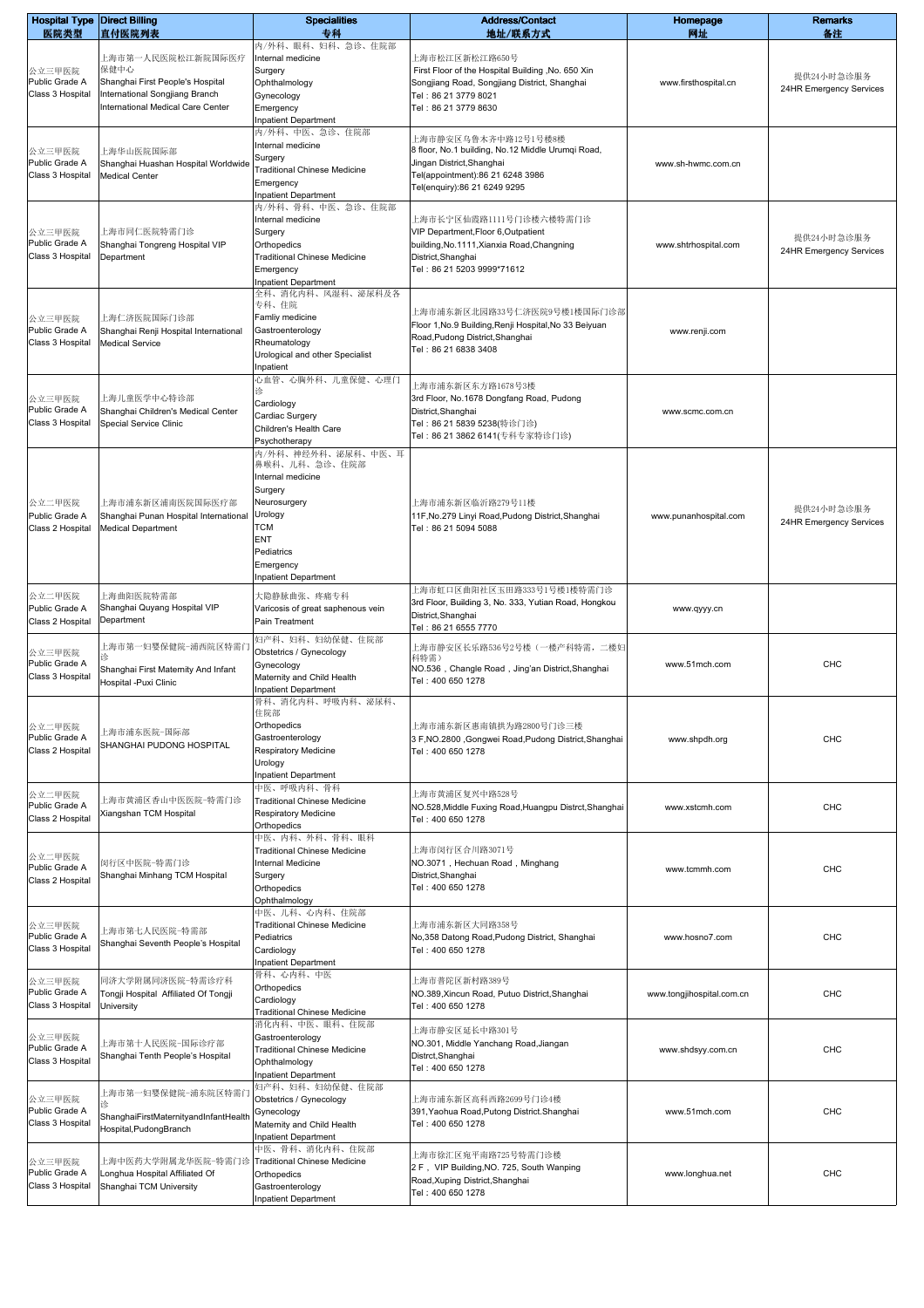| Hospital Type<br>医院类型 | Direct Billing<br>直付医院列表 | Specialities<br>专科 | Address/Contact<br>地址/联系方式 | Homepage<br>网址 | Remarks<br>备注 |
|---|---|---|---|---|---|
| 公立三甲医院<br>Public Grade A Class 3 Hospital | 上海市第一人民医院松江新院国际医疗保健中心<br>Shanghai First People's Hospital International Songjiang Branch International Medical Care Center | 内/外科、眼科、妇科、急诊、住院部<br>Internal medicine<br>Surgery<br>Ophthalmology<br>Gynecology<br>Emergency<br>Inpatient Department | 上海市松江区新松江路650号<br>First Floor of the Hospital Building ,No. 650 Xin Songjiang Road, Songjiang District, Shanghai<br>Tel : 86 21 3779 8021<br>Tel : 86 21 3779 8630 | www.firsthospital.cn | 提供24小时急诊服务<br>24HR Emergency Services |
| 公立三甲医院<br>Public Grade A Class 3 Hospital | 上海华山医院国际部<br>Shanghai Huashan Hospital Worldwide Medical Center | 内/外科、中医、急诊、住院部<br>Internal medicine<br>Surgery<br>Traditional Chinese Medicine<br>Emergency<br>Inpatient Department | 上海市静安区乌鲁木齐中路12号1号楼8楼<br>8 floor, No.1 building, No.12 Middle Urumqi Road, Jingan District,Shanghai<br>Tel(appointment):86 21 6248 3986<br>Tel(enquiry):86 21 6249 9295 | www.sh-hwmc.com.cn | |
| 公立三甲医院<br>Public Grade A Class 3 Hospital | 上海市同仁医院特需门诊<br>Shanghai Tongreng Hospital VIP Department | 内/外科、骨科、中医、急诊、住院部<br>Internal medicine<br>Surgery<br>Orthopedics<br>Traditional Chinese Medicine<br>Emergency<br>Inpatient Department | 上海市长宁区仙霞路1111号门诊楼六楼特需门诊<br>VIP Department,Floor 6,Outpatient building,No.1111,Xianxia Road,Changning District,Shanghai<br>Tel : 86 21 5203 9999*71612 | www.shtrhospital.com | 提供24小时急诊服务<br>24HR Emergency Services |
| 公立三甲医院<br>Public Grade A Class 3 Hospital | 上海仁济医院国际门诊部<br>Shanghai Renji Hospital International Medical Service | 全科、消化内科、风湿科、泌尿科及各专科、住院<br>Famliy medicine<br>Gastroenterology<br>Rheumatology<br>Urological and other Specialist<br>Inpatient | 上海市浦东新区北园路33号仁济医院9号楼1楼国际门诊部<br>Floor 1,No.9 Building,Renji Hospital,No 33 Beiyuan Road,Pudong District,Shanghai<br>Tel : 86 21 6838 3408 | www.renji.com | |
| 公立三甲医院<br>Public Grade A Class 3 Hospital | 上海儿童医学中心特诊部<br>Shanghai Children's Medical Center Special Service Clinic | 心血管、心胸外科、儿童保健、心理门诊<br>Cardiology<br>Cardiac Surgery<br>Children's Health Care<br>Psychotherapy | 上海市浦东新区东方路1678号3楼<br>3rd Floor, No.1678 Dongfang Road, Pudong District,Shanghai<br>Tel : 86 21 5839 5238(特诊门诊)<br>Tel : 86 21 3862 6141(专科专家特诊门诊) | www.scmc.com.cn | |
| 公立二甲医院<br>Public Grade A Class 2 Hospital | 上海市浦东新区浦南医院国际疗部<br>Shanghai Punan Hospital International Medical Department | 内/外科、神经外科、泌尿科、中医、耳鼻喉科、儿科、急诊、住院部<br>Internal medicine<br>Surgery<br>Neurosurgery<br>Urology<br>TCM<br>ENT<br>Pediatrics<br>Emergency<br>Inpatient Department | 上海市浦东新区临沂路279号11楼<br>11F,No.279 Linyi Road,Pudong District,Shanghai<br>Tel : 86 21 5094 5088 | www.punanhospital.com | 提供24小时急诊服务<br>24HR Emergency Services |
| 公立二甲医院<br>Public Grade A Class 2 Hospital | 上海曲阳医院特需部<br>Shanghai Quyang Hospital VIP Department | 大隐静脉曲张、疼痛专科<br>Varicosis of great saphenous vein<br>Pain Treatment | 上海市虹口区曲阳社区玉田路333号1号楼1楼特需门诊<br>3rd Floor, Building 3, No. 333, Yutian Road, Hongkou District,Shanghai<br>Tel : 86 21 6555 7770 | www.qyyy.cn | |
| 公立三甲医院<br>Public Grade A Class 3 Hospital | 上海市第一妇婴保健院-浦西院区特需门诊<br>Shanghai First Maternity And Infant Hospital -Puxi Clinic | 妇产科、妇科、妇幼保健、住院部<br>Obstetrics / Gynecology<br>Gynecology<br>Maternity and Child Health<br>Inpatient Department | 上海市静安区长乐路536号2号楼（一楼产科特需，二楼妇科特需）<br>NO.536，Changle Road，Jing'an District,Shanghai<br>Tel : 400 650 1278 | www.51mch.com | CHC |
| 公立二甲医院<br>Public Grade A Class 2 Hospital | 上海市浦东医院-国际部<br>SHANGHAI PUDONG HOSPITAL | 骨科、消化内科、呼吸内科、泌尿科、住院部<br>Orthopedics<br>Gastroenterology<br>Respiratory Medicine<br>Urology<br>Inpatient Department | 上海市浦东新区惠南镇拱为路2800号门诊三楼<br>3 F,NO.2800 ,Gongwei Road,Pudong District,Shanghai<br>Tel : 400 650 1278 | www.shpdh.org | CHC |
| 公立二甲医院<br>Public Grade A Class 2 Hospital | 上海市黄浦区香山中医医院-特需门诊<br>Xiangshan TCM Hospital | 中医、呼吸内科、骨科<br>Traditional Chinese Medicine<br>Respiratory Medicine<br>Orthopedics | 上海市黄浦区复兴中路528号<br>NO.528,Middle Fuxing Road,Huangpu Distrct,Shanghai<br>Tel : 400 650 1278 | www.xstcmh.com | CHC |
| 公立二甲医院<br>Public Grade A Class 2 Hospital | 闵行区中医院-特需门诊<br>Shanghai Minhang TCM Hospital | 中医、内科、外科、骨科、眼科<br>Traditional Chinese Medicine<br>Internal Medicine<br>Surgery<br>Orthopedics<br>Ophthalmology | 上海市闵行区合川路3071号<br>NO.3071，Hechuan Road，Minghang District,Shanghai<br>Tel : 400 650 1278 | www.tcmmh.com | CHC |
| 公立三甲医院<br>Public Grade A Class 3 Hospital | 上海市第七人民医院-特需部<br>Shanghai Seventh People's Hospital | 中医、儿科、心内科、住院部<br>Traditional Chinese Medicine<br>Pediatrics<br>Cardiology<br>Inpatient Department | 上海市浦东新区大同路358号<br>No,358 Datong Road,Pudong District, Shanghai<br>Tel : 400 650 1278 | www.hosno7.com | CHC |
| 公立三甲医院<br>Public Grade A Class 3 Hospital | 同济大学附属同济医院-特需诊疗科<br>Tongji Hospital Affiliated Of Tongji University | 骨科、心内科、中医<br>Orthopedics<br>Cardiology<br>Traditional Chinese Medicine | 上海市普陀区新村路389号<br>NO.389,Xincun Road, Putuo District,Shanghai<br>Tel : 400 650 1278 | www.tongjihospital.com.cn | CHC |
| 公立三甲医院<br>Public Grade A Class 3 Hospital | 上海市第十人民医院-国际诊疗部<br>Shanghai Tenth People's Hospital | 消化内科、中医、眼科、住院部<br>Gastroenterology<br>Traditional Chinese Medicine<br>Ophthalmology<br>Inpatient Department | 上海市静安区延长中路301号<br>NO.301, Middle Yanchang Road,Jiangan Distrct,Shanghai<br>Tel : 400 650 1278 | www.shdsyy.com.cn | CHC |
| 公立三甲医院<br>Public Grade A Class 3 Hospital | 上海市第一妇婴保健院-浦东院区特需门诊<br>ShanghaiFirstMaternityandInfantHealth Hospital,PudongBranch | 妇产科、妇科、妇幼保健、住院部<br>Obstetrics / Gynecology<br>Gynecology<br>Maternity and Child Health<br>Inpatient Department | 上海市浦东新区高科西路2699号门诊4楼<br>391,Yaohua Road,Putong District.Shanghai<br>Tel : 400 650 1278 | www.51mch.com | CHC |
| 公立三甲医院<br>Public Grade A Class 3 Hospital | 上海中医药大学附属龙华医院-特需门诊<br>Longhua Hospital Affiliated Of Shanghai TCM University | 中医、骨科、消化内科、住院部<br>Traditional Chinese Medicine<br>Orthopedics<br>Gastroenterology<br>Inpatient Department | 上海市徐汇区宛平南路725号特需门诊楼<br>2 F， VIP Building,NO. 725, South Wanping Road,Xuping District,Shanghai<br>Tel : 400 650 1278 | www.longhua.net | CHC |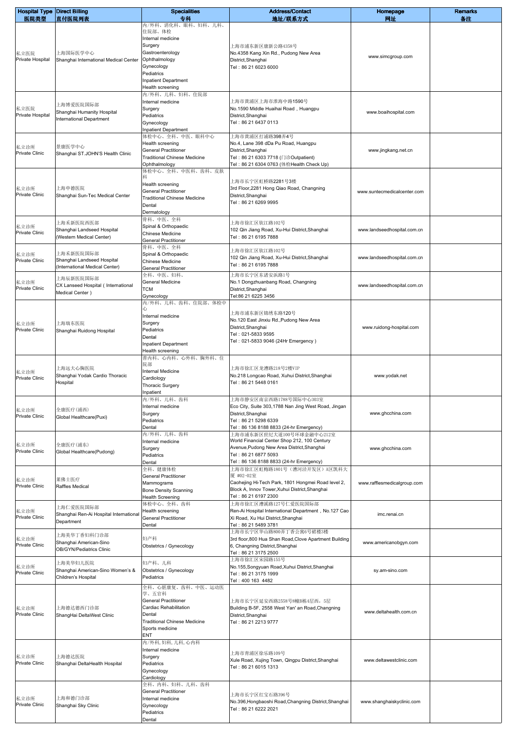| Hospital Type 医院类型 | Direct Billing 直付医院列表 | Specialities 专科 | Address/Contact 地址/联系方式 | Homepage 网址 | Remarks 备注 |
|---|---|---|---|---|---|
| 私立医院 Private Hospital | 上海国际医学中心 Shanghai International Medical Center | 内/外科、消化科、眼科、妇科、儿科、住院部、体检 Internal medicine Surgery Gastroenterology Ophthalmology Gynecology Pediatrics Inpatient Department Health screening | 上海市浦东新区康新公路4358号 No.4358 Kang Xin Rd., Pudong New Area District,Shanghai Tel：86 21 6023 6000 | www.simcgroup.com | |
| 私立医院 Private Hospital | 上海博爱医院国际部 Shanghai Humanity Hospital International Department | 内/外科、儿科、妇科、住院部 Internal medicine Surgery Pediatrics Gynecology Inpatient Department | 上海市黄浦区上海市淮海中路1590号 No.1590 Middle Huaihai Road，Huangpu District,Shanghai Tel：86 21 6437 0113 | www.boaihospital.com | |
| 私立诊所 Private Clinic | 景康医学中心 Shanghai ST.JOHN'S Health Clinic | 体检中心、全科、中医、眼科中心 Health screening General Practitioner Traditional Chinese Medicine Ophthalmology | 上海市黄浦区打浦路398弄4号 No.4, Lane 398 dDa Pu Road, Huangpu District,Shanghai Tel：86 21 6303 7718 (门诊Outpatient) Tel：86 21 6304 0763 (体检Health Check Up) | www.jingkang.net.cn | |
| 私立诊所 Private Clinic | 上海申德医院 Shanghai Sun-Tec Medical Center | 体检中心、全科、中医科、齿科、皮肤科 Health screening General Practitioner Traditional Chinese Medicine Dental Dermatology | 上海市长宁区虹桥路2281号3楼 3rd Floor,2281 Hong Qiao Road, Changning District,Shanghai Tel：86 21 6269 9995 | www.suntecmedicalcenter.com | |
| 私立诊所 Private Clinic | 上海禾新医院西医部 Shanghai Landseed Hospital (Western Medical Center) | 骨科、中医、全科 Spinal & Orthopaedic Chinese Medicine General Practitioner | 上海市徐汇区钦江路102号 102 Qin Jiang Road, Xu-Hui District,Shanghai Tel：86 21 6195 7888 | www.landseedhospital.com.cn | |
| 私立诊所 Private Clinic | 上海禾新医院国际部 Shanghai Landseed Hospital (International Medical Center) | 骨科、中医、全科 Spinal & Orthopaedic Chinese Medicine General Practitioner | 上海市徐汇区钦江路102号 102 Qin Jiang Road, Xu-Hui District,Shanghai Tel：86 21 6195 7888 | www.landseedhospital.com.cn | |
| 私立诊所 Private Clinic | 上海辰新医院国际部 CX Lanseed Hospital ( International Medical Center ) | 全科、中医、妇科、 General Medicine TCM Gynecology | 上海市长宁区东诸安浜路1号 No.1 Dongzhuanbang Road, Changning District,Shanghai Tel:86 21 6225 3456 | www.landseedhospital.com.cn | |
| 私立诊所 Private Clinic | 上海瑞东医院 Shanghai Ruidong Hospital | 内/外科、儿科、齿科、住院部、体检中心 Internal medicine Surgery Pediatrics Dental Inpatient Department Health screening | 上海市浦东新区锦绣东路120号 No.120 East Jinxiu Rd.,Pudong New Area District,Shanghai Tel：021-5833 9595 Tel：021-5833 9046 (24Hr Emergency ) | www.ruidong-hospital.com | |
| 私立诊所 Private Clinic | 上海远大心胸医院 Shanghai Yodak Cardio Thoracic Hospital | 普内科、心内科、心外科、胸外科、住院部 Internal Medicine Cardiology Thoracic Surgery Inpatient | 上海市徐汇区龙漕路218号2楼VIP No.218 Longcao Road, Xuhui District,Shanghai Tel：86 21 5448 0161 | www.yodak.net | |
| 私立诊所 Private Clinic | 全康医疗（浦西） Global Healthcare(Puxi) | 内/外科、儿科、齿科 Internal medicine Surgery Pediatrics Dental | 上海市静安区南京西路1788号国际中心303室 Eco City, Suite 303,1788 Nan Jing West Road, Jingan District,Shanghai Tel：86 21 5298 6339 Tel：86 136 8188 8833 (24-hr Emergency) | www.ghcchina.com | |
| 私立诊所 Private Clinic | 全康医疗（浦东） Global Healthcare(Pudong) | 内/外科、儿科、齿科 Internal medicine Surgery Pediatrics Dental | 上海市浦东新区世纪大道100号环球金融中心212室 World Financial Center Shop 212, 100 Century Avenue,Pudong New Area District,Shanghai Tel：86 21 6877 5093 Tel：86 136 8188 8833 (24-hr Emergency) | www.ghcchina.com | |
| 私立诊所 Private Clinic | 莱佛士医疗 Raffles Medical | 全科、健康体检 General Practitioner Mammograms Bone Density Scanning Health Screening | 上海市徐汇区虹梅路1801号（漕河泾开发区）A区凯科大厦 #02-02室 Caohejing Hi-Tech Park, 1801 Hongmei Road level 2, Block A, Innov Tower,Xuhui District,Shanghai Tel：86 21 6197 2300 | www.rafflesmedicalgroup.com | |
| 私立诊所 Private Clinic | 上海仁爱医院国际部 Shanghai Ren-Ai Hospital International Department | 体检中心、全科、齿科 Health screening General Practitioner Dental | 上海市徐汇区漕溪路127号仁爱医院国际部 Ren-Ai Hospital International Department，No.127 Cao Xi Road, Xu Hui District,Shanghai Tel：86 21 5489 3781 | imc.renai.cn | |
| 私立诊所 Private Clinic | 上海美华丁香妇科门诊部 Shanghai American-Sino OB/GYN/Pediatrics Clinic | 妇产科 Obstetrics / Gynecology | 上海市长宁区华山路800弄丁香公寓6号裙楼3楼 3rd floor,800 Hua Shan Road,Clove Apartment Building 6, Changning District,Shanghai Tel：86 21 3175 2500 | www.americanobgyn.com | |
| 私立诊所 Private Clinic | 上海美华妇儿医院 Shanghai American-Sino Women's & Children's Hospital | 妇产科、儿科 Obstetrics / Gynecology Pediatrics | 上海市徐汇区宋园路155号 No.155,Songyuan Road,Xuhui District,Shanghai Tel：86 21 3175 1999 Tel：400 163 4482 | sy.am-sino.com | |
| 私立诊所 Private Clinic | 上海德达德西门诊部 ShangHai DeltaWest Clinic | 全科、心脏康复、齿科、中医、运动医学、五官科 General Practitioner Cardiac Rehabilitation Dental Traditional Chinese Medicine Sports medicine ENT | 上海市长宁区延安西路2558号8幢B栋4层西，5层 Building B-5F, 2558 West Yan' an Road,Changning District,Shanghai Tel：86 21 2213 9777 | www.deltahealth.com.cn | |
| 私立诊所 Private Clinic | 上海德达医院 Shanghai DeltaHealth Hospital | 内/外科, 妇科, 儿科, 心内科 Internal medicine Surgery Pediatrics Gynecology Cardiology | 上海市青浦区徐乐路109号 Xule Road, Xujing Town, Qingpu District,Shanghai Tel：86 21 6015 1313 | www.deltawestclinic.com | |
| 私立诊所 Private Clinic | 上海和德门诊部 Shanghai Sky Clinic | 全科、内科、妇科、儿科、齿科 General Practitioner Internal medicine Gynecology Pediatrics Dental | 上海市长宁区红宝石路396号 No.396,Hongbaoshi Road,Changning District,Shanghai Tel：86 21 6222 2021 | www.shanghaiskyclinic.com | |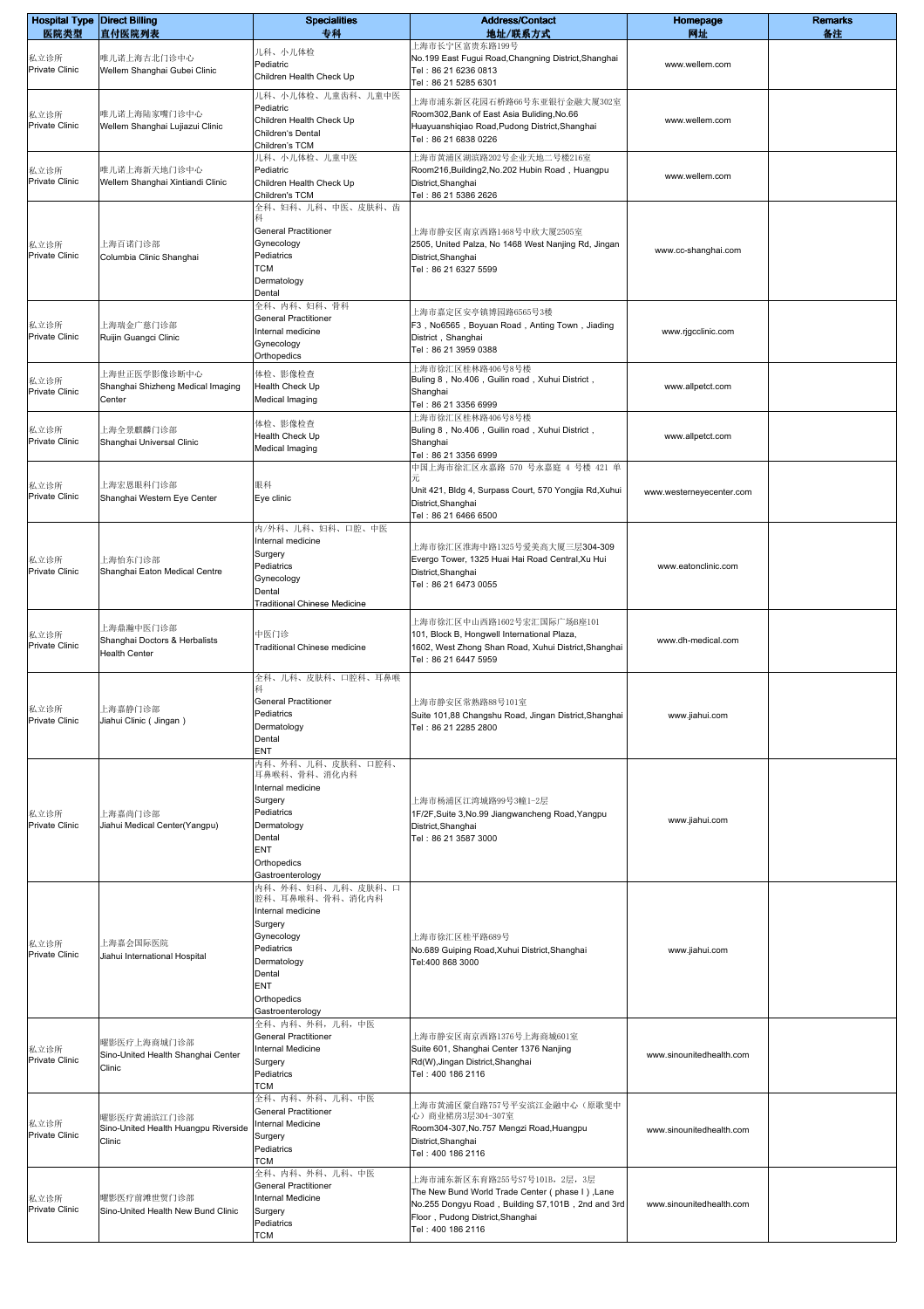| Hospital Type 医院类型 | Direct Billing 直付医院列表 | Specialities 专科 | Address/Contact 地址/联系方式 | Homepage 网址 | Remarks 备注 |
|---|---|---|---|---|---|
| 私立诊所 Private Clinic | 唯儿诺上海古北门诊中心 Wellem Shanghai Gubei Clinic | 儿科、小儿体检 Pediatric Children Health Check Up | 上海市长宁区富贵东路199号 No.199 East Fugui Road,Changning District,Shanghai Tel：86 21 6236 0813 Tel：86 21 5285 6301 | www.wellem.com | |
| 私立诊所 Private Clinic | 唯儿诺上海陆家嘴门诊中心 Wellem Shanghai Lujiazui Clinic | 儿科、小儿体检、儿童齿科、儿童中医 Pediatric Children Health Check Up Children's Dental Children's TCM | 上海市浦东新区花园石桥路66号东亚银行金融大厦302室 Room302,Bank of East Asia Buliding,No.66 Huayuanshiqiao Road,Pudong District,Shanghai Tel：86 21 6838 0226 | www.wellem.com | |
| 私立诊所 Private Clinic | 唯儿诺上海新天地门诊中心 Wellem Shanghai Xintiandi Clinic | 儿科、小儿体检、儿童中医 Pediatric Children Health Check Up Children's TCM | 上海市黄浦区湖滨路202号企业天地二号楼216室 Room216,Building2,No.202 Hubin Road，Huangpu District,Shanghai Tel：86 21 5386 2626 | www.wellem.com | |
| 私立诊所 Private Clinic | 上海百诺门诊部 Columbia Clinic Shanghai | 全科、妇科、儿科、中医、皮肤科、齿科 General Practitioner Gynecology Pediatrics TCM Dermatology Dental | 上海市静安区南京西路1468号中欣大厦2505室 2505, United Palza, No 1468 West Nanjing Rd, Jingan District,Shanghai Tel：86 21 6327 5599 | www.cc-shanghai.com | |
| 私立诊所 Private Clinic | 上海瑞金广慈门诊部 Ruijin Guangci Clinic | 全科、内科、妇科、骨科 General Practitioner Internal medicine Gynecology Orthopedics | 上海市嘉定区安亭镇博园路6565号3楼 F3，No6565，Boyuan Road，Anting Town，Jiading District，Shanghai Tel：86 21 3959 0388 | www.rjgcclinic.com | |
| 私立诊所 Private Clinic | 上海世正医学影像诊断中心 Shanghai Shizheng Medical Imaging Center | 体检、影像检查 Health Check Up Medical Imaging | 上海市徐汇区桂林路406号8号楼 Buling 8，No.406，Guilin road，Xuhui District，Shanghai Tel：86 21 3356 6999 | www.allpetct.com | |
| 私立诊所 Private Clinic | 上海全景麒麟门诊部 Shanghai Universal Clinic | 体检、影像检查 Health Check Up Medical Imaging | 上海市徐汇区桂林路406号8号楼 Buling 8，No.406，Guilin road，Xuhui District，Shanghai Tel：86 21 3356 6999 | www.allpetct.com | |
| 私立诊所 Private Clinic | 上海宏恩眼科门诊部 Shanghai Western Eye Center | 眼科 Eye clinic | 中国上海市徐汇区永嘉路 570 号永嘉庭 4 号楼 421 单元 Unit 421, Bldg 4, Surpass Court, 570 Yongjia Rd,Xuhui District,Shanghai Tel：86 21 6466 6500 | www.westerneyecenter.com | |
| 私立诊所 Private Clinic | 上海怡东门诊部 Shanghai Eaton Medical Centre | 内/外科、儿科、妇科、口腔、中医 Internal medicine Surgery Pediatrics Gynecology Dental Traditional Chinese Medicine | 上海市徐汇区淮海中路1325号爱美高大厦三层304-309 Evergo Tower, 1325 Huai Hai Road Central,Xu Hui District,Shanghai Tel：86 21 6473 0055 | www.eatonclinic.com | |
| 私立诊所 Private Clinic | 上海鼎瀚中医门诊部 Shanghai Doctors & Herbalists Health Center | 中医门诊 Traditional Chinese medicine | 上海市徐汇区中山西路1602号宏汇国际广场B座101 101, Block B, Hongwell International Plaza, 1602, West Zhong Shan Road, Xuhui District,Shanghai Tel：86 21 6447 5959 | www.dh-medical.com | |
| 私立诊所 Private Clinic | 上海嘉静门诊部 Jiahui Clinic（Jingan） | 全科、儿科、皮肤科、口腔科、耳鼻喉科 General Practitioner Pediatrics Dermatology Dental ENT | 上海市静安区常熟路88号101室 Suite 101,88 Changshu Road, Jingan District,Shanghai Tel：86 21 2285 2800 | www.jiahui.com | |
| 私立诊所 Private Clinic | 上海嘉尚门诊部 Jiahui Medical Center(Yangpu) | 内科、外科、儿科、皮肤科、口腔科、耳鼻喉科、骨科、消化内科 Internal medicine Surgery Pediatrics Dermatology Dental ENT Orthopedics Gastroenterology | 上海市杨浦区江湾城路99号3幢1-2层 1F/2F,Suite 3,No.99 Jiangwancheng Road,Yangpu District,Shanghai Tel：86 21 3587 3000 | www.jiahui.com | |
| 私立诊所 Private Clinic | 上海嘉会国际医院 Jiahui International Hospital | 内科、外科、妇科、儿科、皮肤科、口腔科、耳鼻喉科、骨科、消化内科 Internal medicine Surgery Gynecology Pediatrics Dermatology Dental ENT Orthopedics Gastroenterology | 上海市徐汇区桂平路689号 No.689 Guiping Road,Xuhui District,Shanghai Tel:400 868 3000 | www.jiahui.com | |
| 私立诊所 Private Clinic | 曜影医疗上海商城门诊部 Sino-United Health Shanghai Center Clinic | 全科、内科、外科，儿科，中医 General Practitioner Internal Medicine Surgery Pediatrics TCM | 上海市静安区南京西路1376号上海商城601室 Suite 601, Shanghai Center 1376 Nanjing Rd(W),Jingan District,Shanghai Tel：400 186 2116 | www.sinounitedhealth.com | |
| 私立诊所 Private Clinic | 曜影医疗黄浦滨江门诊部 Sino-United Health Huangpu Riverside Clinic | 全科、内科、外科、儿科、中医 General Practitioner Internal Medicine Surgery Pediatrics TCM | 上海市黄浦区蒙自路757号平安滨江金融中心（原歌斐中心）商业裙房3层304-307室 Room304-307,No.757 Mengzi Road,Huangpu District,Shanghai Tel：400 186 2116 | www.sinounitedhealth.com | |
| 私立诊所 Private Clinic | 曜影医疗前滩世贸门诊部 Sino-United Health New Bund Clinic | 全科、内科、外科、儿科、中医 General Practitioner Internal Medicine Surgery Pediatrics TCM | 上海市浦东新区东育路255号S7号101B，2层，3层 The New Bund World Trade Center（phase I）,Lane No.255 Dongyu Road，Building S7,101B，2nd and 3rd Floor，Pudong District,Shanghai Tel：400 186 2116 | www.sinounitedhealth.com | |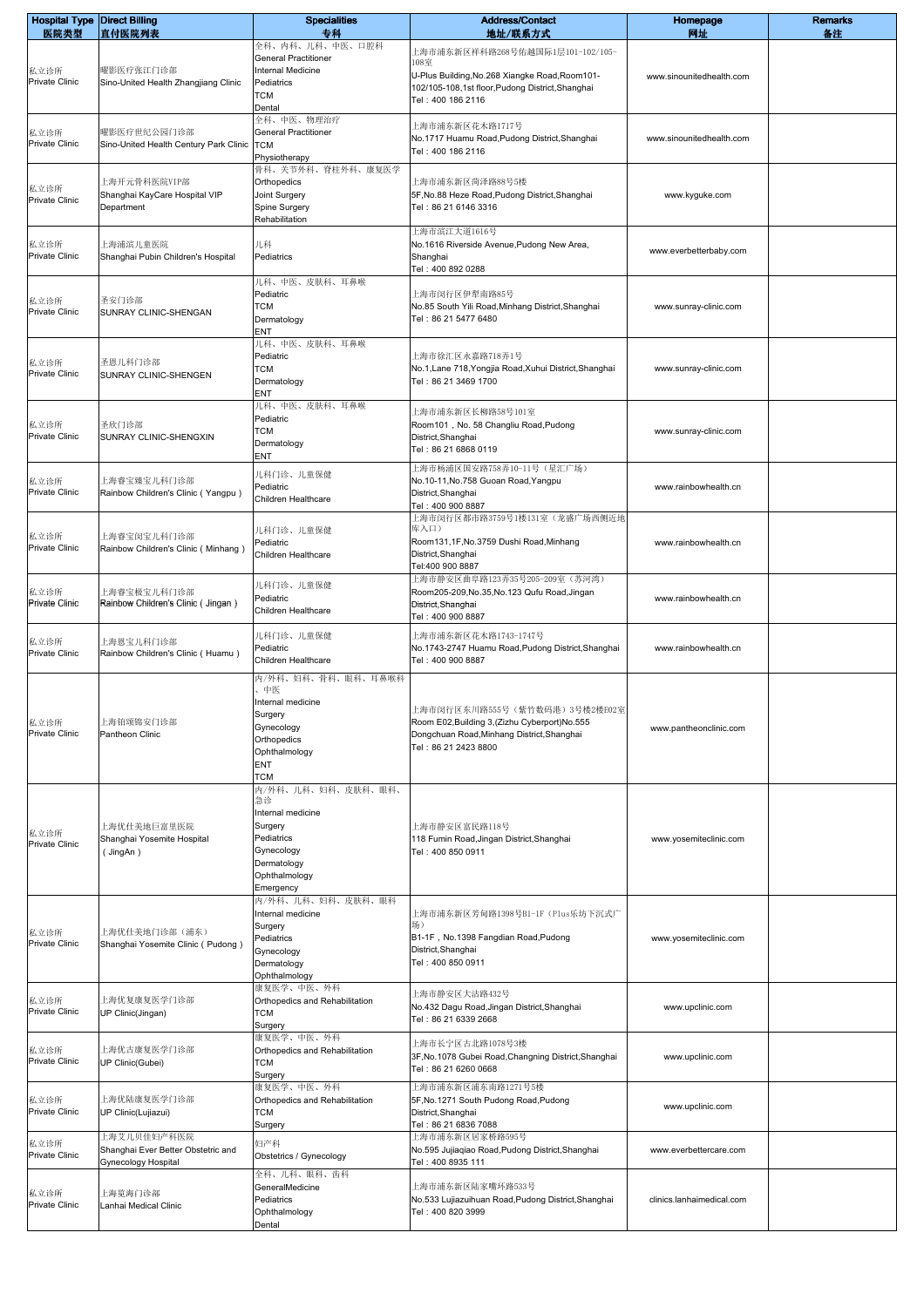| Hospital Type 医院类型 | Direct Billing 直付医院列表 | Specialities 专科 | Address/Contact 地址/联系方式 | Homepage 网址 | Remarks 备注 |
|---|---|---|---|---|---|
| 私立诊所 Private Clinic | 曜影医疗张江门诊部 Sino-United Health Zhangjiang Clinic | 全科、内科、儿科、中医、口腔科 General Practitioner Internal Medicine Pediatrics TCM Dental | 上海市浦东新区祥科路268号佑越国际1层101-102/105-108室 U-Plus Building,No.268 Xiangke Road,Room101-102/105-108,1st floor,Pudong District,Shanghai Tel：400 186 2116 | www.sinounitedhealth.com | |
| 私立诊所 Private Clinic | 曜影医疗世纪公园门诊部 Sino-United Health Century Park Clinic | 全科、中医、物理治疗 General Practitioner TCM Physiotherapy | 上海市浦东新区花木路1717号 No.1717 Huamu Road,Pudong District,Shanghai Tel：400 186 2116 | www.sinounitedhealth.com | |
| 私立诊所 Private Clinic | 上海开元骨科医院VIP部 Shanghai KayCare Hospital VIP Department | 骨科、关节外科、脊柱外科、康复医学 Orthopedics Joint Surgery Spine Surgery Rehabilitation | 上海市浦东新区荷泽路88号5楼 5F,No.88 Heze Road,Pudong District,Shanghai Tel：86 21 6146 3316 | www.kyguke.com | |
| 私立诊所 Private Clinic | 上海浦滨儿童医院 Shanghai Pubin Children's Hospital | 儿科 Pediatrics | 上海市滨江大道1616号 No.1616 Riverside Avenue,Pudong New Area, Shanghai Tel：400 892 0288 | www.everbetterbaby.com | |
| 私立诊所 Private Clinic | 圣安门诊部 SUNRAY CLINIC-SHENGAN | 儿科、中医、皮肤科、耳鼻喉 Pediatric TCM Dermatology ENT | 上海市闵行区伊犁南路85号 No.85 South Yili Road,Minhang District,Shanghai Tel：86 21 5477 6480 | www.sunray-clinic.com | |
| 私立诊所 Private Clinic | 圣恩儿科门诊部 SUNRAY CLINIC-SHENGEN | 儿科、中医、皮肤科、耳鼻喉 Pediatric TCM Dermatology ENT | 上海市徐汇区永嘉路718弄1号 No.1,Lane 718,Yongjia Road,Xuhui District,Shanghai Tel：86 21 3469 1700 | www.sunray-clinic.com | |
| 私立诊所 Private Clinic | 圣欣门诊部 SUNRAY CLINIC-SHENGXIN | 儿科、中医、皮肤科、耳鼻喉 Pediatric TCM Dermatology ENT | 上海市浦东新区长柳路58号101室 Room101，No. 58 Changliu Road,Pudong District,Shanghai Tel：86 21 6868 0119 | www.sunray-clinic.com | |
| 私立诊所 Private Clinic | 上海睿宝臻宝儿科门诊部 Rainbow Children's Clinic（Yangpu） | 儿科门诊、儿童保健 Pediatric Children Healthcare | 上海市杨浦区国安路758弄10-11号（星汇广场） No.10-11,No.758 Guoan Road,Yangpu District,Shanghai Tel：400 900 8887 | www.rainbowhealth.cn | |
| 私立诊所 Private Clinic | 上海睿宝闵宝儿科门诊部 Rainbow Children's Clinic（Minhang） | 儿科门诊、儿童保健 Pediatric Children Healthcare | 上海市闵行区都市路3759号1楼131室（龙盛广场西侧近地库入口） Room131,1F,No.3759 Dushi Road,Minhang District,Shanghai Tel:400 900 8887 | www.rainbowhealth.cn | |
| 私立诊所 Private Clinic | 上海睿宝极宝儿科门诊部 Rainbow Children's Clinic（Jingan） | 儿科门诊、儿童保健 Pediatric Children Healthcare | 上海市静安区曲阜路123弄35号205-209室（苏河湾） Room205-209,No.35,No.123 Qufu Road,Jingan District,Shanghai Tel：400 900 8887 | www.rainbowhealth.cn | |
| 私立诊所 Private Clinic | 上海恩宝儿科门诊部 Rainbow Children's Clinic（Huamu） | 儿科门诊、儿童保健 Pediatric Children Healthcare | 上海市浦东新区花木路1743-1747号 No.1743-2747 Huamu Road,Pudong District,Shanghai Tel：400 900 8887 | www.rainbowhealth.cn | |
| 私立诊所 Private Clinic | 上海铂颂锦安门诊部 Pantheon Clinic | 内/外科、妇科、骨科、眼科、耳鼻喉科、中医 Internal medicine Surgery Gynecology Orthopedics Ophthalmology ENT TCM | 上海市闵行区东川路555号（紫竹数码港）3号楼2楼E02室 Room E02,Building 3,(Zizhu Cyberport)No.555 Dongchuan Road,Minhang District,Shanghai Tel：86 21 2423 8800 | www.pantheonclinic.com | |
| 私立诊所 Private Clinic | 上海优仕美地巨富里医院 Shanghai Yosemite Hospital（JingAn） | 内/外科、儿科、妇科、皮肤科、眼科、急诊 Internal medicine Surgery Pediatrics Gynecology Dermatology Ophthalmology Emergency | 上海市静安区富民路118号 118 Fumin Road,Jingan District,Shanghai Tel：400 850 0911 | www.yosemiteclinic.com | |
| 私立诊所 Private Clinic | 上海优仕美地门诊部（浦东） Shanghai Yosemite Clinic（Pudong） | 内/外科、儿科、妇科、皮肤科、眼科 Internal medicine Surgery Pediatrics Gynecology Dermatology Ophthalmology | 上海市浦东新区芳甸路1398号B1-1F（Plus乐坊下沉式广场） B1-1F，No.1398 Fangdian Road,Pudong District,Shanghai Tel：400 850 0911 | www.yosemiteclinic.com | |
| 私立诊所 Private Clinic | 上海优复康复医学门诊部 UP Clinic(Jingan) | 康复医学、中医、外科 Orthopedics and Rehabilitation TCM Surgery | 上海市静安区大沽路432号 No.432 Dagu Road,Jingan District,Shanghai Tel：86 21 6339 2668 | www.upclinic.com | |
| 私立诊所 Private Clinic | 上海优古康复医学门诊部 UP Clinic(Gubei) | 康复医学、中医、外科 Orthopedics and Rehabilitation TCM Surgery | 上海市长宁区古北路1078号3楼 3F,No.1078 Gubei Road,Changning District,Shanghai Tel：86 21 6260 0668 | www.upclinic.com | |
| 私立诊所 Private Clinic | 上海优陆康复医学门诊部 UP Clinic(Lujiazui) | 康复医学、中医、外科 Orthopedics and Rehabilitation TCM Surgery | 上海市浦东新区浦东南路1271号5楼 5F,No.1271 South Pudong Road,Pudong District,Shanghai Tel：86 21 6836 7088 | www.upclinic.com | |
| 私立诊所 Private Clinic | 上海艾儿贝佳妇产科医院 Shanghai Ever Better Obstetric and Gynecology Hospital | 妇产科 Obstetrics / Gynecology | 上海市浦东新区居家桥路595号 No.595 Jujiaqiao Road,Pudong District,Shanghai Tel：400 8935 111 | www.everbettercare.com | |
| 私立诊所 Private Clinic | 上海览海门诊部 Lanhai Medical Clinic | 全科、儿科、眼科、齿科 GeneralMedicine Pediatrics Ophthalmology Dental | 上海市浦东新区陆家嘴环路533号 No.533 Lujiazuihuan Road,Pudong District,Shanghai Tel：400 820 3999 | clinics.lanhaimedical.com | |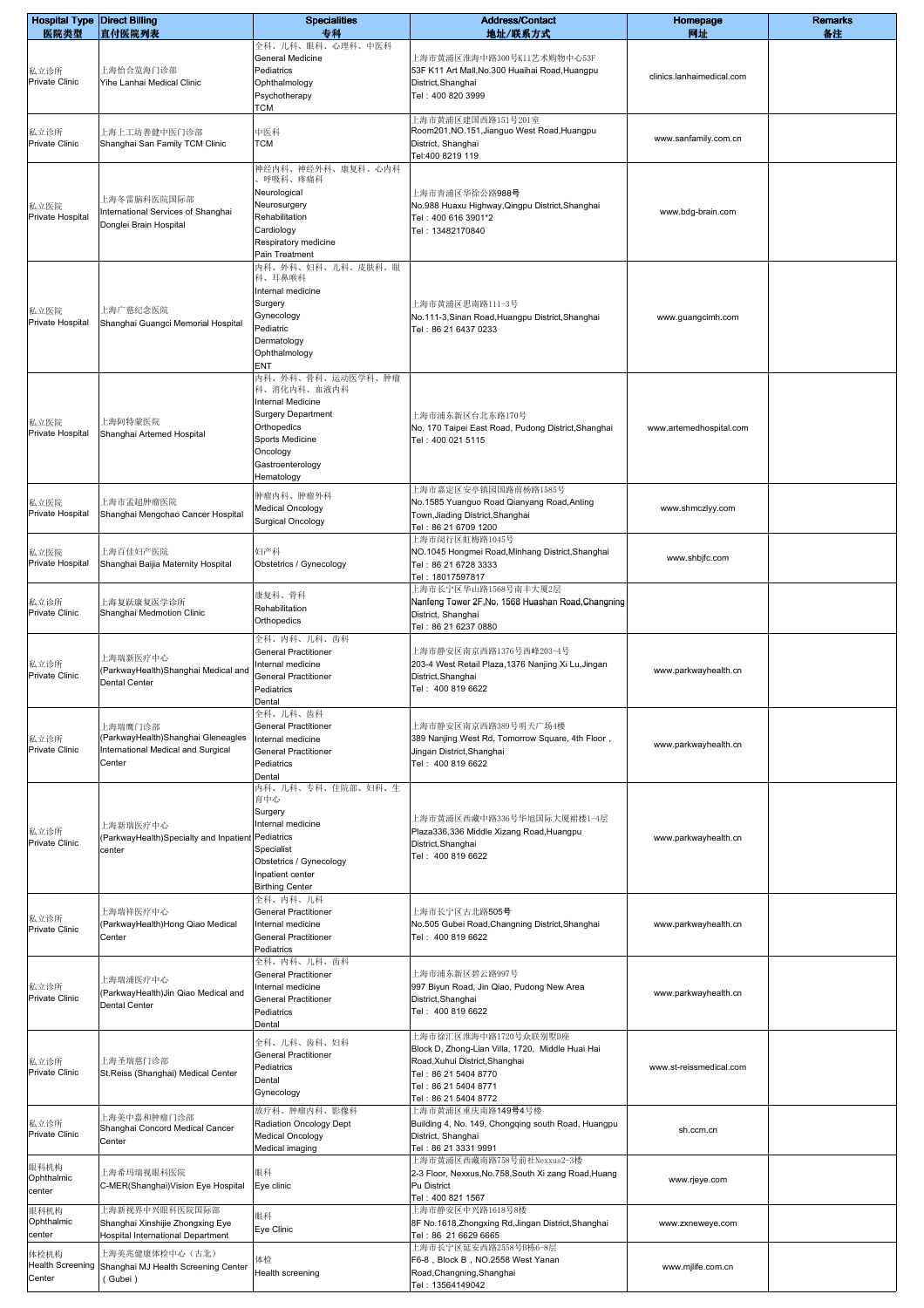| Hospital Type 医院类型 | Direct Billing 直付医院列表 | Specialities 专科 | Address/Contact 地址/联系方式 | Homepage 网址 | Remarks 备注 |
|---|---|---|---|---|---|
| 私立诊所 Private Clinic | 上海怡合览海门诊部 Yihe Lanhai Medical Clinic | 全科、儿科、眼科、心理科、中医科 General Medicine Pediatrics Ophthalmology Psychotherapy TCM | 上海市黄浦区淮海中路300号K11艺术购物中心53F 53F K11 Art Mall,No.300 Huaihai Road,Huangpu District,Shanghai Tel：400 820 3999 | clinics.lanhaimedical.com | |
| 私立诊所 Private Clinic | 上海上工坊善健中医门诊部 Shanghai San Family TCM Clinic | 中医科 TCM | 上海市黄浦区建国西路151号201室 Room201,NO.151,Jianguo West Road,Huangpu District, Shanghai Tel:400 8219 119 | www.sanfamily.com.cn | |
| 私立医院 Private Hospital | 上海冬雷脑科医院国际部 International Services of Shanghai Donglei Brain Hospital | 神经内科、神经外科、康复科、心内科、呼吸科、疼痛科 Neurological Neurosurgery Rehabilitation Cardiology Respiratory medicine Pain Treatment | 上海市青浦区华徐公路988号 No.988 Huaxu Highway,Qingpu District,Shanghai Tel：400 616 3901*2 Tel：13482170840 | www.bdg-brain.com | |
| 私立医院 Private Hospital | 上海广慈纪念医院 Shanghai Guangci Memorial Hospital | 内科、外科、妇科、儿科、皮肤科、眼科、耳鼻喉科 Internal medicine Surgery Gynecology Pediatric Dermatology Ophthalmology ENT | 上海黄浦区思南路111-3号 No.111-3,Sinan Road,Huangpu District,Shanghai Tel：86 21 6437 0233 | www.guangcimh.com | |
| 私立医院 Private Hospital | 上海阿特蒙医院 Shanghai Artemed Hospital | 内科、外科、骨科、运动医学科、肿瘤科、消化内科、血液内科 Internal Medicine Surgery Department Orthopedics Sports Medicine Oncology Gastroenterology Hematology | 上海市浦东新区台北东路170号 No. 170 Taipei East Road, Pudong District,Shanghai Tel：400 021 5115 | www.artemedhospital.com | |
| 私立医院 Private Hospital | 上海市孟超肿瘤医院 Shanghai Mengchao Cancer Hospital | 肿瘤内科、肿瘤外科 Medical Oncology Surgical Oncology | 上海市嘉定区安亭镇园国路前杨路1585号 No.1585 Yuanguo Road Qianyang Road,Anting Town,Jiading District,Shanghai Tel：86 21 6709 1200 | www.shmczlyy.com | |
| 私立医院 Private Hospital | 上海百佳妇产医院 Shanghai Baijia Maternity Hospital | 妇产科 Obstetrics / Gynecology | 上海市闵行区虹梅路1045号 NO.1045 Hongmei Road,Minhang District,Shanghai Tel：86 21 6728 3333 Tel：18017597817 | www.shbjfc.com | |
| 私立诊所 Private Clinic | 上海复跃康复医学诊所 Shanghai Medmotion Clinic | 康复科、骨科 Rehabilitation Orthopedics | 上海市长宁区华山路1568号南丰大厦2层 Nanfeng Tower 2F,No. 1568 Huashan Road,Changning District, Shanghai Tel：86 21 6237 0880 | | |
| 私立诊所 Private Clinic | 上海瑞新医疗中心 (ParkwayHealth)Shanghai Medical and Dental Center | 全科、内科、儿科、齿科 General Practitioner Internal medicine General Practitioner Pediatrics Dental | 上海市静安区南京西路1376号西峰203-4号 203-4 West Retail Plaza,1376 Nanjing Xi Lu,Jingan District,Shanghai Tel： 400 819 6622 | www.parkwayhealth.cn | |
| 私立诊所 Private Clinic | 上海瑞鹰门诊部 (ParkwayHealth)Shanghai Gleneagles International Medical and Surgical Center | 全科、儿科、齿科 General Practitioner Internal medicine General Practitioner Pediatrics Dental | 上海市静安区南京西路389号明天广场4楼 389 Nanjing West Rd, Tomorrow Square, 4th Floor，Jingan District,Shanghai Tel： 400 819 6622 | www.parkwayhealth.cn | |
| 私立诊所 Private Clinic | 上海新瑞医疗中心 (ParkwayHealth)Specialty and Inpatient center | 内科、儿科、专科、住院部、妇科、生育中心 Surgery Internal medicine Pediatrics Specialist Obstetrics / Gynecology Inpatient center Birthing Center | 上海市黄浦区西藏中路336号华旭国际大厦裙楼1-4层 Plaza336,336 Middle Xizang Road,Huangpu District,Shanghai Tel： 400 819 6622 | www.parkwayhealth.cn | |
| 私立诊所 Private Clinic | 上海瑞祥医疗中心 (ParkwayHealth)Hong Qiao Medical Center | 全科、内科、儿科 General Practitioner Internal medicine General Practitioner Pediatrics | 上海市长宁区古北路505号 No.505 Gubei Road,Changning District,Shanghai Tel： 400 819 6622 | www.parkwayhealth.cn | |
| 私立诊所 Private Clinic | 上海瑞浦医疗中心 (ParkwayHealth)Jin Qiao Medical and Dental Center | 全科、内科、儿科、齿科 General Practitioner Internal medicine General Practitioner Pediatrics Dental | 上海市浦东新区碧云路997号 997 Biyun Road, Jin Qiao, Pudong New Area District,Shanghai Tel： 400 819 6622 | www.parkwayhealth.cn | |
| 私立诊所 Private Clinic | 上海圣瑞慈门诊部 St.Reiss (Shanghai) Medical Center | 全科、儿科、齿科、妇科 General Practitioner Pediatrics Dental Gynecology | 上海市徐汇区淮海中路1720号众联别墅D座 Block D, Zhong-Lian Villa, 1720, Middle Huai Hai Road,Xuhui District,Shanghai Tel：86 21 5404 8770 Tel：86 21 5404 8771 Tel：86 21 5404 8772 | www.st-reissmedical.com | |
| 私立诊所 Private Clinic | 上海美中嘉和肿瘤门诊部 Shanghai Concord Medical Cancer Center | 放疗科、肿瘤内科、影像科 Radiation Oncology Dept Medical Oncology Medical imaging | 上海市黄浦区重庆南路149号4号楼 Building 4, No. 149, Chongqing south Road, Huangpu District, Shanghai Tel：86 21 3331 9991 | sh.ccm.cn | |
| 眼科机构 Ophthalmic center | 上海希玛瑞视眼科医院 C-MER(Shanghai)Vision Eye Hospital | 眼科 Eye clinic | 上海市黄浦区西藏南路758号前社Nexxus2-3楼 2-3 Floor, Nexxus,No.758,South Xi zang Road,Huang Pu District Tel：400 821 1567 | www.rjeye.com | |
| 眼科机构 Ophthalmic center | 上海新视界中兴眼科医院国际部 Shanghai Xinshijie Zhongxing Eye Hospital International Department | 眼科 Eye Clinic | 上海市静安区中兴路1618号8楼 8F No.1618,Zhongxing Rd,Jingan District,Shanghai Tel：86 21 6629 6665 | www.zxneweye.com | |
| 体检机构 Health Screening Center | 上海美兆健康体检中心（古北） Shanghai MJ Health Screening Center（Gubei） | 体检 Health screening | 上海市长宁区延安西路2558号B栋6-8层 F6-8，Block B，NO.2558 West Yanan Road,Changning,Shanghai Tel：13564149042 | www.mjlife.com.cn | |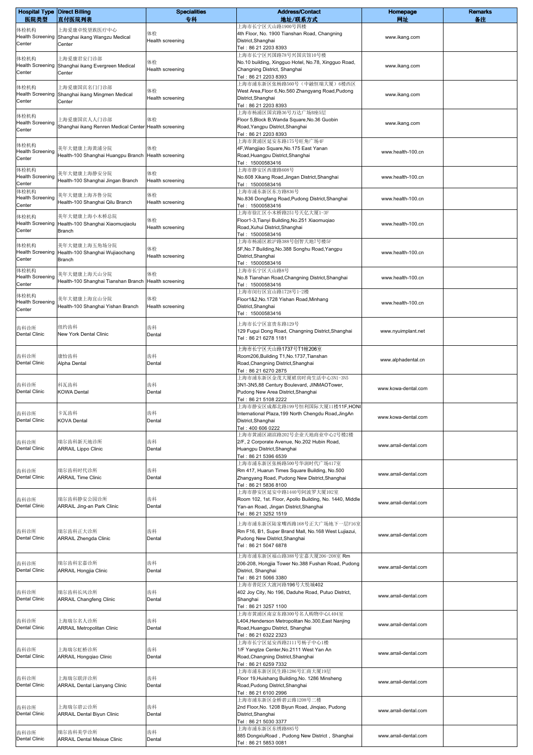| Hospital Type 医院类型 | Direct Billing 直付医院列表 | Specialities 专科 | Address/Contact 地址/联系方式 | Homepage 网址 | Remarks 备注 |
|---|---|---|---|---|---|
| 体检机构 Health Screening Center | 上海爱康卓悦望族医疗中心 Shanghai ikang Wangzu Medical Center | 体检 Health screening | 上海市长宁区天山路1900号四楼 4th Floor, No. 1900 Tianshan Road, Changning District,Shanghai Tel：86 21 2203 8393 | www.ikang.com | |
| 体检机构 Health Screening Center | 上海爱康君安门诊部 Shanghai ikang Evergreen Medical Center | 体检 Health screening | 上海市长宁区兴国路78号兴国宾馆10号楼 No.10 building, Xingguo Hotel, No.78, Xingguo Road, Changning District, Shanghai Tel：86 21 2203 8393 | www.ikang.com | |
| 体检机构 Health Screening Center | 上海爱康国宾名门门诊部 Shanghai ikang Mingmen Medical Center | 体检 Health screening | 上海市浦东新区张杨路560号（中融恒瑞大厦）6楼西区 West Area,Floor 6,No.560 Zhangyang Road,Pudong District,Shanghai Tel：86 21 2203 8393 | www.ikang.com | |
| 体检机构 Health Screening Center | 上海爱康国宾人人门诊部 Shanghai ikang Renren Medical Center | 体检 Health screening | 上海市杨浦区国宾路36号万达广场B座5层 Floor 5,Block B,Wanda Square,No.36 Guobin Road,Yangpu District,Shanghai Tel：86 21 2203 8393 | www.ikang.com | |
| 体检机构 Health Screening Center | 美年大健康上海黄浦分院 Health-100 Shanghai Huangpu Branch | 体检 Health screening | 上海市黄浦区延安东路175号旺角广场4F 4F,Wangjiao Square,No.175 East Yanan Road,Huangpu District,Shanghai Tel： 15000583416 | www.health-100.cn | |
| 体检机构 Health Screening Center | 美年大健康上海静安分院 Health-100 Shanghai Jingan Branch | 体检 Health screening | 上海市静安区西康路608号 No.608 Xikang Road,Jingan District,Shanghai Tel： 15000583416 | www.health-100.cn | |
| 体检机构 Health Screening Center | 美年大健康上海齐鲁分院 Health-100 Shanghai Qilu Branch | 体检 Health screening | 上海市浦东新区东方路836号 No.836 Dongfang Road,Pudong District,Shanghai Tel： 15000583416 | www.health-100.cn | |
| 体检机构 Health Screening Center | 美年大健康上海小木桥总院 Health-100 Shanghai Xiaomuqiaolu Branch | 体检 Health screening | 上海市徐汇区小木桥路251号天亿大厦1-3F Floor1-3,Tianyi Building,No.251 Xiaomuqiao Road,Xuhui District,Shanghai Tel： 15000583416 | www.health-100.cn | |
| 体检机构 Health Screening Center | 美年大健康上海五角场分院 Health-100 Shanghai Wujiaochang Branch | 体检 Health screening | 上海市杨浦区淞沪路388号创智天地7号楼5F 5F,No.7 Building,No.388 Songhu Road,Yangpu District,Shanghai Tel： 15000583416 | www.health-100.cn | |
| 体检机构 Health Screening Center | 美年大健康上海天山分院 Health-100 Shanghai Tianshan Branch | 体检 Health screening | 上海市长宁区天山路8号 No.8 Tianshan Road,Changning District,Shanghai Tel： 15000583416 | www.health-100.cn | |
| 体检机构 Health Screening Center | 美年大健康上海宜山分院 Health-100 Shanghai Yishan Branch | 体检 Health screening | 上海市闵行区宜山路1728号1-2楼 Floor1&2,No.1728 Yishan Road,Minhang District,Shanghai Tel： 15000583416 | www.health-100.cn | |
| 齿科诊所 Dental Clinic | 纽约齿科 New York Dental Clinic | 齿科 Dental | 上海市长宁区富贵东路129号 129 Fugui Dong Road, Changning District,Shanghai Tel：86 21 6278 1181 | www.nyuimplant.net | |
| 齿科诊所 Dental Clinic | 康怡齿科 Alpha Dental | 齿科 Dental | 上海市长宁区天山路1737号T1幢206室 Room206,Building T1,No.1737,Tianshan Road,Changning District,Shanghai Tel：86 21 6270 2875 | www.alphadental.cn | |
| 齿科诊所 Dental Clinic | 科瓦齿科 KOWA Dental | 齿科 Dental | 上海市浦东新区金茂大厦裙房时尚生活中心3N1-3N5 3N1-3N5,88 Century Boulevard, JINMAOTower, Pudong New Area District,Shanghai Tel：86 21 5108 2222 | www.kowa-dental.com | |
| 齿科诊所 Dental Clinic | 卡瓦齿科 KOVA Dental | 齿科 Dental | 上海市静安区成都北路199号恒利国际大厦11楼11F,HONI International Plaza,199 North Chengdu Road,JingAn District,Shanghai Tel：400 606 0222 | www.kowa-dental.com | |
| 齿科诊所 Dental Clinic | 瑞尔齿科新天地诊所 ARRAIL Lippo Clinic | 齿科 Dental | 上海市黄浦区湖滨路202号企业天地商业中心2号楼2楼 2/F, 2 Corporate Avenue, No.202 Hubin Road, Huangpu District,Shanghai Tel：86 21 5396 6539 | www.arrail-dental.com | |
| 齿科诊所 Dental Clinic | 瑞尔齿科时代诊所 ARRAIL Time Clinic | 齿科 Dental | 上海市浦东新区张杨路500号华润时代广场417室 Rm 417, Huarun Times Square Building, No.500 Zhangyang Road, Pudong New District,Shanghai Tel：86 21 5836 8100 | www.arrail-dental.com | |
| 齿科诊所 Dental Clinic | 瑞尔齿科静安公园诊所 ARRAIL Jing-an Park Clinic | 齿科 Dental | 上海市静安区延安中路1440号阿波罗大厦102室 Room 102, 1st. Floor, Apollo Building, No. 1440, Middle Yan-an Road, Jingan District,Shanghai Tel：86 21 3252 1519 | www.arrail-dental.com | |
| 齿科诊所 Dental Clinic | 瑞尔齿科正大诊所 ARRAIL Zhengda Clinic | 齿科 Dental | 上海市浦东新区陆家嘴西路168号正大广场地下一层F16室 Rm F16, B1, Super Brand Mall, No.168 West Lujiazui, Pudong New District,Shanghai Tel：86 21 5047 6878 | www.arrail-dental.com | |
| 齿科诊所 Dental Clinic | 瑞尔齿科宏嘉诊所 ARRAIL Hongjia Clinic | 齿科 Dental | 上海市浦东新区福山路388号宏嘉大厦206-208室 Rm 206-208, Hongjia Tower No.388 Fushan Road, Pudong District, Shanghai Tel：86 21 5066 3380 | www.arrail-dental.com | |
| 齿科诊所 Dental Clinic | 瑞尔齿科长风诊所 ARRAIL Changfeng Clinic | 齿科 Dental | 上海市普陀区大渡河路196号大悦城402 402 Joy City, No 196, Daduhe Road, Putuo District, Shanghai Tel：86 21 3257 1100 | www.arrail-dental.com | |
| 齿科诊所 Dental Clinic | 上海瑞尔名人诊所 ARRAIL Metropolitan Clinic | 齿科 Dental | 上海市黄浦区南京东路300号名人购物中心L404室 L404,Henderson Metropolitan No.300,East Nanjing Road,Huangpu District, Shanghai Tel：86 21 6322 2323 | www.arrail-dental.com | |
| 齿科诊所 Dental Clinic | 上海瑞尔虹桥诊所 ARRAIL Hongqiao Clinic | 齿科 Dental | 上海市长宁区延安西路2111号杨子中心1楼 1/F Yangtze Center,No.2111 West Yan An Road,Changning District,Shanghai Tel：86 21 6259 7332 | www.arrail-dental.com | |
| 齿科诊所 Dental Clinic | 上海瑞尔联洋诊所 ARRAIL Dental Lianyang Clinic | 齿科 Dental | 上海市浦东新区民生路1286号汇商大厦19层 Floor 19,Huishang Building,No. 1286 Minsheng Road,Pudong District,Shanghai Tel：86 21 6100 2996 | www.arrail-dental.com | |
| 齿科诊所 Dental Clinic | 上海瑞尔碧云诊所 ARRAIL Dental Biyun Clinic | 齿科 Dental | 上海市浦东新区金桥碧云路1208号二楼 2nd Floor,No. 1208 Biyun Road, Jinqiao, Pudong District,Shanghai Tel：86 21 5030 3377 | www.arrail-dental.com | |
| 齿科诊所 Dental Clinic | 瑞尔齿科美学诊所 ARRAIL Dental Meixue Clinic | 齿科 Dental | 上海市浦东新区东绣路885号 885 DongxiuRoad，Pudong New District，Shanghai Tel：86 21 5853 0081 | www.arrail-dental.com | |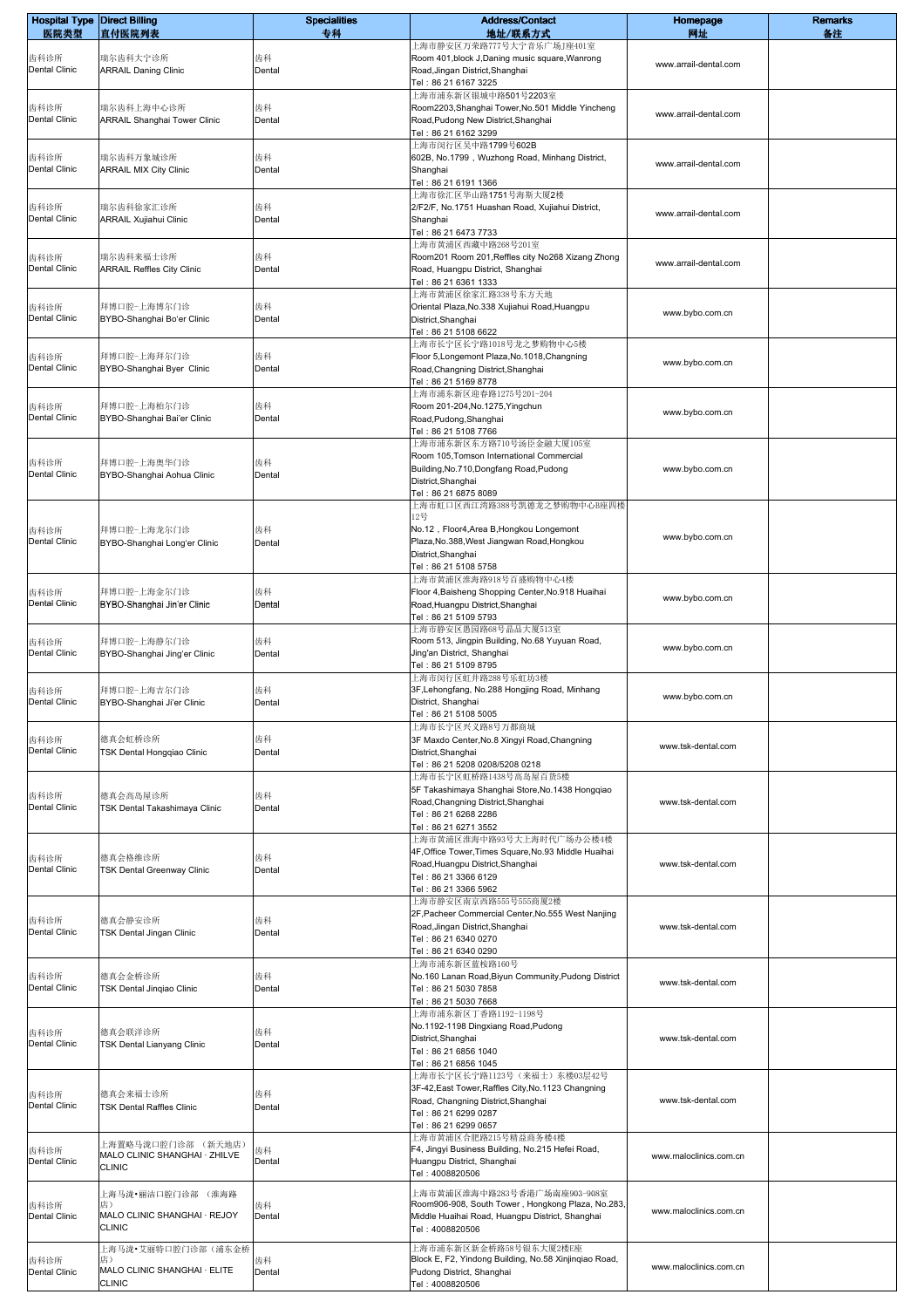| Hospital Type 医院类型 | Direct Billing 直付医院列表 | Specialities 专科 | Address/Contact 地址/联系方式 | Homepage 网址 | Remarks 备注 |
|---|---|---|---|---|---|
| 齿科诊所 Dental Clinic | 瑞尔齿科大宁诊所 ARRAIL Daning Clinic | 齿科 Dental | 上海市静安区万荣路777号大宁音乐广场J座401室 Room 401,block J,Daning music square,Wanrong Road,Jingan District,Shanghai Tel：86 21 6167 3225 | www.arrail-dental.com | |
| 齿科诊所 Dental Clinic | 瑞尔齿科上海中心诊所 ARRAIL Shanghai Tower Clinic | 齿科 Dental | 上海市浦东新区银城中路501号2203室 Room2203,Shanghai Tower,No.501 Middle Yincheng Road,Pudong New District,Shanghai Tel：86 21 6162 3299 | www.arrail-dental.com | |
| 齿科诊所 Dental Clinic | 瑞尔齿科万象城诊所 ARRAIL MIX City Clinic | 齿科 Dental | 上海市闵行区吴中路1799号602B 602B, No.1799，Wuzhong Road, Minhang District, Shanghai Tel：86 21 6191 1366 | www.arrail-dental.com | |
| 齿科诊所 Dental Clinic | 瑞尔齿科徐家汇诊所 ARRAIL Xujiahui Clinic | 齿科 Dental | 上海市徐汇区华山路1751号海斯大厦2楼 2/F2/F, No.1751 Huashan Road, Xujiahui District, Shanghai Tel：86 21 6473 7733 | www.arrail-dental.com | |
| 齿科诊所 Dental Clinic | 瑞尔齿科来福士诊所 ARRAIL Reffles City Clinic | 齿科 Dental | 上海市黄浦区西藏中路268号201室 Room201 Room 201,Reffles city No268 Xizang Zhong Road, Huangpu District, Shanghai Tel：86 21 6361 1333 | www.arrail-dental.com | |
| 齿科诊所 Dental Clinic | 拜博口腔-上海博尔门诊 BYBO-Shanghai Bo'er Clinic | 齿科 Dental | 上海市黄浦区徐家汇路338号东方天地 Oriental Plaza,No.338 Xujiahui Road,Huangpu District,Shanghai Tel：86 21 5108 6622 | www.bybo.com.cn | |
| 齿科诊所 Dental Clinic | 拜博口腔-上海拜尔门诊 BYBO-Shanghai Byer Clinic | 齿科 Dental | 上海市长宁区长宁路1018号龙之梦购物中心5楼 Floor 5,Longemont Plaza,No.1018,Changning Road,Changning District,Shanghai Tel：86 21 5169 8778 | www.bybo.com.cn | |
| 齿科诊所 Dental Clinic | 拜博口腔-上海柏尔门诊 BYBO-Shanghai Bai'er Clinic | 齿科 Dental | 上海市浦东新区迎春路1275号201-204 Room 201-204,No.1275,Yingchun Road,Pudong,Shanghai Tel：86 21 5108 7766 | www.bybo.com.cn | |
| 齿科诊所 Dental Clinic | 拜博口腔-上海奥华门诊 BYBO-Shanghai Aohua Clinic | 齿科 Dental | 上海市浦东新区东方路710号汤臣金融大厦105室 Room 105,Tomson International Commercial Building,No.710,Dongfang Road,Pudong District,Shanghai Tel：86 21 6875 8089 | www.bybo.com.cn | |
| 齿科诊所 Dental Clinic | 拜博口腔-上海龙尔门诊 BYBO-Shanghai Long'er Clinic | 齿科 Dental | 上海市虹口区西江湾路388号凯德龙之梦购物中心B座四楼12号 No.12，Floor4,Area B,Hongkou Longemont Plaza,No.388,West Jiangwan Road,Hongkou District,Shanghai Tel：86 21 5108 5758 | www.bybo.com.cn | |
| 齿科诊所 Dental Clinic | 拜博口腔-上海金尔门诊 BYBO-Shanghai Jin'er Clinic | 齿科 Dental | 上海市黄浦区淮海路918号百盛购物中心4楼 Floor 4,Baisheng Shopping Center,No.918 Huaihai Road,Huangpu District,Shanghai Tel：86 21 5109 5793 | www.bybo.com.cn | |
| 齿科诊所 Dental Clinic | 拜博口腔-上海静尔门诊 BYBO-Shanghai Jing'er Clinic | 齿科 Dental | 上海市静安区愚园路68号晶品大厦513室 Room 513, Jingpin Building, No.68 Yuyuan Road, Jing'an District, Shanghai Tel：86 21 5109 8795 | www.bybo.com.cn | |
| 齿科诊所 Dental Clinic | 拜博口腔-上海吉尔门诊 BYBO-Shanghai Ji'er Clinic | 齿科 Dental | 上海市闵行区虹井路288号乐虹坊3楼 3F,Lehongfang, No.288 Hongjing Road, Minhang District, Shanghai Tel：86 21 5108 5005 | www.bybo.com.cn | |
| 齿科诊所 Dental Clinic | 德真会虹桥诊所 TSK Dental Hongqiao Clinic | 齿科 Dental | 上海市长宁区兴义路8号万都商城 3F Maxdo Center,No.8 Xingyi Road,Changning District,Shanghai Tel：86 21 5208 0208/5208 0218 | www.tsk-dental.com | |
| 齿科诊所 Dental Clinic | 德真会高岛屋诊所 TSK Dental Takashimaya Clinic | 齿科 Dental | 上海市长宁区虹桥路1438号高岛屋百货5楼 5F Takashimaya Shanghai Store,No.1438 Hongqiao Road,Changning District,Shanghai Tel：86 21 6268 2286 Tel：86 21 6271 3552 | www.tsk-dental.com | |
| 齿科诊所 Dental Clinic | 德真会格维诊所 TSK Dental Greenway Clinic | 齿科 Dental | 上海市黄浦区淮海中路93号大上海时代广场办公楼4楼 4F,Office Tower,Times Square,No.93 Middle Huaihai Road,Huangpu District,Shanghai Tel：86 21 3366 6129 Tel：86 21 3366 5962 | www.tsk-dental.com | |
| 齿科诊所 Dental Clinic | 德真会静安诊所 TSK Dental Jingan Clinic | 齿科 Dental | 上海市静安区南京西路555号555商厦2楼 2F,Pacheer Commercial Center,No.555 West Nanjing Road,Jingan District,Shanghai Tel：86 21 6340 0270 Tel：86 21 6340 0290 | www.tsk-dental.com | |
| 齿科诊所 Dental Clinic | 德真会金桥诊所 TSK Dental Jinqiao Clinic | 齿科 Dental | 上海市浦东新区蓝桉路160号 No.160 Lanan Road,Biyun Community,Pudong District Tel：86 21 5030 7858 Tel：86 21 5030 7668 | www.tsk-dental.com | |
| 齿科诊所 Dental Clinic | 德真会联洋诊所 TSK Dental Lianyang Clinic | 齿科 Dental | 上海市浦东新区丁香路1192-1198号 No.1192-1198 Dingxiang Road,Pudong District,Shanghai Tel：86 21 6856 1040 Tel：86 21 6856 1045 | www.tsk-dental.com | |
| 齿科诊所 Dental Clinic | 德真会来福士诊所 TSK Dental Raffles Clinic | 齿科 Dental | 上海市长宁区长宁路1123号（来福士）东楼03层42号 3F-42,East Tower,Raffles City,No.1123 Changning Road, Changning District,Shanghai Tel：86 21 6299 0287 Tel：86 21 6299 0657 | www.tsk-dental.com | |
| 齿科诊所 Dental Clinic | 上海置略马泷口腔门诊部 （新天地店） MALO CLINIC SHANGHAI · ZHILVE CLINIC | 齿科 Dental | 上海市黄浦区合肥路215号精益商务楼4楼 F4, Jingyi Business Building, No.215 Hefei Road, Huangpu District, Shanghai Tel：4008820506 | www.maloclinics.com.cn | |
| 齿科诊所 Dental Clinic | 上海马泷•丽洁口腔门诊部 （淮海路店） MALO CLINIC SHANGHAI · REJOY CLINIC | 齿科 Dental | 上海市黄浦区淮海中路283号香港广场南座903-908室 Room906-908, South Tower，Hongkong Plaza, No.283, Middle Huaihai Road, Huangpu District, Shanghai Tel：4008820506 | www.maloclinics.com.cn | |
| 齿科诊所 Dental Clinic | 上海马泷•艾丽特口腔门诊部（浦东金桥店） MALO CLINIC SHANGHAI · ELITE CLINIC | 齿科 Dental | 上海市浦东新区新金桥路58号银东大厦2楼E座 Block E, F2, Yindong Building, No.58 Xinjinqiao Road, Pudong District, Shanghai Tel：4008820506 | www.maloclinics.com.cn | |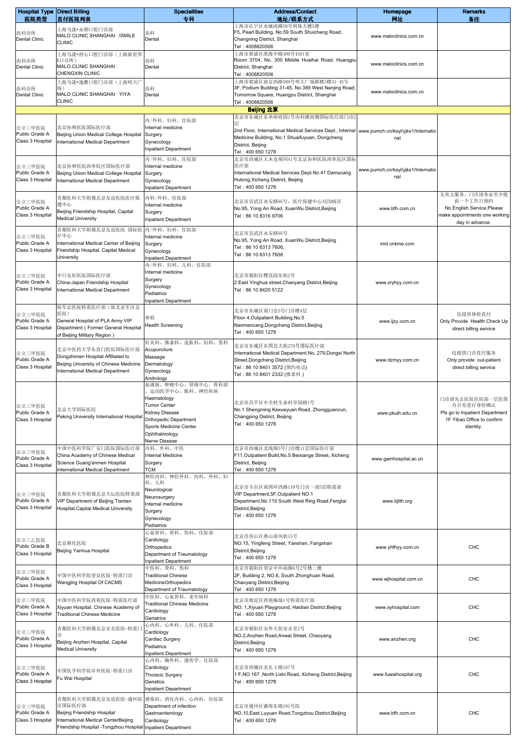| Hospital Type 医院类型 | Direct Billing 直付医院列表 | Specialities 专科 | Address/Contact 地址/联系方式 | Homepage 网址 | Remarks 备注 |
|---|---|---|---|---|---|
| 齿科诊所 Dental Clinic | 上海马泷•永颜口腔门诊部 MALO CLINIC SHANGHAI · ISMILE CLINIC | 齿科 Dental | 上海市长宁区水城南路59号明珠大楼5楼 F5, Pearl Building, No.59 South Shuicheng Road, Changning District, Shanghai Tel：4008820506 | www.maloclinics.com.cn | |
| 齿科诊所 Dental Clinic | 上海马泷•澄心口腔门诊部（上海新世界K11诊所） MALO CLINIC SHANGHAI · CHENGXIN CLINIC | 齿科 Dental | 上海市黄浦区淮海中路300号4501室 Room 3704, No. 300 Middle Huaihai Road, Huangpu District, Shanghai Tel：4008820506 | www.maloclinics.com.cn | |
| 齿科诊所 Dental Clinic | 上海马泷•逸雅口腔门诊部（上海明天广场） MALO CLINIC SHANGHAI · YIYA CLINIC | 齿科 Dental | 上海市黄浦区南京西路389号明天广场裙楼3楼31-45号 3F, Podium Building 31-45, No.389 West Nanjing Road, Tomorrow Square, Huangpu District, Shanghai Tel：4008820506 | www.maloclinics.com.cn | |
| **Beijing 北京** | | | | | |
| 公立三甲医院 Public Grade A Class 3 Hospital | 北京协和医院国际医疗部 Beijing Union Medical College Hospital International Medical Department | 内/外科、妇科、住院部 Internal medicine Surgery Gynecology Inpatient Department | 北京市东城区东单帅府园1号内科楼南侧国际医疗部门诊2层 2nd Floor, International Medical Services Dept., Internal Medicine Building, No.1 Shuaifuyuan, Dongcheng District, Beijing Tel：400 650 1278 | www.pumch.cn/ksyl/yjks1/International | |
| 公立三甲医院 Public Grade A Class 3 Hospital | 北京协和医院西单院区国际医疗部 Beijing Union Medical College Hospital International Medical Department | 内/外科、妇科、住院部 Internal medicine Surgery Gynecology Inpatient Department | 北京市西城区大木仓胡同41号北京协和医院西单院区国际医疗部 International Medical Services Dept.No.41 Damucang Hutong,Xicheng District, Beijing Tel：400 650 1278 | www.pumch.cn/ksyl/yjks1/International | |
| 公立三甲医院 Public Grade A Class 3 Hospital | 首都医科大学附属北京友谊医院医疗保健中心 Beijing Friendship Hospital, Capital Medical University | 内科/外科、住院部 Internal medicine Surgery Inpatient Department | 北京市宣武区永安路95号，医疗保健中心3层B病区 No.95, Yong An Road, XuanWu District,Beijing Tel：86 10 8316 9706 | www.bfh.com.cn | 无英文服务。门诊请务必至少提前一个工作日预约 No English Service.Please make appointments one working day in advance. |
| 公立三甲医院 Public Grade A Class 3 Hospital | 首都医科大学附属北京友谊医院 国际医疗中心 International Medical Center of Beijing Friendship Hospital, Capital Medical University | 内/外科、妇科、住院部 Internal medicine Surgery Gynecology Inpatient Department | 北京市宣武区永安路95号 No.95, Yong An Road, XuanWu District,Beijing Tel：86 10 6313 7606, Tel：86 10 6313 7608 | imd.cnkme.com | |
| 公立三甲医院 Public Grade A Class 3 Hospital | 中日友好医院国际医疗部 China-Japan Friendship Hospital International Medical Department | 内/外科、妇科、儿科、住院部 Internal medicine Surgery Gynecology Pediatrics Inpatient Department | 北京市朝阳区樱花园东街2号 2 East Yinghua street,Chaoyang District,Beijing Tel：86 10 8420 5122 | www.zryhyy.com.cn | |
| 公立三甲医院 Public Grade A Class 3 Hospital | 陆军总医院特需医疗部（原北京军区总医院） General Hospital of PLA Army VIP Department ( Former General Hospital of Beijing Military Region ) | 体检 Health Screening | 北京市东城区南门仓5号门诊楼4层 Floor 4,Outpatient Building,No.5 Nanmencang,Dongcheng District,Beijing Tel：400 650 1278 | www.ljzy.com.cn | 仅提供体检直付 Only Provide Health Check Up direct billing service |
| 公立三甲医院 Public Grade A Class 3 Hospital | 北京中医药大学东直门医院国际医疗部 Dongzhimen Hospital Affiliated to Beijing University of Chinese Medicine International Medical Department | 针灸科、推拿科、皮肤科、妇科、男科 Acupuncture Massage Dermatology Gynecology Andrology | 北京市东城区东四北大街279号国际医疗部 International Medical Department,No. 279,Dongsi North Street,Dongcheng District,Beijing Tel：86 10 8401 3572 (预约电话) Tel：86 10 8401 2332 (推拿科) | www.dzmyy.com.cn | 仅提供门诊直付服务 Only provide out-patient direct billing service |
| 公立三甲医院 Public Grade A Class 3 Hospital | 北京大学国际医院 Peking University International Hospital | 血液病、肿瘤中心、肾病中心、骨科部、运动医学中心、眼科、神经疾病 Haematology Tumor Center Kidney Disease Orthopedic Department Sports Medicine Center Ophthalmology Nerve Disease | 北京市昌平区中关村生命科学园路1号 No.1 Shengming Kexueyuan Road, Zhongguancun, Changping District, Beijing Tel：400 650 1278 | www.pkuih.edu.cn | 门诊请先去医院住院部一层医保办公室进行身份确认 Pls go to Inpatient Department 1F Yibao Office to confirm identity. |
| 公立三甲医院 Public Grade A Class 3 Hospital | 中国中医科学院广安门医院国际医疗部 China Academy of Chinese Medical Science Guang'anmen Hospital International Medical Department | 内科、外科、中医 Internal Medicine Surgery TCM | 北京市西城区北线阁5号门诊楼11层国际医疗部 F11,Outpatient Build,No.5 Beixiange Street, Xicheng District, Beijing Tel：400 650 1278 | www.gamhospital.ac.cn | |
| 公立三甲医院 Public Grade A Class 3 Hospital | 首都医科大学附属北京天坛医院特需部 VIP Department of Beijing Tiantan Hospital,Capital Medical University | 神经内科、神经外科、内科、外科、妇科、儿科 Neurological Neurosurgery Internal medicine Surgery Gynecology Pediatrics | 北京市丰台区南四环西路119号门诊一部5层特需部 VIP Department,5F,Outpatient NO.1 Department,No.119 South West Ring Road,Fengtai District,Beijing Tel：400 650 1278 | www.bjtth.org | |
| 公立三乙医院 Public Grade B Class 3 Hospital | 北京燕化医院 Beijing Yanhua Hospital | 心血管科、骨科、伤科、住院部 Cardiology Orthopedics Department of Traumatology Inpatient Department | 北京市房山区燕山迎风街15号 NO.15, Yingfeng Street, Yanshan, Fangshan District,Beijing Tel：400 650 1278 | www.yhfhyy.com.cn | CHC |
| 公立三甲医院 Public Grade A Class 3 Hospital | 中国中医科学院望京医院-特需门诊 Wangjing Hospital Of CACMS | 中医科、骨科、伤科 Traditional Chinese MedicineOrthopedics Department of Traumatology | 北京市朝阳区望京中环南路6号2号楼二楼 2F, Building 2, NO.6, South Zhonghuan Road, Chaoyang District,Beijing Tel：400 650 1278 | www.wjhospital.com.cn | CHC |
| 公立三甲医院 Public Grade A Class 3 Hospital | 中国中医科学院西苑医院-特需医疗部 Xiyuan Hospital, Chinese Academy of Traditional Chinese Medicine | 中医科、心血管科、老年病科 Traditional Chinese Medicine Cardiology Geriatrics | 北京市海淀区西苑操场1号特需医疗部 NO. 1,Xiyuan Playground, Haidian District,Beijing Tel：400 650 1278 | www.xyhospital.com | CHC |
| 公立三甲医院 Public Grade A Class 3 Hospital | 首都医科大学附属北京安贞医院-特需门诊 Beijing Anzhen Hospital, Capital Medical University | 心内科、心外科、儿科、住院部 Cardiology Cardiac Surgery Pediatrics Inpatient Department | 北京市朝阳区安外大街安贞里2号 NO.2,Anzhen Road,Anwai Street, Chaoyang District,Beijing Tel：400 650 1278 | www.anzhen.org | CHC |
| 公立三甲医院 Public Grade A Class 3 Hospital | 中国医学科学院阜外医院-特需门诊 Fu Wai Hospital | 心内科、胸外科、遗传学、住院部 Cardiology Thoracic Surgery Genetics Inpatient Department | 北京市西城区北礼士路167号 1 F,NO.167 ,North Lishi Road, Xicheng District,Beijing Tel：400 650 1278 | www.fuwaihospital.org | CHC |
| 公立三甲医院 Public Grade A Class 3 Hospital | 首都医科大学附属北京友谊医院-通州院区国际医疗部 Beijing Friendship Hospital International Medical CenterBeijing Friendship Hospital -Tongzhou Hospital | 感染科、消化内科、心内科、住院部 Department of infection Gastroenterology Cardiology Inpatient Department | 北京市通州区潞苑东路101号院 NO.10,East Luyuan Road,Tongzhou District,Beijing Tel：400 650 1278 | www.bfh.com.cn | CHC |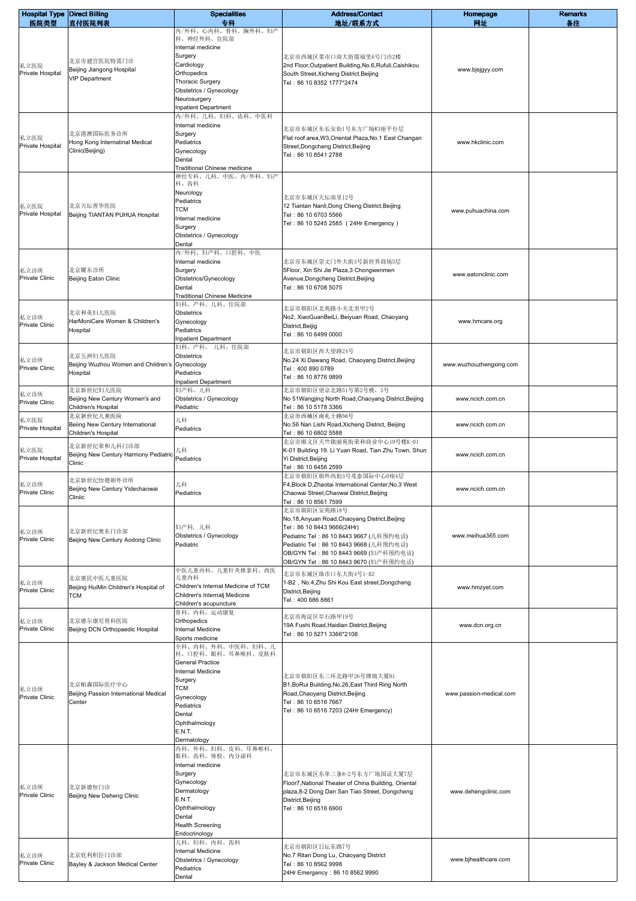| Hospital Type 医院类型 | Direct Billing 直付医院列表 | Specialities 专科 | Address/Contact 地址/联系方式 | Homepage 网址 | Remarks 备注 |
|---|---|---|---|---|---|
| 私立医院 Private Hospital | 北京市健宫医院特需门诊 Beijing Jiangong Hospital VIP Department | 内/外科、心内科、骨科、胸外科、妇产科、神经外科、住院部 Internal medicine Surgery Cardiology Orthopedics Thoracic Surgery Obstetrics / Gynecology Neurosurgery Inpatient Department | 北京市西城区菜市口南大街儒福里6号门诊2楼 2nd Floor,Outpatient Building,No.6,Rufuli,Caishikou South Street,Xicheng District,Beijing Tel：86 10 8352 1777*2474 | www.bjsjgyy.com | |
| 私立医院 Private Hospital | 北京港澳国际医务诊所 Hong Kong International Medical Clinic(Beijing) | 内/外科、儿科、妇科、齿科、中医科 Internal medicine Surgery Pediatrics Gynecology Dental Traditional Chinese medicine | 北京市东城区东长安街1号东方广场W3座平台层 Flat roof area,W3,Oriental Plaza,No.1 East Changan Street,Dongcheng District,Beijing Tel：86 10 8541 2788 | www.hkclinic.com | |
| 私立医院 Private Hospital | 北京天坛普华医院 Beijing TIANTAN PUHUA Hospital | 神经专科、儿科、中医、内/外科、妇产科、齿科 Neurology Pediatrics TCM Internal medicine Surgery Obstetrics / Gynecology Dental | 北京市东城区天坛南里12号 12 Tiantan Nanli,Dong Cheng District,Beijing Tel：86 10 6703 5566 Tel：86 10 5245 2585 （24Hr Emergency ） | www.puhuachina.com | |
| 私立诊所 Private Clinic | 北京耀东诊所 Beijing Eaton Clinic | 内/外科、妇产科、口腔科、中医 Internal medicine Surgery Obstetrics/Gynecology Dental Traditional Chinese Medicine | 北京市东城区崇文门外大街3号新世界商场5层 5Floor, Xin Shi Jie Plaza,3 Chongwenmen Avenue,Dongcheng District,Beijing Tel：86 10 6708 5075 | www.eatonclinic.com | |
| 私立诊所 Private Clinic | 北京和美妇儿医院 HarMoniCare Women & Children's Hospital | 妇科、产科、儿科、住院部 Obstetrics Gynecology Pediatrics Inpatient Department | 北京市朝阳区北苑路小关北里甲2号 No2, XiaoGuanBeiLi, Beiyuan Road, Chaoyang District,Beijig Tel：86 10 6499 0000 | www.hmcare.org | |
| 私立诊所 Private Clinic | 北京五洲妇儿医院 Beijing Wuzhou Women and Children's Hospital | 妇科、产科、 儿科、住院部 Obstetrics Gynecology Pediatrics Inpatient Department | 北京市朝阳区西大望路24号 No.24 Xi Dawang Road, Chaoyang District,Beijing Tel：400 890 0789 Tel：86 10 8776 9899 | www.wuzhouzhengxing.com | |
| 私立诊所 Private Clinic | 北京新世纪妇儿医院 Beijing New Century Women's and Children's Hospital | 妇产科、儿科 Obstetrics / Gynecology Pediatric | 北京市朝阳区望京北路51号第2号楼，5号 No 51Wangjing North Road,Chaoyang District,Beijing Tel：86 10 5178 3366 | www.ncich.com.cn | |
| 私立医院 Private Hospital | 北京新世纪儿童医院 Beiing New Century International Children's Hospital | 儿科 Pediatrics | 北京市西城区南礼士路56号 No.56 Nan Lishi Road,Xicheng District, Beijing Tel：86 10 6802 5588 | www.ncich.com.cn | |
| 私立医院 Private Hospital | 北京新世纪荣和儿科门诊部 Beijing New Century Harmony Pediatric Clinic | 儿科 Pediatrics | 北京市顺义区天竺镇丽苑街荣和商业中心19号楼K-01 K-01 Building 19. Li Yuan Road, Tian Zhu Town, Shun Yi District,Beijing Tel：86 10 6456 2599 | www.ncich.com.cn | |
| 私立诊所 Private Clinic | 北京新世纪怡德朝外诊所 Beijing New Century Yidechaowai Cliniic | 儿科 Pediatrics | 北京市朝阳区朝外西街3号兆泰国际中心D座4层 F4,Block D,Zhaotai International Center,No.3 West Chaowai Street,Chaowai District,Beijing Tel：86 10 8561 7599 | www.ncich.com.cn | |
| 私立诊所 Private Clinic | 北京新世纪奥东门诊部 Beijing New Century Aodong Clinic | 妇产科，儿科 Obstetrics / Gynecology Pediatric | 北京市朝阳区安苑路18号 No.18,Anyuan Road,Chaoyang District,Beijing Tel：86 10 8443 9666(24Hr) Pediatric Tel：86 10 8443 9667 (儿科预约电话) Pediatric Tel：86 10 8443 9668 (儿科预约电话) OB/GYN Tel：86 10 8443 9669 (妇产科预约电话) OB/GYN Tel：86 10 8443 9670 (妇产科预约电话) | www.meihua365.com | |
| 私立诊所 Private Clinic | 北京惠民中医儿童医院 Beijing HuiMin Children's Hospital of TCM | 中医儿童内科、儿童针灸推拿科、西医儿童内科 Children's Internal Medicine of TCM Children's Internalj Medicine Children's acupuncture | 北京市东城区珠市口东大街4号1-B2 1-B2，No.4,Zhu Shi Kou East street,Dongcheng District,Beijing Tel：400 686 8861 | www.hmzyet.com | |
| 私立诊所 Private Clinic | 北京德尔康尼骨科医院 Beijing DCN Orthopaedic Hospital | 骨科、内科、运动康复 Orthopedics Internal Medicine Sports medicine | 北京市海淀区阜石路甲19号 19A Fushi Road,Haidian District,Beijing Tel：86 10 5271 3366*2108 | www.dcn.org.cn | |
| 私立诊所 Private Clinic | 北京帕森国际医疗中心 Beijing Passion International Medical Center | 全科、内科、外科、中医科、妇科、儿科、口腔科、眼科、耳鼻喉科、皮肤科 General Practice Internal Medicine Surgery TCM Gynecology Pediatrics Dental Ophthalmology E.N.T. Dermatology | 北京市朝阳区东三环北路甲26号博瑞大厦B1 B1,BoRui Building,No.26,East Third Ring North Road,Chaoyang District,Beijing Tel：86 10 6516 7667 Tel：86 10 6516 7203 (24Hr Emergency) | www.passion-medical.com | |
| 私立诊所 Private Clinic | 北京新德恒门诊 Beijing New Deheng Clinic | 内科、外科、妇科、皮科、耳鼻喉科、眼科、齿科、体检、内分泌科 Internal medicine Surgery Gynecology Dermatology E.N.T. Ophthalmology Dental Health Screening Endocrinology | 北京市东城区东单三条8-2号东方广场国话大厦7层 Floor7,National Theater of China Building, Oriental plaza,8-2 Dong Dan San Tiao Street, Dongcheng District,Beijing Tel：86 10 6516 6900 | www.dehengclinic.com | |
| 私立诊所 Private Clinic | 北京庇利积臣门诊部 Bayley & Jackson Medical Center | 儿科、妇科、内科、齿科 Internal Medicine Obstetrics / Gynecology Pediatrics Dental | 北京市朝阳区日坛东路7号 No.7 Ritan Dong Lu, Chaoyang District Tel：86 10 8562 9998 24Hr Emergency：86 10 8562 9990 | www.bjhealthcare.com | |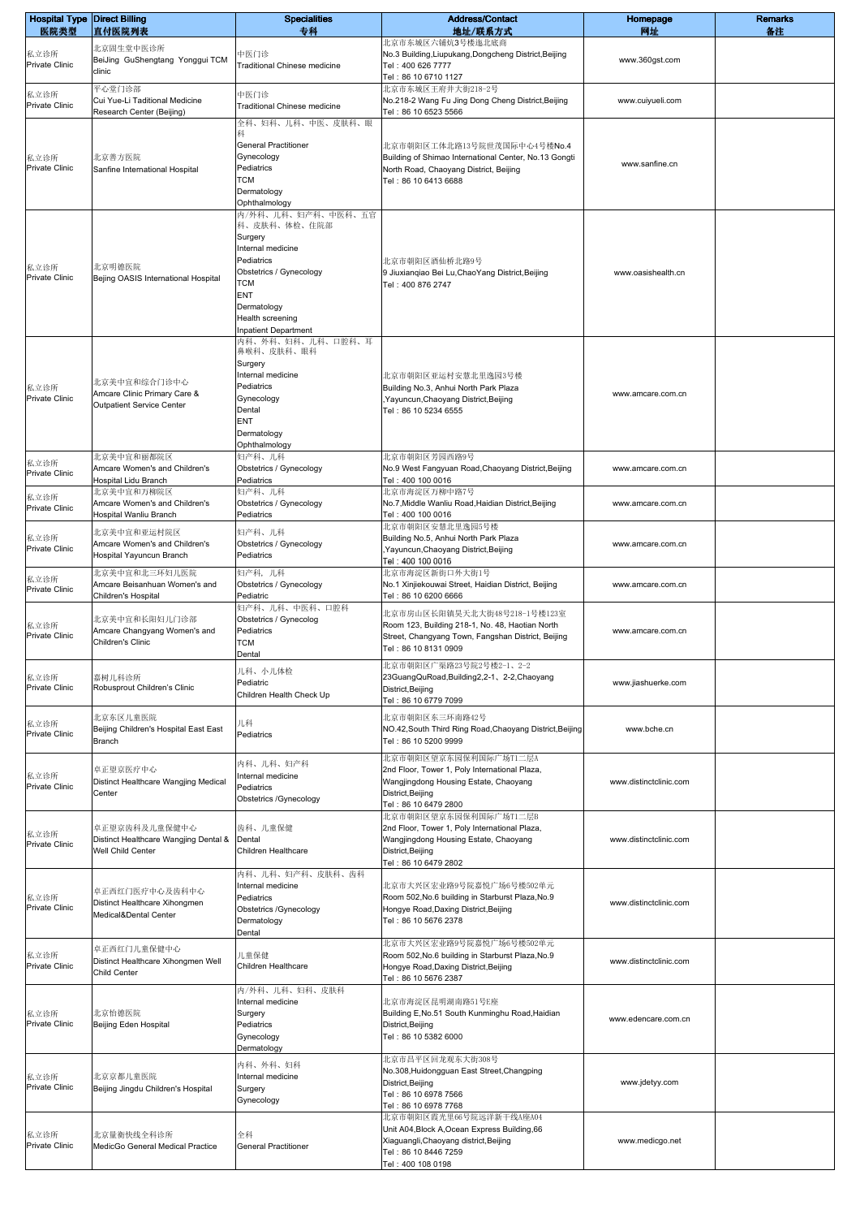| Hospital Type 医院类型 | Direct Billing 直付医院列表 | Specialities 专科 | Address/Contact 地址/联系方式 | Homepage 网址 | Remarks 备注 |
| --- | --- | --- | --- | --- | --- |
| 私立诊所 Private Clinic | 北京固生堂中医诊所 BeiJing GuShengtang Yonggui TCM clinic | 中医门诊 Traditional Chinese medicine | 北京市东城区六铺炕3号楼逸北底商 No.3 Building,Liupukang,Dongcheng District,Beijing Tel：400 626 7777 Tel：86 10 6710 1127 | www.360gst.com | |
| 私立诊所 Private Clinic | 平心堂门诊部 Cui Yue-Li Taditional Medicine Research Center (Beijing) | 中医门诊 Traditional Chinese medicine | 北京市东城区王府井大街218-2号 No.218-2 Wang Fu Jing Dong Cheng District,Beijing Tel：86 10 6523 5566 | www.cuiyueli.com | |
| 私立诊所 Private Clinic | 北京善方医院 Sanfine International Hospital | 全科、妇科、儿科、中医、皮肤科、眼科 General Practitioner Gynecology Pediatrics TCM Dermatology Ophthalmology | 北京市朝阳区工体北路13号院世茂国际中心4号楼No.4 Building of Shimao International Center, No.13 Gongti North Road, Chaoyang District, Beijing Tel：86 10 6413 6688 | www.sanfine.cn | |
| 私立诊所 Private Clinic | 北京明德医院 Bejing OASIS International Hospital | 内/外科、儿科、妇产科、中医科、五官科、皮肤科、体检、住院部 Surgery Internal medicine Pediatrics Obstetrics / Gynecology TCM ENT Dermatology Health screening Inpatient Department | 北京市朝阳区酒仙桥北路9号 9 Jiuxianqiao Bei Lu,ChaoYang District,Beijing Tel：400 876 2747 | www.oasishealth.cn | |
| 私立诊所 Private Clinic | 北京美中宜和综合门诊中心 Amcare Clinic Primary Care & Outpatient Service Center | 内科、外科、妇科、儿科、口腔科、耳鼻喉科、皮肤科、眼科 Surgery Internal medicine Pediatrics Gynecology Dental ENT Dermatology Ophthalmology | 北京市朝阳区亚运村安慧北里逸园3号楼 Building No.3, Anhui North Park Plaza ,Yayuncun,Chaoyang District,Beijing Tel：86 10 5234 6555 | www.amcare.com.cn | |
| 私立诊所 Private Clinic | 北京美中宜和丽都院区 Amcare Women's and Children's Hospital Lidu Branch | 妇产科、儿科 Obstetrics / Gynecology Pediatrics | 北京市朝阳区芳园西路9号 No.9 West Fangyuan Road,Chaoyang District,Beijing Tel：400 100 0016 | www.amcare.com.cn | |
| 私立诊所 Private Clinic | 北京美中宜和万柳院区 Amcare Women's and Children's Hospital Wanliu Branch | 妇产科、儿科 Obstetrics / Gynecology Pediatrics | 北京市海淀区万柳中路7号 No.7,Middle Wanliu Road,Haidian District,Beijing Tel：400 100 0016 | www.amcare.com.cn | |
| 私立诊所 Private Clinic | 北京美中宜和亚运村院区 Amcare Women's and Children's Hospital Yayuncun Branch | 妇产科、儿科 Obstetrics / Gynecology Pediatrics | 北京市朝阳区安慧北里逸园5号楼 Building No.5, Anhui North Park Plaza ,Yayuncun,Chaoyang District,Beijing Tel：400 100 0016 | www.amcare.com.cn | |
| 私立诊所 Private Clinic | 北京美中宜和北三环妇儿医院 Amcare Beisanhuan Women's and Children's Hospital | 妇产科、儿科 Obstetrics / Gynecology Pediatric | 北京市海淀区新街口外大街1号 No.1 Xinjiekouwai Street, Haidian District, Beijing Tel：86 10 6200 6666 | www.amcare.com.cn | |
| 私立诊所 Private Clinic | 北京美中宜和长阳妇儿门诊部 Amcare Changyang Women's and Children's Clinic | 妇产科、儿科、中医科、口腔科 Obstetrics / Gynecolog Pediatrics TCM Dental | 北京市房山区长阳镇昊天北大街48号218-1号楼123室 Room 123, Building 218-1, No. 48, Haotian North Street, Changyang Town, Fangshan District, Beijing Tel：86 10 8131 0909 | www.amcare.com.cn | |
| 私立诊所 Private Clinic | 嘉树儿科诊所 Robusprout Children's Clinic | 儿科、小儿体检 Pediatric Children Health Check Up | 北京市朝阳区广渠路23号院2号楼2-1、2-2 23GuangQuRoad,Building2,2-1、2-2,Chaoyang District,Beijing Tel：86 10 6779 7099 | www.jiashuerke.com | |
| 私立诊所 Private Clinic | 北京东区儿童医院 Beijing Children's Hospital East East Branch | 儿科 Pediatrics | 北京市朝阳区东三环南路42号 NO.42,South Third Ring Road,Chaoyang District,Beijing Tel：86 10 5200 9999 | www.bche.cn | |
| 私立诊所 Private Clinic | 卓正望京医疗中心 Distinct Healthcare Wangjing Medical Center | 内科、儿科、妇产科 Internal medicine Pediatrics Obstetrics /Gynecology | 北京市朝阳区望京东园保利国际广场T1二层A 2nd Floor, Tower 1, Poly International Plaza, Wangjingdong Housing Estate, Chaoyang District,Beijing Tel：86 10 6479 2800 | www.distinctclinic.com | |
| 私立诊所 Private Clinic | 卓正望京齿科及儿童保健中心 Distinct Healthcare Wangjing Dental & Well Child Center | 齿科、儿童保健 Dental Children Healthcare | 北京市朝阳区望京东园保利国际广场T1二层B 2nd Floor, Tower 1, Poly International Plaza, Wangjingdong Housing Estate, Chaoyang District,Beijing Tel：86 10 6479 2802 | www.distinctclinic.com | |
| 私立诊所 Private Clinic | 卓正西红门医疗中心及齿科中心 Distinct Healthcare Xihongmen Medical&Dental Center | 内科、儿科、妇产科、皮肤科、齿科 Internal medicine Pediatrics Obstetrics /Gynecology Dermatology Dental | 北京市大兴区宏业路9号院嘉悦广场6号楼502单元 Room 502,No.6 building in Starburst Plaza,No.9 Hongye Road,Daxing District,Beijing Tel：86 10 5676 2378 | www.distinctclinic.com | |
| 私立诊所 Private Clinic | 卓正西红门儿童保健中心 Distinct Healthcare Xihongmen Well Child Center | 儿童保健 Children Healthcare | 北京市大兴区宏业路9号院嘉悦广场6号楼502单元 Room 502,No.6 building in Starburst Plaza,No.9 Hongye Road,Daxing District,Beijing Tel：86 10 5676 2387 | www.distinctclinic.com | |
| 私立诊所 Private Clinic | 北京怡德医院 Beijing Eden Hospital | 内/外科、儿科、妇科、皮肤科 Internal medicine Surgery Pediatrics Gynecology Dermatology | 北京市海淀区昆明湖南路51号E座 Building E,No.51 South Kunminghu Road,Haidian District,Beijing Tel：86 10 5382 6000 | www.edencare.com.cn | |
| 私立诊所 Private Clinic | 北京京都儿童医院 Beijing Jingdu Children's Hospital | 内科、外科、妇科 Internal medicine Surgery Gynecology | 北京市昌平区回龙观东大街308号 No.308,Huidongguan East Street,Changping District,Beijing Tel：86 10 6978 7566 Tel：86 10 6978 7768 | www.jdetyy.com | |
| 私立诊所 Private Clinic | 北京覓衡快线全科诊所 MedicGo General Medical Practice | 全科 General Practitioner | 北京市朝阳区霞光里66号院远洋新干线A座A04 Unit A04,Block A,Ocean Express Building,66 Xiaguangli,Chaoyang district,Beijing Tel：86 10 8446 7259 Tel：400 108 0198 | www.medicgo.net | |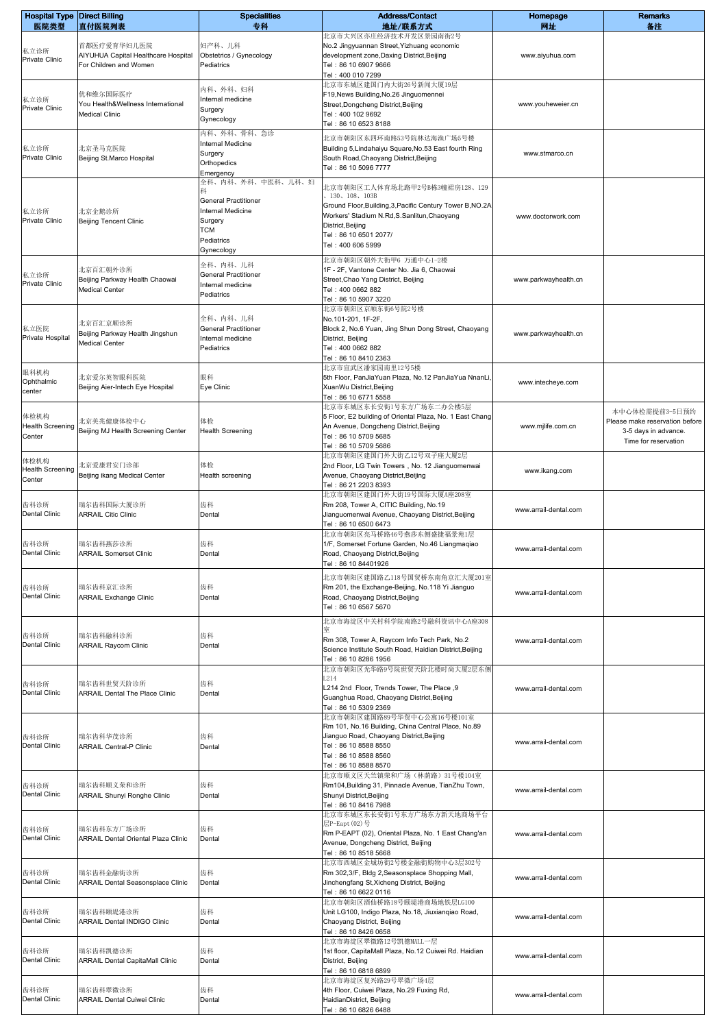| Hospital Type 医院类型 | Direct Billing 直付医院列表 | Specialities 专科 | Address/Contact 地址/联系方式 | Homepage 网址 | Remarks 备注 |
|---|---|---|---|---|---|
| 私立诊所 Private Clinic | 首都医疗爱育华妇儿医院 AIYUHUA Capital Healthcare Hospital For Children and Women | 妇产科、儿科 Obstetrics / Gynecology Pediatrics | 北京市大兴区亦庄经济技术开发区景园南街2号 No.2 Jingyuannan Street,Yizhuang economic development zone,Daxing District,Beijing Tel：86 10 6907 9666 Tel：400 010 7299 | www.aiyuhua.com | |
| 私立诊所 Private Clinic | 优和维尔国际医疗 You Health&Wellness International Medical Clinic | 内科、外科、妇科 Internal medicine Surgery Gynecology | 北京市东城区建国门内大街26号新闻大厦19层 F19,News Building,No.26 Jinguomennei Street,Dongcheng District,Beijing Tel：400 102 9692 Tel：86 10 6523 8188 | www.youheweier.cn | |
| 私立诊所 Private Clinic | 北京圣马克医院 Beijing St.Marco Hospital | 内科、外科、骨科、急诊 Internal Medicine Surgery Orthopedics Emergency | 北京市朝阳区东四环南路53号院林达海渔广场5号楼 Building 5,Lindahaiyu Square,No.53 East fourth Ring South Road,Chaoyang District,Beijing Tel：86 10 5096 7777 | www.stmarco.cn | |
| 私立诊所 Private Clinic | 北京企鹅诊所 Beijing Tencent Clinic | 全科、内科、外科、中医科、儿科、妇科 General Practitioner Internal Medicine Surgery TCM Pediatrics Gynecology | 北京市朝阳区工人体育场北路甲2号B栋3幢裙房128、129、130、108、103B Ground Floor,Building,3,Pacific Century Tower B,NO.2A Workers' Stadium N.Rd,S.Sanlitun,Chaoyang District,Beijing Tel：86 10 6501 2077/ Tel：400 606 5999 | www.doctorwork.com | |
| 私立诊所 Private Clinic | 北京百汇朝外诊所 Beijing Parkway Health Chaowai Medical Center | 全科、内科、儿科 General Practitioner Internal medicine Pediatrics | 北京市朝阳区朝外大街甲6 万通中心1-2楼 1F - 2F, Vantone Center No. Jia 6, Chaowai Street,Chao Yang District, Beijing Tel：400 0662 882 Tel：86 10 5907 3220 | www.parkwayhealth.cn | |
| 私立医院 Private Hospital | 北京百汇京顺诊所 Beijing Parkway Health Jingshun Medical Center | 全科、内科、儿科 General Practitioner Internal medicine Pediatrics | 北京市朝阳区京顺东街6号院2号楼 No.101-201, 1F-2F, Block 2, No.6 Yuan, Jing Shun Dong Street, Chaoyang District, Beijing Tel：400 0662 882 Tel：86 10 8410 2363 | www.parkwayhealth.cn | |
| 眼科机构 Ophthalmic center | 北京爱尔英智眼科医院 Beijing Aier-Intech Eye Hospital | 眼科 Eye Clinic | 北京市宣武区潘家园南里12号5楼 5th Floor, PanJiaYuan Plaza, No.12 PanJiaYua NnanLi, XuanWu District,Beijing Tel：86 10 6771 5558 | www.intecheye.com | |
| 体检机构 Health Screening Center | 北京美兆健康体检中心 Beijing MJ Health Screening Center | 体检 Health Screening | 北京市东城区东长安街1号东方广场东二办公楼5层 5 Floor, E2 building of Oriental Plaza, No. 1 East Chang An Avenue, Dongcheng District,Beijing Tel：86 10 5709 5685 Tel：86 10 5709 5686 | www.mjlife.com.cn | 本中心体检需提前3-5日预约 Please make reservation before 3-5 days in advance. Time for reservation |
| 体检机构 Health Screening Center | 北京爱康君安门诊部 Beijing ikang Medical Center | 体检 Health screening | 北京市朝阳区建国门外大街乙12号双子座大厦2层 2nd Floor, LG Twin Towers，No. 12 Jianguomenwai Avenue, Chaoyang District,Beijing Tel：86 21 2203 8393 | www.ikang.com | |
| 齿科诊所 Dental Clinic | 瑞尔齿科国际大厦诊所 ARRAIL Citic Clinic | 齿科 Dental | 北京市朝阳区建国门外大街19号国际大厦A座208室 Rm 208, Tower A, CITIC Building, No.19 Jianguomenwai Avenue, Chaoyang District,Beijing Tel：86 10 6500 6473 | www.arrail-dental.com | |
| 齿科诊所 Dental Clinic | 瑞尔齿科燕莎诊所 ARRAIL Somerset Clinic | 齿科 Dental | 北京市朝阳区亮马桥路46号燕莎东侧盛捷福景苑1层 1/F, Somerset Fortune Garden, No.46 Liangmaqiao Road, Chaoyang District,Beijing Tel：86 10 84401926 | www.arrail-dental.com | |
| 齿科诊所 Dental Clinic | 瑞尔齿科京汇诊所 ARRAIL Exchange Clinic | 齿科 Dental | 北京市朝阳区建国路乙118号国贸桥东南角京汇大厦201室 Rm 201, the Exchange-Beijing, No.118 Yi Jianguo Road, Chaoyang District,Beijing Tel：86 10 6567 5670 | www.arrail-dental.com | |
| 齿科诊所 Dental Clinic | 瑞尔齿科融科诊所 ARRAIL Raycom Clinic | 齿科 Dental | 北京市海淀区中关村科学院南路2号融科资讯中心A座308室 Rm 308, Tower A, Raycom Info Tech Park, No.2 Science Institute South Road, Haidian District,Beijing Tel：86 10 8286 1956 | www.arrail-dental.com | |
| 齿科诊所 Dental Clinic | 瑞尔齿科世贸天阶诊所 ARRAIL Dental The Place Clinic | 齿科 Dental | 北京市朝阳区光华路9号院世贸天阶北楼时尚大厦2层东侧L214 L214 2nd Floor, Trends Tower, The Place ,9 Guanghua Road, Chaoyang District,Beijing Tel：86 10 5309 2369 | www.arrail-dental.com | |
| 齿科诊所 Dental Clinic | 瑞尔齿科华茂诊所 ARRAIL Central-P Clinic | 齿科 Dental | 北京市朝阳区建国路89号华贸中心公寓16号楼101室 Rm 101, No.16 Building, China Central Place, No.89 Jianguo Road, Chaoyang District,Beijing Tel：86 10 8588 8550 Tel：86 10 8588 8560 Tel：86 10 8588 8570 | www.arrail-dental.com | |
| 齿科诊所 Dental Clinic | 瑞尔齿科顺义荣和诊所 ARRAIL Shunyi Ronghe Clinic | 齿科 Dental | 北京市顺义区天竺镇荣和广场（林荫路）31号楼104室 Rm104,Building 31, Pinnacle Avenue, TianZhu Town, Shunyi District,Beijing Tel：86 10 8416 7988 | www.arrail-dental.com | |
| 齿科诊所 Dental Clinic | 瑞尔齿科东方广场诊所 ARRAIL Dental Oriental Plaza Clinic | 齿科 Dental | 北京市东城区东长安街1号东方广场东方新天地商场平台层P-Eapt(02)号 Rm P-EAPT (02), Oriental Plaza, No. 1 East Chang'an Avenue, Dongcheng District, Beijing Tel：86 10 8518 5668 | www.arrail-dental.com | |
| 齿科诊所 Dental Clinic | 瑞尔齿科金融街诊所 ARRAIL Dental Seasonsplace Clinic | 齿科 Dental | 北京市西城区金城坊街2号楼金融街购物中心3层302号 Rm 302,3/F, Bldg 2,Seasonsplace Shopping Mall, Jinchengfang St,Xicheng District, Beijing Tel：86 10 6622 0116 | www.arrail-dental.com | |
| 齿科诊所 Dental Clinic | 瑞尔齿科颐堤港诊所 ARRAIL Dental INDIGO Clinic | 齿科 Dental | 北京市朝阳区酒仙桥路18号颐堤港商场地铁层LG100 Unit LG100, Indigo Plaza, No.18, Jiuxianqiao Road, Chaoyang District, Beijing Tel：86 10 8426 0658 | www.arrail-dental.com | |
| 齿科诊所 Dental Clinic | 瑞尔齿科凯德诊所 ARRAIL Dental CapitaMall Clinic | 齿科 Dental | 北京市海淀区翠微路12号凯德MALL一层 1st floor, CapitaMall Plaza, No.12 Cuiwei Rd. Haidian District, Beijing Tel：86 10 6818 6899 | www.arrail-dental.com | |
| 齿科诊所 Dental Clinic | 瑞尔齿科翠微诊所 ARRAIL Dental Cuiwei Clinic | 齿科 Dental | 北京市海淀区复兴路29号翠微广场4层 4th Floor, Cuiwei Plaza, No.29 Fuxing Rd, HaidianDistrict, Beijing Tel：86 10 6826 6488 | www.arrail-dental.com | |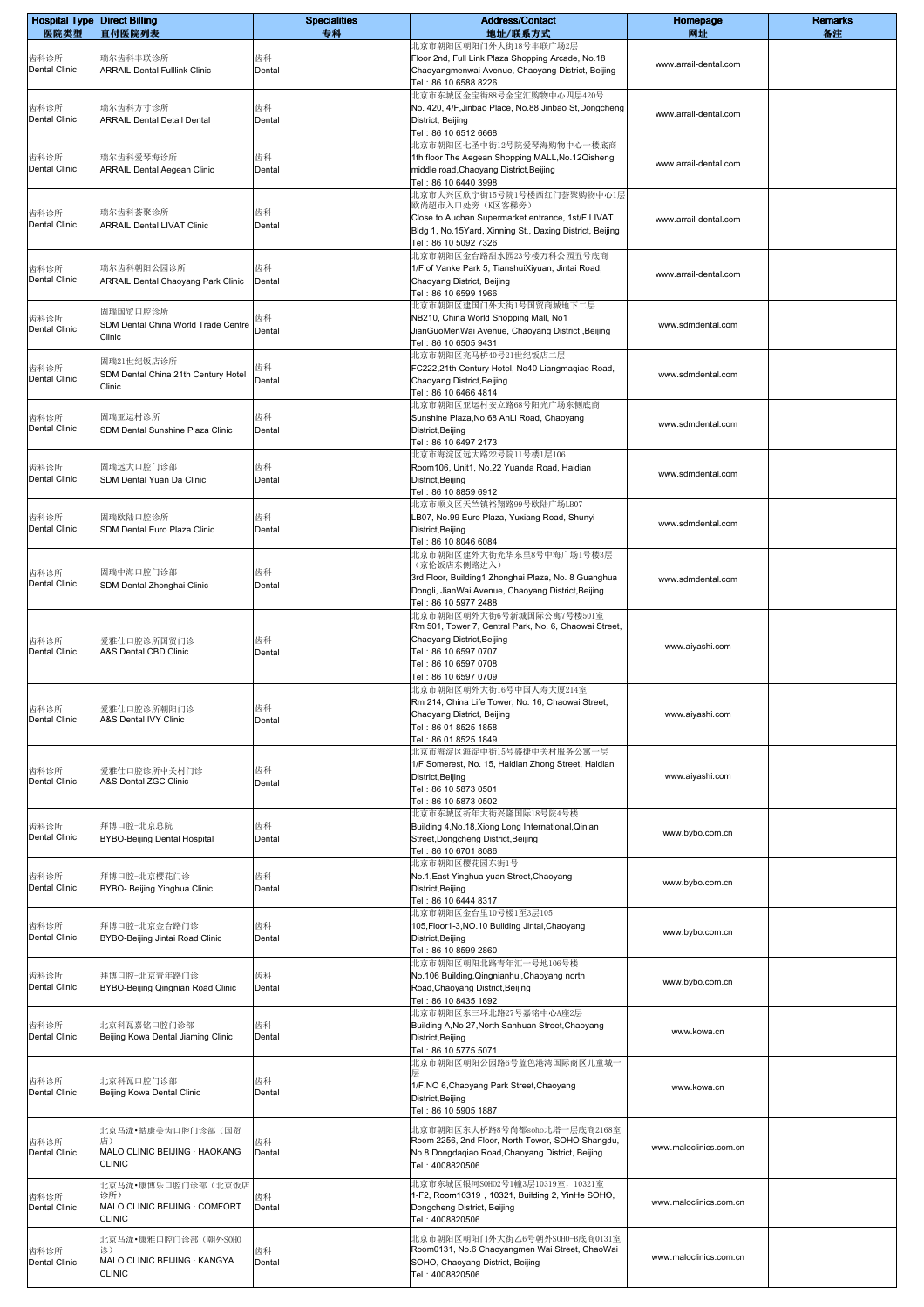| Hospital Type 医院类型 | Direct Billing 直付医院列表 | Specialities 专科 | Address/Contact 地址/联系方式 | Homepage 网址 | Remarks 备注 |
|---|---|---|---|---|---|
| 齿科诊所 Dental Clinic | 瑞尔齿科丰联诊所 ARRAIL Dental Fulllink Clinic | 齿科 Dental | 北京市朝阳区朝阳门外大街18号丰联广场2层 Floor 2nd, Full Link Plaza Shopping Arcade, No.18 Chaoyangmenwai Avenue, Chaoyang District, Beijing Tel：86 10 6588 8226 | www.arrail-dental.com | |
| 齿科诊所 Dental Clinic | 瑞尔齿科方寸诊所 ARRAIL Dental Detail Dental | 齿科 Dental | 北京市东城区金宝街88号金宝汇购物中心四层420号 No. 420, 4/F,Jinbao Place, No.88 Jinbao St,Dongcheng District, Beijing Tel：86 10 6512 6668 | www.arrail-dental.com | |
| 齿科诊所 Dental Clinic | 瑞尔齿科爱琴海诊所 ARRAIL Dental Aegean Clinic | 齿科 Dental | 北京市朝阳区七圣中街12号院爱琴海购物中心一楼底商 1th floor The Aegean Shopping MALL,No.12Qisheng middle road,Chaoyang District,Beijing Tel：86 10 6440 3998 | www.arrail-dental.com | |
| 齿科诊所 Dental Clinic | 瑞尔齿科荟聚诊所 ARRAIL Dental LIVAT Clinic | 齿科 Dental | 北京市大兴区欣宁街15号院1号楼西红门荟聚购物中心1层欧尚超市入口处旁（K区客梯旁） Close to Auchan Supermarket entrance, 1st/F LIVAT Bldg 1, No.15Yard, Xinning St., Daxing District, Beijing Tel：86 10 5092 7326 | www.arrail-dental.com | |
| 齿科诊所 Dental Clinic | 瑞尔齿科朝阳公园诊所 ARRAIL Dental Chaoyang Park Clinic | 齿科 Dental | 北京市朝阳区金台路甜水园23号楼万科公园五号底商 1/F of Vanke Park 5, TianshuiXiyuan, Jintai Road, Chaoyang District, Beijing Tel：86 10 6599 1966 | www.arrail-dental.com | |
| 齿科诊所 Dental Clinic | 固瑞国贸口腔诊所 SDM Dental China World Trade Centre Clinic | 齿科 Dental | 北京市朝阳区建国门外大街1号国贸商城地下二层 NB210, China World Shopping Mall, No1 JianGuoMenWai Avenue, Chaoyang District ,Beijing Tel：86 10 6505 9431 | www.sdmdental.com | |
| 齿科诊所 Dental Clinic | 固瑞21世纪饭店诊所 SDM Dental China 21th Century Hotel Clinic | 齿科 Dental | 北京市朝阳区亮马桥40号21世纪饭店二层 FC222,21th Century Hotel, No40 Liangmaqiao Road, Chaoyang District,Beijing Tel：86 10 6466 4814 | www.sdmdental.com | |
| 齿科诊所 Dental Clinic | 固瑞亚运村诊所 SDM Dental Sunshine Plaza Clinic | 齿科 Dental | 北京市朝阳区亚运村安立路68号阳光广场东侧底商 Sunshine Plaza,No.68 AnLi Road, Chaoyang District,Beijing Tel：86 10 6497 2173 | www.sdmdental.com | |
| 齿科诊所 Dental Clinic | 固瑞远大口腔门诊部 SDM Dental Yuan Da Clinic | 齿科 Dental | 北京市海淀区远大路22号院11号楼1层106 Room106, Unit1, No.22 Yuanda Road, Haidian District,Beijing Tel：86 10 8859 6912 | www.sdmdental.com | |
| 齿科诊所 Dental Clinic | 固瑞欧陆口腔诊所 SDM Dental Euro Plaza Clinic | 齿科 Dental | 北京市顺义区天竺镇裕翔路99号欧陆广场LB07 LB07, No.99 Euro Plaza, Yuxiang Road, Shunyi District,Beijing Tel：86 10 8046 6084 | www.sdmdental.com | |
| 齿科诊所 Dental Clinic | 固瑞中海口腔门诊部 SDM Dental Zhonghai Clinic | 齿科 Dental | 北京市朝阳区建外大街光华东里8号中海广场1号楼3层（京伦饭店东侧路进入） 3rd Floor, Building1 Zhonghai Plaza, No. 8 Guanghua Dongli, JianWai Avenue, Chaoyang District,Beijing Tel：86 10 5977 2488 | www.sdmdental.com | |
| 齿科诊所 Dental Clinic | 爱雅仕口腔诊所国贸门诊 A&S Dental CBD Clinic | 齿科 Dental | 北京市朝阳区朝外大街6号新城国际公寓7号楼501室 Rm 501, Tower 7, Central Park, No. 6, Chaowai Street, Chaoyang District,Beijing Tel：86 10 6597 0707 Tel：86 10 6597 0708 Tel：86 10 6597 0709 | www.aiyashi.com | |
| 齿科诊所 Dental Clinic | 爱雅仕口腔诊所朝阳门诊 A&S Dental IVY Clinic | 齿科 Dental | 北京市朝阳区朝外大街16号中国人寿大厦214室 Rm 214, China Life Tower, No. 16, Chaowai Street, Chaoyang District, Beijing Tel：86 01 8525 1858 Tel：86 01 8525 1849 | www.aiyashi.com | |
| 齿科诊所 Dental Clinic | 爱雅仕口腔诊所中关村门诊 A&S Dental ZGC Clinic | 齿科 Dental | 北京市海淀区海淀中街15号盛捷中关村服务公寓一层 1/F Somerest, No. 15, Haidian Zhong Street, Haidian District,Beijing Tel：86 10 5873 0501 Tel：86 10 5873 0502 | www.aiyashi.com | |
| 齿科诊所 Dental Clinic | 拜博口腔-北京总院 BYBO-Beijing Dental Hospital | 齿科 Dental | 北京市东城区祈年大街兴隆国际18号院4号楼 Building 4,No.18,Xiong Long International,Qinian Street,Dongcheng District,Beijing Tel：86 10 6701 8086 | www.bybo.com.cn | |
| 齿科诊所 Dental Clinic | 拜博口腔-北京樱花门诊 BYBO- Beijing Yinghua Clinic | 齿科 Dental | 北京市朝阳区樱花园东街1号 No.1,East Yinghua yuan Street,Chaoyang District,Beijing Tel：86 10 6444 8317 | www.bybo.com.cn | |
| 齿科诊所 Dental Clinic | 拜博口腔-北京金台路门诊 BYBO-Beijing Jintai Road Clinic | 齿科 Dental | 北京市朝阳区金台里10号楼1至3层105 105,Floor1-3,NO.10 Building Jintai,Chaoyang District,Beijing Tel：86 10 8599 2860 | www.bybo.com.cn | |
| 齿科诊所 Dental Clinic | 拜博口腔-北京青年路门诊 BYBO-Beijing Qingnian Road Clinic | 齿科 Dental | 北京市朝阳区朝阳北路青年汇一号地106号楼 No.106 Building,Qingnianhui,Chaoyang north Road,Chaoyang District,Beijing Tel：86 10 8435 1692 | www.bybo.com.cn | |
| 齿科诊所 Dental Clinic | 北京科瓦嘉铭口腔门诊部 Beijing Kowa Dental Jiaming Clinic | 齿科 Dental | 北京市朝阳区东三环北路27号嘉铭中心A座2层 Building A,No 27,North Sanhuan Street,Chaoyang District,Beijing Tel：86 10 5775 5071 | www.kowa.cn | |
| 齿科诊所 Dental Clinic | 北京科瓦口腔门诊部 Beijing Kowa Dental Clinic | 齿科 Dental | 北京市朝阳区朝阳公园路6号蓝色港湾国际商区儿童城一层 1/F,NO 6,Chaoyang Park Street,Chaoyang District,Beijing Tel：86 10 5905 1887 | www.kowa.cn | |
| 齿科诊所 Dental Clinic | 北京马泷•皓康美齿口腔门诊部（国贸店） MALO CLINIC BEIJING · HAOKANG CLINIC | 齿科 Dental | 北京市朝阳区东大桥路8号尚都soho北塔一层底商2168室 Room 2256, 2nd Floor, North Tower, SOHO Shangdu, No.8 Dongdaqiao Road,Chaoyang District, Beijing Tel：4008820506 | www.maloclinics.com.cn | |
| 齿科诊所 Dental Clinic | 北京马泷•康博乐口腔门诊部（北京饭店诊所） MALO CLINIC BEIJING · COMFORT CLINIC | 齿科 Dental | 北京市东城区银河SOHO2号1幢3层10319室，10321室 1-F2, Room10319，10321, Building 2, YinHe SOHO, Dongcheng District, Beijing Tel：4008820506 | www.maloclinics.com.cn | |
| 齿科诊所 Dental Clinic | 北京马泷•康雅口腔门诊部（朝外SOHO诊） MALO CLINIC BEIJING · KANGYA CLINIC | 齿科 Dental | 北京市朝阳区朝阳门外大街乙6号朝外SOHO-B底商0131室 Room0131, No.6 Chaoyangmen Wai Street, ChaoWai SOHO, Chaoyang District, Beijing Tel：4008820506 | www.maloclinics.com.cn | |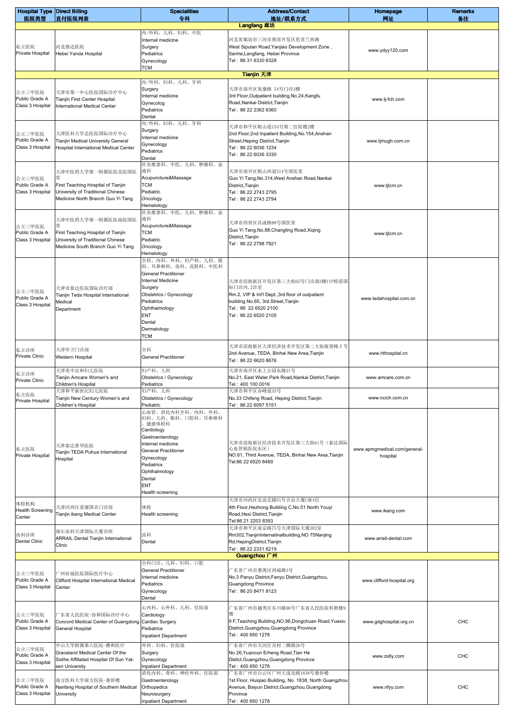| Hospital Type 医院类型 | Direct Billing 直付医院列表 | Specialities 专科 | Address/Contact 地址/联系方式 | Homepage 网址 | Remarks 备注 |
|---|---|---|---|---|---|
| **Langfang 廊坊** | | | | | |
| 私立医院 Private Hospital | 河北燕达医院 Hebei Yanda Hospital | 内/外科、儿科、妇科、中医 Internal medicine Surgery Pediatrics Gynecology TCM | 河北省廊坊市三河市燕郊开发区思菩兰西路 West Sipulan Road,Yanjiao Development Zone , Sanhe,Langfang, Hebei Province Tel：86 31 6330 6328 | www.ydyy120.com | |
| **Tianjin 天津** | | | | | |
| 公立三甲医院 Public Grade A Class 3 Hospital | 天津市第一中心医院国际诊疗中心 Tianjin First Center Hospital International Medical Center | 内/外科、妇科、儿科、牙科 Surgery Internal medicine Gynecolog Pediatrics Dental | 天津市南开区复康路 24号门诊3楼 3rd Floor,Outpatient building,No.24,Kangfu Road,Nankai District,Tianjin Tel：86 22 2362 6360 | www.tj-fch.com | |
| 公立三甲医院 Public Grade A Class 3 Hospital | 天津医科大学总医院国际诊疗中心 Tianjin Medical University General Hospital International Medical Center | 内/外科、妇科、儿科、牙科 Surgery Internal medicine Gynecology Pediatrics Dental | 天津市和平区鞍山道154号第二住院楼2楼 2nd Floor,2nd Inpatient Building,No.154,Anshan Street,Heping District,Tianjin Tel：86 22 6036 1234 Tel：86 22 6036 3330 | www.tjmugh.com.cn | |
| 公立三甲医院 Public Grade A Class 3 Hospital | 天津中医药大学第一附属医院北院国医堂 First Teaching Hospital of Tianjin University of Traditional Chinese Medicine North Branch Guo Yi Tang | 针灸推拿科、中医、儿科、肿瘤科、血液科 Acupuncture&Massage TCM Pediatric Oncology Hematology | 天津市南开区鞍山西道314号国医堂 Guo Yi Tang,No.314,West Anshan Road,Nankai District,Tianjin Tel：86 22 2743 2795 Tel：86 22 2743 2794 | www.tjtcm.cn | |
| 公立三甲医院 Public Grade A Class 3 Hospital | 天津中医药大学第一附属医院南院国医堂 First Teaching Hospital of Tianjin University of Traditional Chinese Medicine South Branch Guo Yi Tang | 针灸推拿科、中医、儿科、肿瘤科、血液科 Acupuncture&Massage TCM Pediatric Oncology Hematology | 天津市西青区昌凌路88号国医堂 Guo Yi Tang,No.88.Changling Road,Xiqing District,Tianjin Tel：86 22 2798 7921 | www.tjtcm.cn | |
| 公立三甲医院 Public Grade A Class 3 Hospital | 天津市泰达医院国际诊部 Tianjin Teda Hospital International Medical Department | 全科、内科、外科、妇产科、儿科、眼科、耳鼻喉科、齿科、皮肤科、中医科 General Practitioner Internal Medicine Surgery Obstetrics / Gynecology Pediatrics Ophthalmology ENT Dental Dermatology TCM | 天津市滨海新区开发区第三大街65号门诊部3楼VIP特需国际门诊内,2诊室 Rm.2, VIP & Int'l Dept.,3rd.floor of outpatient building.No.65, 3rd.Street,Tianjin Tel：86 22 6520 2100 Tel：86 22 6520 2105 | www.tedahospital.com.cn | |
| 私立诊所 Private Clinic | 天津华卫门诊部 Western Hospital | 全科 General Practitioner | 天津市滨海新区天津经济技术开发区第二大街展望路２号 2nd Avenue, TEDA, Binhai New Area,Tianjin Tel：86 22 6620 8676 | www.hthospital.cn | |
| 私立诊所 Private Clinic | 天津美中宜和妇儿医院 Tianjin Amcare Women's and Children's Hospital | 妇产科、儿科 Obstetrics / Gynecology Pediatrics | 天津市南开区水上公园东路21号 No.21, East Water Park Road,Nankai District,Tianjin Tel：400 100 0016 | www.amcare.com.cn | |
| 私立医院 Private Hospital | 天津和平新世纪妇儿医院 Tianjin New Century Women's and Children's Hospital | 妇产科、儿科 Obstetrics / Gynecology Pediatric | 天津市和平区赤峰道33号 No.33 Chifeng Road, Heping District,Tianjin Tel：86 22 6097 5151 | www.ncich.com.cn | |
| 私立医院 Private Hospital | 天津泰达普华医院 Tianjin TEDA Puhua International Hospital | 心血管、消化内科全科、内科、外科、妇科、儿科、眼科、口腔科、耳鼻喉科、健康体检科 Cardiology Gastroenterology Internal medicine General Practitioner Gynecology Pediatrics Ophthalmology Dental ENT Health screening | 天津市滨海新区经济技术开发区第三大街61号（泰达国际心血管病医院东区） NO.61, Third Avenue, TEDA, Binhai New Area,Tianjin Tel:86 22 6520 8489 | www.apmgmedical.com/general-hospital | |
| 体检机构 Health Screening Center | 天津河西区爱康国宾门诊部 Tianjin ikang Medical Center | 体检 Health screening | 天津市河西区友谊北路51号合众大厦C座4层 4th Floor,Hezhong Building C,No.51 North Youyi Road,Hexi District,Tianjin Tel:86 21 2203 8393 | www.ikang.com | |
| 齿科诊所 Dental Clinic | 瑞尔齿科天津国际大厦诊所 ARRAIL Dental Tianjin International Clinic | 齿科 Dental | 天津市和平区南京路75号天津国际大厦302室 Rm302,TianjinInternatinalbuilding,NO 75Nanjing Rd,HepingDistrict,Tianjin Tel：86 22 2331 6219 | www.arrail-dental.com | |
| **Guangzhou 广州** | | | | | |
| 公立三甲医院 Public Grade A Class 3 Hospital | 广州祈福医院国际医疗中心 Clifford Hospital International Medical Center | 全科门诊、儿科、妇科、口腔 General Practitioner Internal medicine Pediatrics Gynecology Dental | 广东省广州市番禺区鸿福路3号 No.3 Panyu District,Fanyu District,Guangzhou, Guangdong Province Tel：86 20 8471 8123 | www.clifford-hospital.org | |
| 公立三甲医院 Public Grade A Class 3 Hospital | 广东省人民医院-协和国际诊疗中心 Concord Medical Center of Guangdong General Hospital | 心内科、心外科、儿科、住院部 Cardiology Cardiac Surgery Pediatrics Inpatient Department | 广东省广州市越秀区东川路96号广东省人民医院教楼9楼 9 F,Teaching Building,NO.96,Dongchuan Road,Yuexiu District,Guangzhou,Guangdong Province Tel：400 650 1278 | www.gdghospital.org.cn | CHC |
| 公立三甲医院 Public Grade A Class 3 Hospital | 中山大学附属第六医院-雅和医疗 Graceland Medical Center Of the Sixthe Affiliated Hospital Of Sun Yat-sen University | 外科、妇科、住院部 Surgery Gynecology Inpatient Department | 广东省广州市天河区员村二横路26号 No 26,Yuancun Erheng Road,Tian He Distict,Guangzhou,Guangdong Province Tel：400 650 1278 | www.zs6y.com | CHC |
| 公立三甲医院 Public Grade A Class 3 Hospital | 南方医科大学南方医院-惠侨楼 Nanfang Hospital of Southern Medical University | 消化内科、骨科、神经外科、住院部 Gastroenterology Orthopedics Neurosurgery Inpatient Department | 广东省广州市白云区广州大道北路1838号惠侨楼 1st Floor, Huiqiao Building, No. 1838, North Guangzhou Avenue, Baiyun District,Guangzhou,Guangdong Province Tel：400 650 1278 | www.nfyy.com | CHC |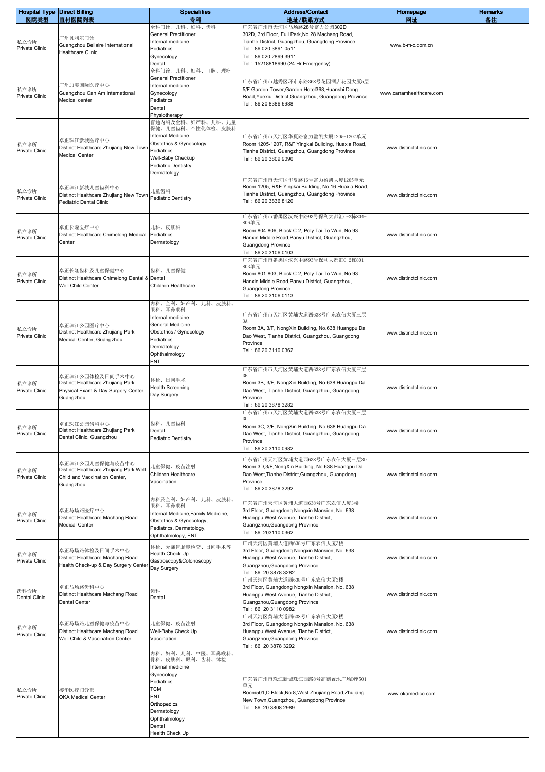| Hospital Type 医院类型 | Direct Billing 直付医院列表 | Specialities 专科 | Address/Contact 地址/联系方式 | Homepage 网址 | Remarks 备注 |
|---|---|---|---|---|---|
| 私立诊所 Private Clinic | 广州贝利尔门诊 Guangzhou Bellaire International Healthcare Clinic | 全科门诊、儿科、妇科、齿科 General Practitioner Internal medicine Pediatrics Gynecology Dental | 广东省广州市天河区马场路28号富力公园302D 302D, 3rd Floor, Fuli Park,No.28 Machang Road, Tianhe District, Guangzhou, Guangdong Province Tel：86 020 3891 0511 Tel：86 020 2899 3911 Tel：15218818990 (24 Hr Emergency) | www.b-m-c.com.cn | |
| 私立诊所 Private Clinic | 广州加美国际医疗中心 Guangzhou Can Am International Medical center | 全科门诊、儿科、妇科、口腔、理疗 General Practitioner Internal medicine Gynecology Pediatrics Dental Physiotherapy | 广东省广州市越秀区环市东路368号花园酒店花园大厦5层 5/F Garden Tower,Garden Hotel368,Huanshi Dong Road,Yuexiu District,Guangzhou, Guangdong Province Tel：86 20 8386 6988 | www.canamhealthcare.com | |
| 私立诊所 Private Clinic | 卓正珠江新城医疗中心 Distinct Healthcare Zhujiang New Town Medical Center | 普通内科及全科、妇产科、儿科、儿童保健、儿童齿科、个性化体检、皮肤科 Internal Medicine Obstetrics & Gynecology Pediatrics Well-Baby Checkup Pediatric Dentistry Dermatology | 广东省广州市天河区华夏路富力盈凯大厦1205-1207单元 Room 1205-1207, R&F Yingkai Building, Huaxia Road, Tianhe District, Guangzhou, Guangdong Province Tel：86 20 3809 9090 | www.distinctclinic.com | |
| 私立诊所 Private Clinic | 卓正珠江新城儿童齿科中心 Distinct Healthcare Zhujiang New Town Pediatric Dental Clinic | 儿童齿科 Pediatric Dentistry | 广东省广州市天河区华夏路16号富力盈凯大厦1205单元 Room 1205, R&F Yingkai Building, No.16 Huaxia Road, Tianhe District, Guangzhou, Guangdong Province Tel：86 20 3836 8120 | www.distinctclinic.com | |
| 私立诊所 Private Clinic | 卓正长隆医疗中心 Distinct Healthcare Chimelong Medical Center | 儿科、皮肤科 Pediatrics Dermatology | 广东省广州市番禺区汉兴中路93号保利大都汇C-2栋804-806单元 Room 804-806, Block C-2, Poly Tai To Wun, No.93 Hanxin Middle Road,Panyu District, Guangzhou, Guangdong Province Tel：86 20 3106 0103 | www.distinctclinic.com | |
| 私立诊所 Private Clinic | 卓正长隆齿科及儿童保健中心 Distinct Healthcare Chimelong Dental & Well Child Center | 齿科、儿童保健 Dental Children Healthcare | 广东省广州市番禺区汉兴中路93号保利大都汇C-2栋801-803单元 Room 801-803, Block C-2, Poly Tai To Wun, No.93 Hanxin Middle Road,Panyu District, Guangzhou, Guangdong Province Tel：86 20 3106 0113 | www.distinctclinic.com | |
| 私立诊所 Private Clinic | 卓正珠江公园医疗中心 Distinct Healthcare Zhujiang Park Medical Center, Guangzhou | 内科、全科、妇产科、儿科、皮肤科、眼科、耳鼻喉科 Internal medicine General Medicine Obstetrics / Gynecology Pediatrics Dermatology Ophthalmology ENT | 广东省广州市天河区黄埔大道西638号广东农信大厦三层3A Room 3A, 3/F, NongXin Building, No.638 Huangpu Da Dao West, Tianhe District, Guangzhou, Guangdong Province Tel：86 20 3110 0362 | www.distinctclinic.com | |
| 私立诊所 Private Clinic | 卓正珠江公园体检及日间手术中心 Distinct Healthcare Zhujiang Park Physical Exam & Day Surgery Center, Guangzhou | 体检、日间手术 Health Screening Day Surgery | 广东省广州市天河区黄埔大道西638号广东农信大厦三层3B Room 3B, 3/F, NongXin Building, No.638 Huangpu Da Dao West, Tianhe District, Guangzhou, Guangdong Province Tel：86 20 3878 3282 | www.distinctclinic.com | |
| 私立诊所 Private Clinic | 卓正珠江公园齿科中心 Distinct Healthcare Zhujiang Park Dental Clinic, Guangzhou | 齿科、儿童齿科 Dental Pediatric Dentistry | 广东省广州市天河区黄埔大道西638号广东农信大厦三层3C Room 3C, 3/F, NongXin Building, No.638 Huangpu Da Dao West, Tianhe District, Guangzhou, Guangdong Province Tel：86 20 3110 0982 | www.distinctclinic.com | |
| 私立诊所 Private Clinic | 卓正珠江公园儿童保健与疫苗中心 Distinct Healthcare Zhujiang Park Well Child and Vaccination Center, Guangzhou | 儿童保健、疫苗注射 Children Healthcare Vaccination | 广东省广州天河区黄埔大道西638号广东农信大厦三层3D Room 3D,3/F,NongXin Building, No.638 Huangpu Da Dao West,Tianhe District,Guangzhou, Guangdong Province Tel：86 20 3878 3292 | www.distinctclinic.com | |
| 私立诊所 Private Clinic | 卓正马场路医疗中心 Distinct Healthcare Machang Road Medical Center | 内科及全科、妇产科、儿科、皮肤科、眼科、耳鼻喉科 Internal Medicine,Family Medicine, Obstetrics & Gynecology, Pediatrics, Dermatology, Ophthalmology, ENT | 广东省广州天河区黄埔大道西638号广东农信大厦3楼 3rd Floor, Guangdong Nongxin Mansion, No. 638 Huangpu West Avenue, Tianhe District, Guangzhou,Guangdong Province Tel：86 203110 0362 | www.distinctclinic.com | |
| 私立诊所 Private Clinic | 卓正马场路体检及日间手术中心 Distinct Healthcare Machang Road Health Check-up & Day Surgery Center | 体检、无痛胃肠镜检查、日间手术等 Health Check Up Gastroscopy&Colonoscopy Day Surgery | 广州天河区黄埔大道西638号广东农信大厦3楼 3rd Floor, Guangdong Nongxin Mansion, No. 638 Huangpu West Avenue, Tianhe District, Guangzhou,Guangdong Province Tel：86 20 3878 3282 | www.distinctclinic.com | |
| 齿科诊所 Dental Clinic | 卓正马场路齿科中心 Distinct Healthcare Machang Road Dental Center | 齿科 Dental | 广州天河区黄埔大道西638号广东农信大厦3楼 3rd Floor, Guangdong Nongxin Mansion, No. 638 Huangpu West Avenue, Tianhe District, Guangzhou,Guangdong Province Tel：86 20 3110 0982 | www.distinctclinic.com | |
| 私立诊所 Private Clinic | 卓正马场路儿童保健与疫苗中心 Distinct Healthcare Machang Road Well Child & Vaccination Center | 儿童保健、疫苗注射 Well-Baby Check Up Vaccination | 广州天河区黄埔大道西638号广东农信大厦3楼 3rd Floor, Guangdong Nongxin Mansion, No. 638 Huangpu West Avenue, Tianhe District, Guangzhou,Guangdong Province Tel：86 20 3878 3292 | www.distinctclinic.com | |
| 私立诊所 Private Clinic | 樱华医疗门诊部 OKA Medical Center | 内科、妇科、儿科、中医、耳鼻喉科、骨科、皮肤科、眼科、齿科、体检 Internal medicine Gynecology Pediatrics TCM ENT Orthopedics Dermatology Ophthalmology Dental Health Check Up | 广东省广州市珠江新城珠江西路8号高德置地广场D座501单元 Room501,D Block,No.8,West Zhujiang Road,Zhujiang New Town,Guangzhou, Guangdong Province Tel：86 20 3808 2989 | www.okamedico.com | |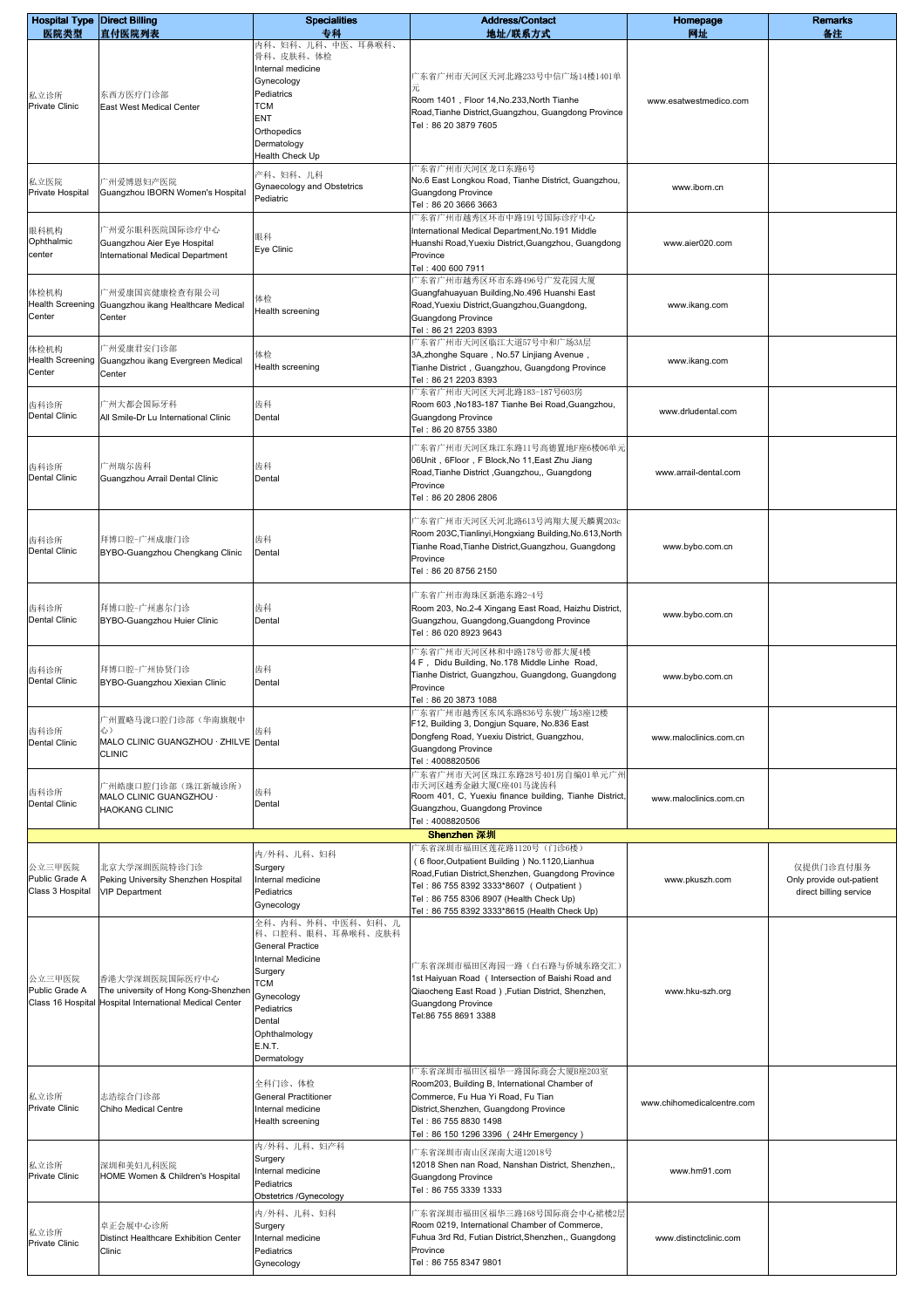| Hospital Type 医院类型 | Direct Billing 直付医院列表 | Specialities 专科 | Address/Contact 地址/联系方式 | Homepage 网址 | Remarks 备注 |
|---|---|---|---|---|---|
| 私立诊所 Private Clinic | 东西方医疗门诊部 East West Medical Center | 内科、妇科、儿科、中医、耳鼻喉科、骨科、皮肤科、体检 Internal medicine Gynecology Pediatrics TCM ENT Orthopedics Dermatology Health Check Up | 广东省广州市天河区天河北路233号中信广场14楼1401单元 Room 1401，Floor 14,No.233,North Tianhe Road,Tianhe District,Guangzhou, Guangdong Province Tel：86 20 3879 7605 | www.esatwestmedico.com | |
| 私立医院 Private Hospital | 广州爱博恩妇产医院 Guangzhou IBORN Women's Hospital | 产科、妇科、儿科 Gynaecology and Obstetrics Pediatric | 广东省广州市天河区龙口东路6号 No.6 East Longkou Road, Tianhe District, Guangzhou, Guangdong Province Tel：86 20 3666 3663 | www.iborn.cn | |
| 眼科机构 Ophthalmic center | 广州爱尔眼科医院国际诊疗中心 Guangzhou Aier Eye Hospital International Medical Department | 眼科 Eye Clinic | 广东省广州市越秀区环市中路191号国际诊疗中心 International Medical Department,No.191 Middle Huanshi Road,Yuexiu District,Guangzhou, Guangdong Province Tel：400 600 7911 | www.aier020.com | |
| 体检机构 Health Screening Center | 广州爱康国宾健康检查有限公司 Guangzhou ikang Healthcare Medical Center | 体检 Health screening | 广东省广州市越秀区环市东路496号广发花园大厦 Guangfahuayuan Building,No.496 Huanshi East Road,Yuexiu District,Guangzhou,Guangdong, Guangdong Province Tel：86 21 2203 8393 | www.ikang.com | |
| 体检机构 Health Screening Center | 广州爱康君安门诊部 Guangzhou ikang Evergreen Medical Center | 体检 Health screening | 广东省广州市天河区临江大道57号中和广场3A层 3A,zhonghe Square，No.57 Linjiang Avenue， Tianhe District，Guangzhou, Guangdong Province Tel：86 21 2203 8393 | www.ikang.com | |
| 齿科诊所 Dental Clinic | 广州大都会国际牙科 All Smile-Dr Lu International Clinic | 齿科 Dental | 广东省广州市天河区天河北路183-187号603房 Room 603 ,No183-187 Tianhe Bei Road,Guangzhou, Guangdong Province Tel：86 20 8755 3380 | www.drludental.com | |
| 齿科诊所 Dental Clinic | 广州瑞尔齿科 Guangzhou Arrail Dental Clinic | 齿科 Dental | 广东省广州市天河区珠江东路11号高德置地F座6楼06单元 06Unit，6Floor，F Block,No 11,East Zhu Jiang Road,Tianhe District ,Guangzhou,, Guangdong Province Tel：86 20 2806 2806 | www.arrail-dental.com | |
| 齿科诊所 Dental Clinic | 拜博口腔-广州成康门诊 BYBO-Guangzhou Chengkang Clinic | 齿科 Dental | 广东省广州市天河区天河北路613号鸿翔大厦天麟翼203c Room 203C,Tianlinyi,Hongxiang Building,No.613,North Tianhe Road,Tianhe District,Guangzhou, Guangdong Province Tel：86 20 8756 2150 | www.bybo.com.cn | |
| 齿科诊所 Dental Clinic | 拜博口腔-广州惠尔门诊 BYBO-Guangzhou Huier Clinic | 齿科 Dental | 广东省广州市海珠区新港东路2~4号 Room 203, No.2-4 Xingang East Road, Haizhu District, Guangzhou, Guangdong,Guangdong Province Tel：86 020 8923 9643 | www.bybo.com.cn | |
| 齿科诊所 Dental Clinic | 拜博口腔-广州协贤门诊 BYBO-Guangzhou Xiexian Clinic | 齿科 Dental | 广东省广州市天河区林和中路178号帝都大厦4楼 4 F， Didu Building, No.178 Middle Linhe Road, Tianhe District, Guangzhou, Guangdong, Guangdong Province Tel：86 20 3873 1088 | www.bybo.com.cn | |
| 齿科诊所 Dental Clinic | 广州置略马泷口腔门诊部（华南旗舰中心） MALO CLINIC GUANGZHOU · ZHILVE CLINIC | 齿科 Dental | 广东省广州市越秀区东风东路836号东竣广场3座12楼 F12, Building 3, Dongjun Square, No.836 East Dongfeng Road, Yuexiu District, Guangzhou, Guangdong Province Tel：4008820506 | www.maloclinics.com.cn | |
| 齿科诊所 Dental Clinic | 广州皓康口腔门诊部（珠江新城诊所） MALO CLINIC GUANGZHOU · HAOKANG CLINIC | 齿科 Dental | 广东省广州市天河区珠江东路28号401房自编01单元广州市天河区越秀金融大厦C座401马泷齿科 Room 401, C, Yuexiu finance building, Tianhe District, Guangzhou, Guangdong Province Tel：4008820506 | www.maloclinics.com.cn | |
| **Shenzhen 深圳** | | | | | |
| 公立三甲医院 Public Grade A Class 3 Hospital | 北京大学深圳医院特诊门诊 Peking University Shenzhen Hospital VIP Department | 内/外科、儿科、妇科 Surgery Internal medicine Pediatrics Gynecology | 广东省深圳市福田区莲花路1120号（门诊6楼） （6 floor,Outpatient Building ）No.1120,Lianhua Road,Futian District,Shenzhen, Guangdong Province Tel：86 755 8392 3333*8607 （Outpatient） Tel：86 755 8306 8907 (Health Check Up) Tel：86 755 8392 3333*8615 (Health Check Up) | www.pkuszh.com | 仅提供门诊直付服务 Only provide out-patient direct billing service |
| 公立三甲医院 Public Grade A Class 16 Hospital | 香港大学深圳医院国际医疗中心 The university of Hong Kong-Shenzhen Hospital International Medical Center | 全科、内科、外科、中医科、妇科、儿科、口腔科、眼科、耳鼻喉科、皮肤科 General Practice Internal Medicine Surgery TCM Gynecology Pediatrics Dental Ophthalmology E.N.T. Dermatology | 广东省深圳市福田区海园一路（白石路与侨城东路交汇） 1st Haiyuan Road（Intersection of Baishi Road and Qiaocheng East Road）,Futian District, Shenzhen, Guangdong Province Tel:86 755 8691 3388 | www.hku-szh.org | |
| 私立诊所 Private Clinic | 志浩综合门诊部 Chiho Medical Centre | 全科门诊、体检 General Practitioner Internal medicine Health screening | 广东省深圳市福田区福华一路国际商会大厦B座203室 Room203, Building B, International Chamber of Commerce, Fu Hua Yi Road, Fu Tian District,Shenzhen, Guangdong Province Tel：86 755 8830 1498 Tel：86 150 1296 3396 （24Hr Emergency） | www.chihomedicalcentre.com | |
| 私立诊所 Private Clinic | 深圳和美妇儿科医院 HOME Women & Children's Hospital | 内/外科、儿科、妇产科 Surgery Internal medicine Pediatrics Obstetrics /Gynecology | 广东省深圳市南山区深南大道12018号 12018 Shen nan Road, Nanshan District, Shenzhen,, Guangdong Province Tel：86 755 3339 1333 | www.hm91.com | |
| 私立诊所 Private Clinic | 卓正会展中心诊所 Distinct Healthcare Exhibition Center Clinic | 内/外科、儿科、妇科 Surgery Internal medicine Pediatrics Gynecology | 广东省深圳市福田区福华三路168号国际商会中心裙楼2层 Room 0219, International Chamber of Commerce, Fuhua 3rd Rd, Futian District,Shenzhen,, Guangdong Province Tel：86 755 8347 9801 | www.distinctclinic.com | |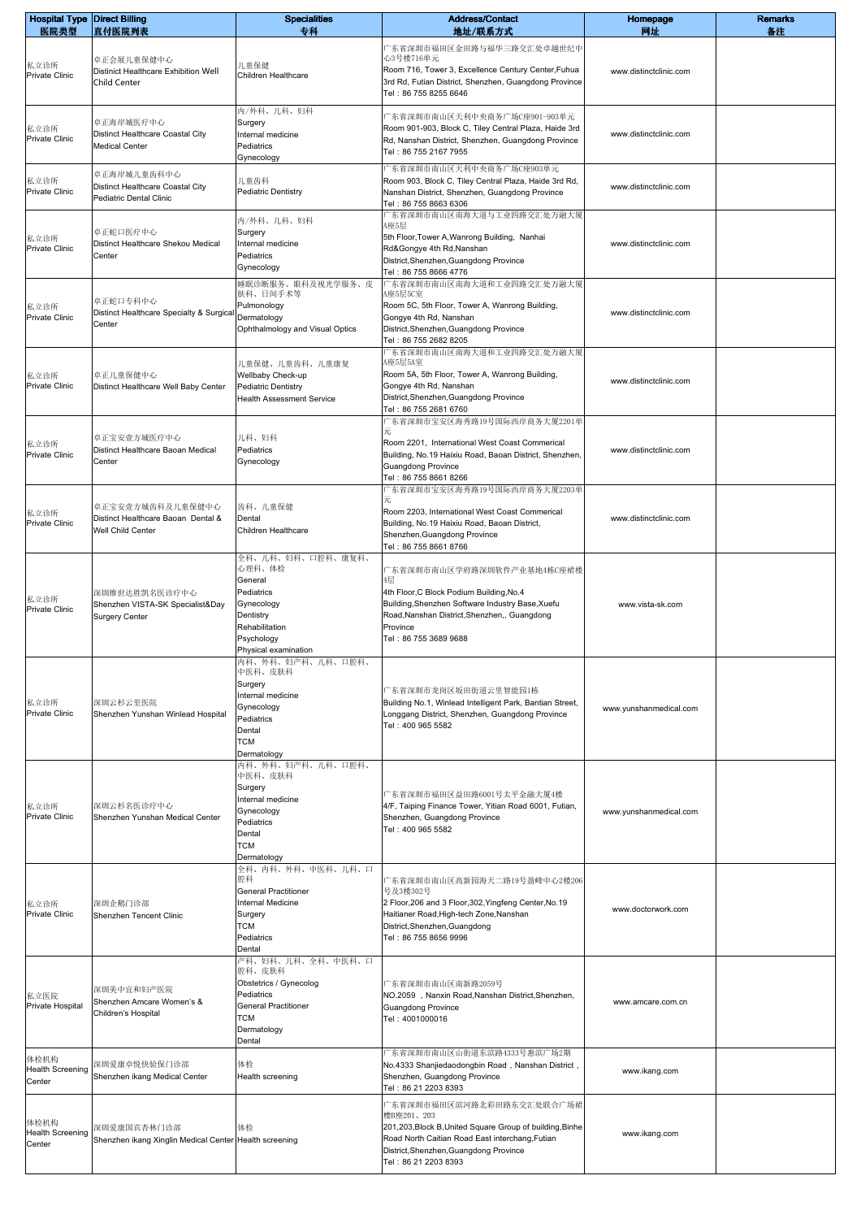| Hospital Type 医院类型 | Direct Billing 直付医院列表 | Specialities 专科 | Address/Contact 地址/联系方式 | Homepage 网址 | Remarks 备注 |
|---|---|---|---|---|---|
| 私立诊所 Private Clinic | 卓正会展儿童保健中心 Distinict Healthcare Exhibition Well Child Center | 儿童保健 Children Healthcare | 广东省深圳市福田区金田路与福华三路交汇处卓越世纪中心3号楼716单元 Room 716, Tower 3, Excellence Century Center,Fuhua 3rd Rd, Futian District, Shenzhen, Guangdong Province Tel：86 755 8255 6646 | www.distinctclinic.com | |
| 私立诊所 Private Clinic | 卓正海岸城医疗中心 Distinct Healthcare Coastal City Medical Center | 内/外科、儿科、妇科 Surgery Internal medicine Pediatrics Gynecology | 广东省深圳市南山区天利中央商务广场C座901-903单元 Room 901-903, Block C, Tiley Central Plaza, Haide 3rd Rd, Nanshan District, Shenzhen, Guangdong Province Tel：86 755 2167 7955 | www.distinctclinic.com | |
| 私立诊所 Private Clinic | 卓正海岸城儿童齿科中心 Distinct Healthcare Coastal City Pediatric Dental Clinic | 儿童齿科 Pediatric Dentistry | 广东省深圳市南山区天利中央商务广场C座903单元 Room 903, Block C, Tiley Central Plaza, Haide 3rd Rd, Nanshan District, Shenzhen, Guangdong Province Tel：86 755 8663 6306 | www.distinctclinic.com | |
| 私立诊所 Private Clinic | 卓正蛇口医疗中心 Distinct Healthcare Shekou Medical Center | 内/外科、儿科、妇科 Surgery Internal medicine Pediatrics Gynecology | 广东省深圳市南山区南海大道与工业四路交汇处万融大厦A座5层 5th Floor,Tower A,Wanrong Building, Nanhai Rd&Gongye 4th Rd,Nanshan District,Shenzhen,Guangdong Province Tel：86 755 8666 4776 | www.distinctclinic.com | |
| 私立诊所 Private Clinic | 卓正蛇口专科中心 Distinct Healthcare Specialty & Surgical Center | 睡眠诊断服务、眼科及视光学服务、皮肤科、日间手术等 Pulmonology Dermatology Ophthalmology and Visual Optics | 广东省深圳市南山区南海大道和工业四路交汇处万融大厦A座5层5C室 Room 5C, 5th Floor, Tower A, Wanrong Building, Gongye 4th Rd, Nanshan District,Shenzhen,Guangdong Province Tel：86 755 2682 8205 | www.distinctclinic.com | |
| 私立诊所 Private Clinic | 卓正儿童保健中心 Distinct Healthcare Well Baby Center | 儿童保健、儿童齿科、儿童康复 Wellbaby Check-up Pediatric Dentistry Health Assessment Service | 广东省深圳市南山区南海大道和工业四路交汇处万融大厦A座5层5A室 Room 5A, 5th Floor, Tower A, Wanrong Building, Gongye 4th Rd, Nanshan District,Shenzhen,Guangdong Province Tel：86 755 2681 6760 | www.distinctclinic.com | |
| 私立诊所 Private Clinic | 卓正宝安壹方城医疗中心 Distinct Healthcare Baoan Medical Center | 儿科、妇科 Pediatrics Gynecology | 广东省深圳市宝安区海秀路19号国际西岸商务大厦2201单元 Room 2201, International West Coast Commerical Building, No.19 Haixiu Road, Baoan District, Shenzhen, Guangdong Province Tel：86 755 8661 8266 | www.distinctclinic.com | |
| 私立诊所 Private Clinic | 卓正宝安壹方城齿科及儿童保健中心 Distinct Healthcare Baoan Dental & Well Child Center | 齿科、儿童保健 Dental Children Healthcare | 广东省深圳市宝安区海秀路19号国际西岸商务大厦2203单元 Room 2203, International West Coast Commerical Building, No.19 Haixiu Road, Baoan District, Shenzhen,Guangdong Province Tel：86 755 8661 8766 | www.distinctclinic.com | |
| 私立诊所 Private Clinic | 深圳维世达胜凯名医诊疗中心 Shenzhen VISTA-SK Specialist&Day Surgery Center | 全科、儿科、妇科、口腔科、康复科、心理科、体检 General Pediatrics Gynecology Dentistry Rehabilitation Psychology Physical examination | 广东省深圳市南山区学府路深圳软件产业基地4栋C座裙楼4层 4th Floor,C Block Podium Building,No.4 Building,Shenzhen Software Industry Base,Xuefu Road,Nanshan District,Shenzhen,, Guangdong Province Tel：86 755 3689 9688 | www.vista-sk.com | |
| 私立诊所 Private Clinic | 深圳云杉云里医院 Shenzhen Yunshan Winlead Hospital | 内科、外科、妇产科、儿科、口腔科、中医科、皮肤科 Surgery Internal medicine Gynecology Pediatrics Dental TCM Dermatology | 广东省深圳市龙岗区坂田街道云里智能园1栋 Building No.1, Winlead Intelligent Park, Bantian Street, Longgang District, Shenzhen, Guangdong Province Tel：400 965 5582 | www.yunshanmedical.com | |
| 私立诊所 Private Clinic | 深圳云杉名医诊疗中心 Shenzhen Yunshan Medical Center | 内科、外科、妇产科、儿科、口腔科、中医科、皮肤科 Surgery Internal medicine Gynecology Pediatrics Dental TCM Dermatology | 广东省深圳市福田区益田路6001号太平金融大厦4楼 4/F, Taiping Finance Tower, Yitian Road 6001, Futian, Shenzhen, Guangdong Province Tel：400 965 5582 | www.yunshanmedical.com | |
| 私立诊所 Private Clinic | 深圳企鹅门诊部 Shenzhen Tencent Clinic | 全科、内科、外科、中医科、儿科、口腔科 General Practitioner Internal Medicine Surgery TCM Pediatrics Dental | 广东省深圳市南山区高新园海天二路19号盈峰中心2楼206号及3楼302号 2 Floor,206 and 3 Floor,302,Yingfeng Center,No.19 Haitianer Road,High-tech Zone,Nanshan District,Shenzhen,Guangdong Tel：86 755 8656 9996 | www.doctorwork.com | |
| 私立医院 Private Hospital | 深圳美中宜和妇产医院 Shenzhen Amcare Women's & Children's Hospital | 产科、妇科、儿科、全科、中医科、口腔科、皮肤科 Obstetrics / Gynecolog Pediatrics General Practitioner TCM Dermatology Dental | 广东省深圳市南山区南新路2059号 NO.2059 ，Nanxin Road,Nanshan District,Shenzhen, Guangdong Province Tel：4001000016 | www.amcare.com.cn | |
| 体检机构 Health Screening Center | 深圳爱康卓悦快验保门诊部 Shenzhen ikang Medical Center | 体检 Health screening | 广东省深圳市南山区山街道东滨路4333号惠滨广场2期 No.4333 Shanjiedaodongbin Road，Nanshan District，Shenzhen, Guangdong Province Tel：86 21 2203 8393 | www.ikang.com | |
| 体检机构 Health Screening Center | 深圳爱康国宾杏林门诊部 Shenzhen ikang Xinglin Medical Center | 体检 Health screening | 广东省深圳市福田区滨河路北彩田路东交汇处联合广场裙楼B座201、203 201,203,Block B,United Square Group of building,Binhe Road North Caitian Road East interchang,Futian District,Shenzhen,Guangdong Province Tel：86 21 2203 8393 | www.ikang.com | |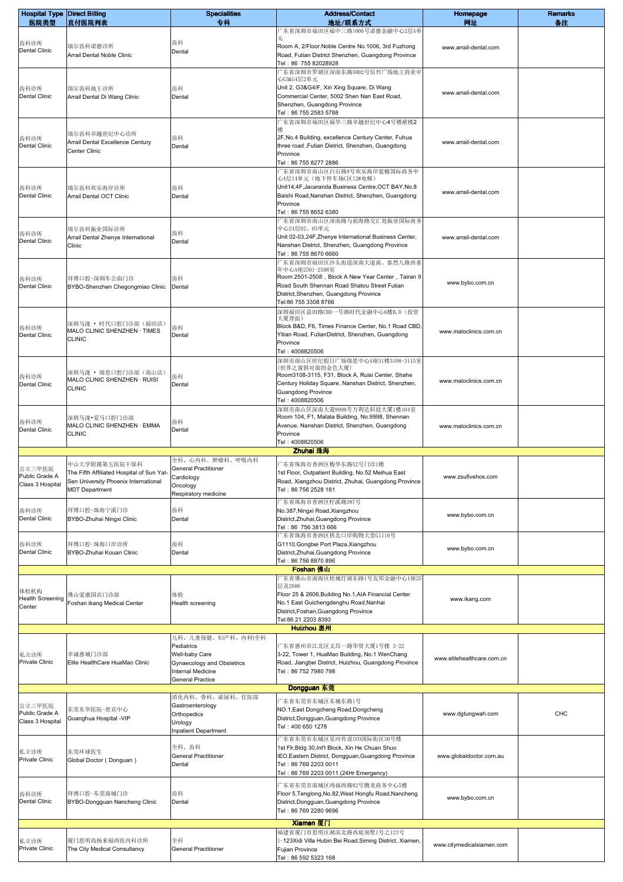| Hospital Type 医院类型 | Direct Billing 直付医院列表 | Specialities 专科 | Address/Contact 地址/联系方式 | Homepage 网址 | Remarks 备注 |
|---|---|---|---|---|---|
| 齿科诊所 Dental Clinic | 瑞尔齿科诺德诊所 Arrail Dental Noble Clinic | 齿科 Dental | 广东省深圳市福田区福中三路1006号诺德金融中心2层A单元 Room A, 2/Floor.Noble Centre No.1006, 3rd Fuzhong Road, Futian District Shenzhen, Guangdong Province Tel：86 755 82028928 | www.arrail-dental.com | |
| 齿科诊所 Dental Clinic | 瑞尔齿科地王诊所 Arrail Dental Di Wang Clinic | 齿科 Dental | 广东省深圳市罗湖区深南东路5002号信兴广场地王商业中心G3&G4层2单元 Unit 2, G3&G4/F, Xin Xing Square, Di Wang Commercial Center, 5002 Shen Nan East Road, Shenzhen, Guangdong Province Tel：86 755 2583 5788 | www.arrail-dental.com | |
| 齿科诊所 Dental Clinic | 瑞尔齿科卓越世纪中心诊所 Arrail Dental Excellence Century Center Clinic | 齿科 Dental | 广东省深圳市福田区福华三路卓越世纪中心4号楼裙楼2楼 2F,No.4 Building, excellence Century Center, Fuhua three road ,Futian District, Shenzhen, Guangdong Province Tel：86 755 8277 2886 | www.arrail-dental.com | |
| 齿科诊所 Dental Clinic | 瑞尔齿科欢乐海岸诊所 Arrail Dental OCT Clinic | 齿科 Dental | 广东省深圳市南山区白石路8号欢乐海岸蓝楹国际商务中心4层14单元（地下停车场C区12#电梯） Unit14,4F,Jacaranda Business Centre,OCT BAY,No.8 Baishi Road,Nanshan District, Shenzhen, Guangdong Province Tel：86 755 8652 6380 | www.arrail-dental.com | |
| 齿科诊所 Dental Clinic | 瑞尔齿科振业国际诊所 Arrail Dental Zhenye International Clinic | 齿科 Dental | 广东省深圳市南山区深南路与前海路交汇处振业国际商务中心24层02、03单元 Unit 02-03,24F,Zhenye International Business Center, Nanshan District, Shenzhen, Guangdong Province Tel：86 755 8670 6660 | www.arrail-dental.com | |
| 齿科诊所 Dental Clinic | 拜博口腔-深圳车公庙门诊 BYBO-Shenzhen Chegongmiao Clinic | 齿科 Dental | 广东省深圳市福田区沙头街道深南大道南、泰然九路西喜年中心A座2501-2508室 Room 2501-2508，Block A New Year Center，Tairan 9 Road South Shennan Road Shatou Street Futian District,Shenzhen, Guangdong Province Tel:86 755 3308 8766 | www.bybo.com.cn | |
| 齿科诊所 Dental Clinic | 深圳马泷 • 时代口腔门诊部（福田店） MALO CLINIC SHENZHEN · TIMES CLINIC | 齿科 Dental | 深圳福田区益田路CBD一号路时代金融中心6楼B，D（投资大厦背面） Block B&D, F6, Times Finance Center, No.1 Road CBD, Yitian Road, FutianDistrict, Shenzhen, Guangdong Province Tel：4008820506 | www.maloclinics.com.cn | |
| 齿科诊所 Dental Clinic | 深圳马泷 • 瑞思口腔门诊部（南山店） MALO CLINIC SHENZHEN · RUISI CLINIC | 齿科 Dental | 深圳市南山区世纪假日广场瑞思中心A座31楼3108-3115室（世界之窗斜对面的金色大厦） Room3108-3115, F31, Block A, Ruisi Center, Shahe Century Holiday Square, Nanshan District, Shenzhen, Guangdong Province Tel：4008820506 | www.maloclinics.com.cn | |
| 齿科诊所 Dental Clinic | 深圳马泷•爱马口腔门诊部 MALO CLINIC SHENZHEN · EMMA CLINIC | 齿科 Dental | 深圳市南山区深南大道9998号万利达科技大厦1楼104室 Room 104, F1, Malata Building, No.9998, Shennan Avenue, Nanshan District, Shenzhen, Guangdong Province Tel：4008820506 | www.maloclinics.com.cn | |
| **Zhuhai 珠海** | | | | | |
| 公立三甲医院 Public Grade A Class 3 Hospital | 中山大学附属第五医院干保科 The Fifth Affiliated Hospital of Sun Yat-Sen University Phoenix International MDT Department | 全科、心内科、肿瘤科、呼吸内科 General Practitioner Cardiology Oncology Respiratory medicine | 广东省珠海市香洲区梅华东路52号门诊1楼 1st Floor, Outpatient Building, No.52 Meihua East Road, Xiangzhou District, Zhuhai, Guangdong Province Tel：86 756 2528 181 | www.zsufivehos.com | |
| 齿科诊所 Dental Clinic | 拜博口腔-珠海宁溪门诊 BYBO-Zhuhai Ningxi Clinic | 齿科 Dental | 广东省珠海市香洲区柠溪路387号 No.387,Ningxi Road,Xiangzhou District,Zhuhai,Guangdong Province Tel：86 756 3813 666 | www.bybo.com.cn | |
| 齿科诊所 Dental Clinic | 拜博口腔-珠海口岸诊所 BYBO-Zhuhai Kouan Clinic | 齿科 Dental | 广东省珠海市香洲区拱北口岸购物大堂G1110号 G1110,Gongbei Port Plaza,Xiangzhou District,Zhuhai,Guangdong Province Tel：86 756 8870 896 | www.bybo.com.cn | |
| **Foshan 佛山** | | | | | |
| 体检机构 Health Screening Center | 佛山爱康国宾门诊部 Foshan ikang Medical Center | 体检 Health screening | 广东省佛山市南海区桂城灯湖东路1号友邦金融中心1座25层及2606 Floor 25 & 2606,Building No.1,AIA Financial Center No.1 East Guichengdenghu Road,Nanhai District,Foshan,Guangdong Province Tel:86 21 2203 8393 | www.ikang.com | |
| **Huizhou 惠州** | | | | | |
| 私立诊所 Private Clinic | 卓诚惠城门诊部 Elite HealthCare HuaMao Clinic | 儿科、儿童保健、妇产科、内科\全科 Pediatrics Well-baby Care Gynaecology and Obstetrics Internal Medicine General Practice | 广东省惠州市江北区文昌一路华贸大厦1号楼 3-22 3-22, Tower 1, HuaMao Building, No.1 WenChang Road, Jiangbei District, Huizhou, Guangdong Province Tel：86 752 7980 798 | www.elitehealthcare.com.cn | |
| **Dongguan 东莞** | | | | | |
| 公立三甲医院 Public Grade A Class 3 Hospital | 东莞东华医院-贵宾中心 Guanghua Hospital -VIP | 消化内科、骨科、泌尿科、住院部 Gastroenterology Orthopedics Urology Inpatient Department | 广东省东莞市东城区东城东路1号 NO.1,East Dongcheng Road,Dongcheng District,Dongguan,Guangdong Province Tel：400 650 1278 | www.dgtungwah.com | CHC |
| 私立诊所 Private Clinic | 东莞环球医生 Global Doctor ( Donguan ) | 全科、齿科 General Practitioner Dental | 广东省东莞市东城区星河传说IEO国际街区30号楼 1st Flr,Bldg 30,Int't Block, Xin He Chuan Shuo IEO,Eastern District, Dongguan,Guangdong Province Tel：86 769 2203 0011 Tel：86 769 2203 0011 (24Hr Emergency) | www.globaldoctor.com.au | |
| 齿科诊所 Dental Clinic | 拜博口腔-东莞南城门诊 BYBO-Dongguan Nancheng Clinic | 齿科 Dental | 广东省东莞市南城区鸿福西路82号腾龙商务中心5楼 Floor 5,Tenglong,No.82,West Hongfu Road,Nancheng District,Dongguan,Guangdong Province Tel：86 769 2280 9696 | www.bybo.com.cn | |
| **Xiamen 厦门** | | | | | |
| 私立诊所 Private Clinic | 厦门思明区高扬来福西医内科诊所 The City Medical Consultancy | 全科 General Practitioner | 福建省厦门市思明区湖滨北路西堤别墅1号之123号 1-123Xidi Villa Hubin Bei Road,Siming District, Xiamen, Fujian Province Tel：86 592 5323 168 | www.citymedicalxiamen.com | |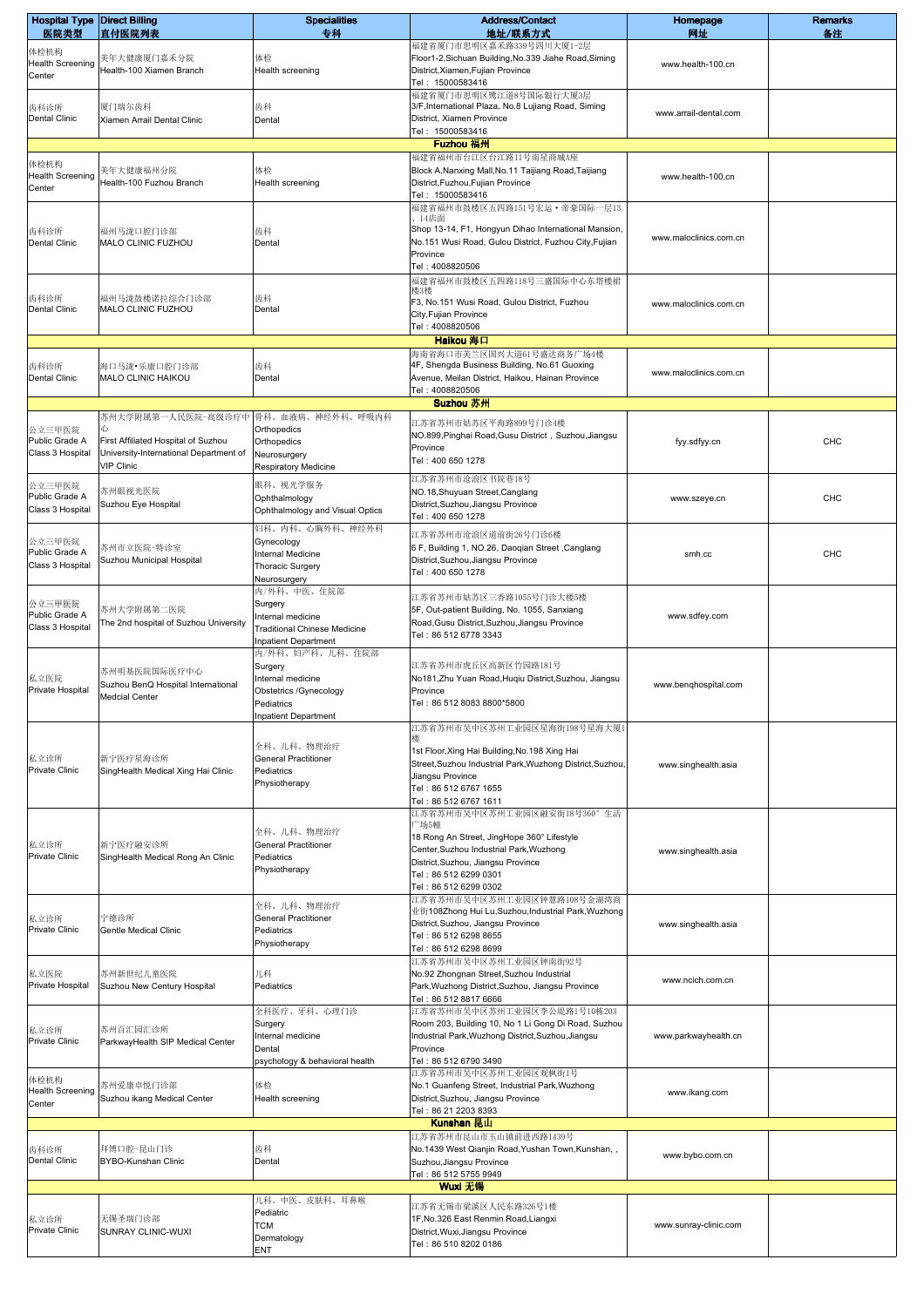| Hospital Type 医院类型 | Direct Billing 直付医院列表 | Specialities 专科 | Address/Contact 地址/联系方式 | Homepage 网址 | Remarks 备注 |
|---|---|---|---|---|---|
| 体检机构 Health Screening Center | 美年大健康厦门嘉禾分院 Health-100 Xiamen Branch | 体检 Health screening | 福建省厦门市思明区嘉禾路339号四川大厦1-2层 Floor1-2,Sichuan Building,No.339 Jiahe Road,Siming District,Xiamen,Fujian Province Tel：15000583416 | www.health-100.cn | |
| 齿科诊所 Dental Clinic | 厦门瑞尔齿科 Xiamen Arrail Dental Clinic | 齿科 Dental | 福建省厦门市思明区鹭江道8号国际银行大厦3层 3/F,International Plaza, No.8 Lujiang Road, Siming District, Xiamen Province Tel：15000583416 | www.arrail-dental.com | |
| **Fuzhou 福州** | | | | | |
| 体检机构 Health Screening Center | 美年大健康福州分院 Health-100 Fuzhou Branch | 体检 Health screening | 福建省福州市台江区台江路11号南星商城A座 Block A,Nanxing Mall,No.11 Taijiang Road,Taijiang District,Fuzhou,Fujian Province Tel：15000583416 | www.health-100.cn | |
| 齿科诊所 Dental Clinic | 福州马泷口腔门诊部 MALO CLINIC FUZHOU | 齿科 Dental | 福建省福州市鼓楼区五四路151号宏运·帝豪国际一层13、14店面 Shop 13-14, F1, Hongyun Dihao International Mansion, No.151 Wusi Road, Gulou District, Fuzhou City,Fujian Province Tel：4008820506 | www.maloclinics.com.cn | |
| 齿科诊所 Dental Clinic | 福州马泷鼓楼诺拉综合门诊部 MALO CLINIC FUZHOU | 齿科 Dental | 福建省福州市鼓楼区五四路118号三盛国际中心东塔楼裙楼3楼 F3, No.151 Wusi Road, Gulou District, Fuzhou City,Fujian Province Tel：4008820506 | www.maloclinics.com.cn | |
| **Haikou 海口** | | | | | |
| 齿科诊所 Dental Clinic | 海口马泷•乐康口腔门诊部 MALO CLINIC HAIKOU | 齿科 Dental | 海南省海口市美兰区国兴大道61号盛达商务广场4楼 4F, Shengda Business Building, No.61 Guoxing Avenue, Meilan District, Haikou, Hainan Province Tel：4008820506 | www.maloclinics.com.cn | |
| **Suzhou 苏州** | | | | | |
| 公立三甲医院 Public Grade A Class 3 Hospital | 苏州大学附属第一人民医院-高级诊疗中心 First Affiliated Hospital of Suzhou University-International Department of VIP Clinic | 骨科、血液病、神经外科、呼吸内科 Orthopedics Orthopedics Neurosurgery Respiratory Medicine | 江苏省苏州市姑苏区平海路899号门诊4楼 NO.899,Pinghai Road,Gusu District，Suzhou,Jiangsu Province Tel：400 650 1278 | fyy.sdfyy.cn | CHC |
| 公立三甲医院 Public Grade A Class 3 Hospital | 苏州眼视光医院 Suzhou Eye Hospital | 眼科、视光学服务 Ophthalmology Ophthalmology and Visual Optics | 江苏省苏州市沧浪区书院巷18号 NO.18,Shuyuan Street,Canglang District,Suzhou,Jiangsu Province Tel：400 650 1278 | www.szeye.cn | CHC |
| 公立三甲医院 Public Grade A Class 3 Hospital | 苏州市立医院-特诊室 Suzhou Municipal Hospital | 妇科、内科、心胸外科、神经外科 Gynecology Internal Medicine Thoracic Surgery Neurosurgery | 江苏省苏州市沧浪区道前街26号门诊6楼 6 F, Building 1, NO.26, Daoqian Street ,Canglang District,Suzhou,Jiangsu Province Tel：400 650 1278 | smh.cc | CHC |
| 公立三甲医院 Public Grade A Class 3 Hospital | 苏州大学附属第二医院 The 2nd hospital of Suzhou University | 内/外科、中医、住院部 Surgery Internal medicine Traditional Chinese Medicine Inpatient Department | 江苏省苏州市姑苏区三香路1055号门诊大楼5楼 5F, Out-patient Building, No. 1055, Sanxiang Road,Gusu District,Suzhou,Jiangsu Province Tel：86 512 6778 3343 | www.sdfey.com | |
| 私立医院 Private Hospital | 苏州明基医院国际医疗中心 Suzhou BenQ Hospital International Medcial Center | 内/外科、妇产科、儿科、住院部 Surgery Internal medicine Obstetrics /Gynecology Pediatrics Inpatient Department | 江苏省苏州市虎丘区高新区竹园路181号 No181,Zhu Yuan Road,Huqiu District,Suzhou, Jiangsu Province Tel：86 512 8083 8800*5800 | www.benqhospital.com | |
| 私立诊所 Private Clinic | 新宁医疗星海诊所 SingHealth Medical Xing Hai Clinic | 全科、儿科、物理治疗 General Practitioner Pediatrics Physiotherapy | 江苏省苏州市吴中区苏州工业园区星海街198号星海大厦1楼 1st Floor,Xing Hai Building,No.198 Xing Hai Street,Suzhou Industrial Park,Wuzhong District,Suzhou,Jiangsu Province Tel：86 512 6767 1655 Tel：86 512 6767 1611 | www.singhealth.asia | |
| 私立诊所 Private Clinic | 新宁医疗融安诊所 SingHealth Medical Rong An Clinic | 全科、儿科、物理治疗 General Practitioner Pediatrics Physiotherapy | 江苏省苏州市吴中区苏州工业园区融安街18号360° 生活广场5幢 18 Rong An Street, JingHope 360° Lifestyle Center,Suzhou Industrial Park,Wuzhong District,Suzhou, Jiangsu Province Tel：86 512 6299 0301 Tel：86 512 6299 0302 | www.singhealth.asia | |
| 私立诊所 Private Clinic | 宁德诊所 Gentle Medical Clinic | 全科、儿科、物理治疗 General Practitioner Pediatrics Physiotherapy | 江苏省苏州市吴中区苏州工业园区钟慧路108号金湖湾商业街108Zhong Hui Lu,Suzhou,Industrial Park,Wuzhong District,Suzhou, Jiangsu Province Tel：86 512 6298 8655 Tel：86 512 6298 8699 | www.singhealth.asia | |
| 私立医院 Private Hospital | 苏州新世纪儿童医院 Suzhou New Century Hospital | 儿科 Pediatrics | 江苏省苏州市吴中区苏州工业园区钟南街92号 No.92 Zhongnan Street,Suzhou Industrial Park,Wuzhong District,Suzhou, Jiangsu Province Tel：86 512 8817 6666 | www.ncich.com.cn | |
| 私立诊所 Private Clinic | 苏州百汇园汇诊所 ParkwayHealth SIP Medical Center | 全科医疗、牙科、心理门诊 Surgery Internal medicine Dental psychology & behavioral health | 江苏省苏州市吴中区苏州工业园区李公堤路1号10栋203 Room 203, Building 10, No 1 Li Gong Di Road, Suzhou Industrial Park,Wuzhong District,Suzhou,Jiangsu Province Tel：86 512 6790 3490 | www.parkwayhealth.cn | |
| 体检机构 Health Screening Center | 苏州爱康卓悦门诊部 Suzhou ikang Medical Center | 体检 Health screening | 江苏省苏州市吴中区苏州工业园区观枫街1号 No.1 Guanfeng Street, Industrial Park,Wuzhong District,Suzhou, Jiangsu Province Tel：86 21 2203 8393 | www.ikang.com | |
| **Kunshan 昆山** | | | | | |
| 齿科诊所 Dental Clinic | 拜博口腔-昆山门诊 BYBO-Kunshan Clinic | 齿科 Dental | 江苏省苏州市昆山市玉山镇前进西路1439号 No.1439 West Qianjin Road,Yushan Town,Kunshan, , Suzhou,Jiangsu Province Tel：86 512 5755 9949 | www.bybo.com.cn | |
| **Wuxi 无锡** | | | | | |
| 私立诊所 Private Clinic | 无锡圣瑞门诊部 SUNRAY CLINIC-WUXI | 儿科、中医、皮肤科、耳鼻喉 Pediatric TCM Dermatology ENT | 江苏省无锡市梁溪区人民东路326号1楼 1F,No.326 East Renmin Road,Liangxi District,Wuxi,Jiangsu Province Tel：86 510 8202 0186 | www.sunray-clinic.com | |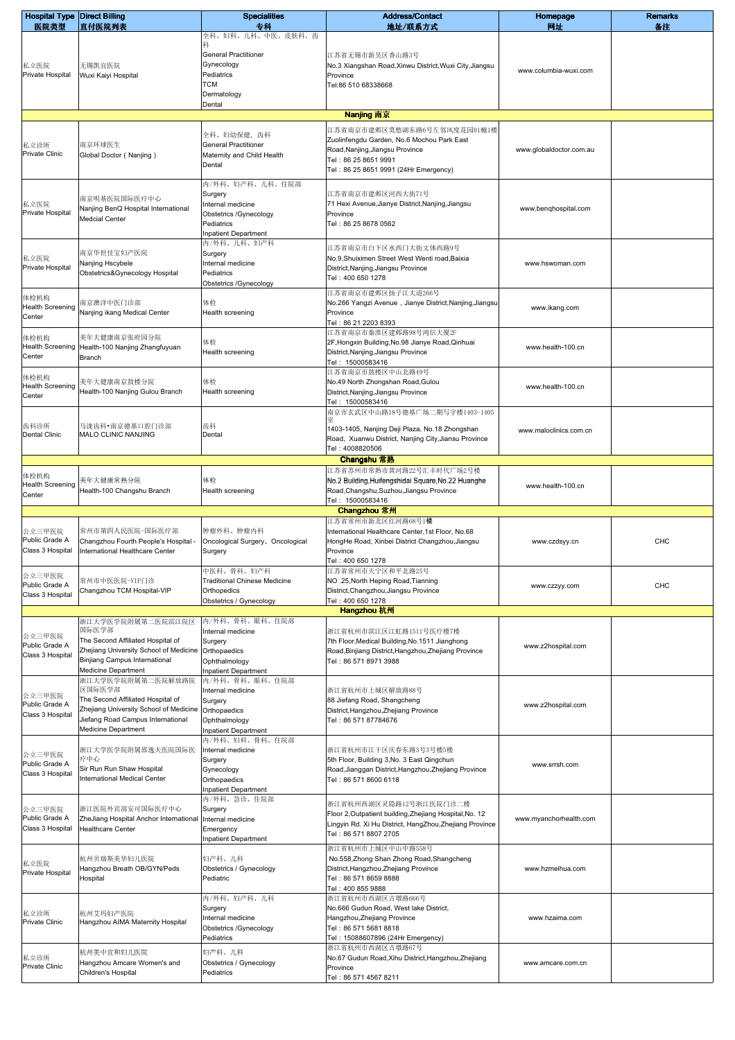| Hospital Type 医院类型 | Direct Billing 直付医院列表 | Specialities 专科 | Address/Contact 地址/联系方式 | Homepage 网址 | Remarks 备注 |
|---|---|---|---|---|---|
| 私立医院 Private Hospital | 无锡凯宜医院 Wuxi Kaiyi Hospital | 全科、妇科、儿科、中医、皮肤科、齿科 General Practitioner Gynecology Pediatrics TCM Dermatology Dental | 江苏省无锡市新吴区香山路3号 No.3 Xiangshan Road,Xinwu District,Wuxi City,Jiangsu Province Tel:86 510 68338668 | www.columbia-wuxi.com | |
| **Nanjing 南京** | | | | | |
| 私立诊所 Private Clinic | 南京环球医生 Global Doctor ( Nanjing ) | 全科、妇幼保健，齿科 General Practitioner Maternity and Child Health Dental | 江苏省南京市建邺区莫愁湖东路6号左邻风度花园01幢1楼 Zuolinfengdu Garden, No.6 Mochou Park East Road,Nanjing,Jiangsu Province Tel : 86 25 8651 9991 Tel : 86 25 8651 9991 (24Hr Emergency) | www.globaldoctor.com.au | |
| 私立医院 Private Hospital | 南京明基医院国际医疗中心 Nanjing BenQ Hospital International Medcial Center | 内/外科、妇产科、儿科、住院部 Surgery Internal medicine Obstetrics /Gynecology Pediatrics Inpatient Department | 江苏省南京市建邺区河西大街71号 71 Hexi Avenue,Jianye District,Nanjing,Jiangsu Province Tel : 86 25 8678 0562 | www.benqhospital.com | |
| 私立医院 Private Hospital | 南京华世佳宝妇产医院 Nanjing Hscybele Obstetrics&Gynecology Hospital | 内/外科、儿科、妇产科 Surgery Internal medicine Pediatrics Obstetrics /Gynecology | 江苏省南京市白下区水西门大街文体西路9号 No.9,Shuiximen Street West Wenti road,Baixia District,Nanjing,Jiangsu Province Tel : 400 650 1278 | www.hswoman.com | |
| 体检机构 Health Screening Center | 南京澳洋中医门诊部 Nanjing ikang Medical Center | 体检 Health screening | 江苏省南京市建邺区扬子江大道266号 No.266 Yangzi Avenue , Jianye District,Nanjing,Jiangsu Province Tel : 86 21 2203 8393 | www.ikang.com | |
| 体检机构 Health Screening Center | 美年大健康南京张府园分院 Health-100 Nanjing Zhangfuyuan Branch | 体检 Health screening | 江苏省南京市秦淮区建邺路98号鸿信大厦2F 2F,Hongxin Building,No.98 Jianye Road,Qinhuai District,Nanjing,Jiangsu Province Tel : 15000583416 | www.health-100.cn | |
| 体检机构 Health Screening Center | 美年大健康南京鼓楼分院 Health-100 Nanjing Gulou Branch | 体检 Health screening | 江苏省南京市鼓楼区中山北路49号 No.49 North Zhongshan Road,Gulou District,Nanjing,Jiangsu Province Tel : 15000583416 | www.health-100.cn | |
| 齿科诊所 Dental Clinic | 马泷齿科•南京德基口腔门诊部 MALO CLINIC NANJING | 齿科 Dental | 南京市玄武区中山路18号德基广场二期写字楼1403-1405室 1403-1405, Nanjing Deji Plaza, No.18 Zhongshan Road, Xuanwu District, Nanjing City,Jiansu Province Tel : 4008820506 | www.maloclinics.com.cn | |
| **Changshu 常熟** | | | | | |
| 体检机构 Health Screening Center | 美年大健康常熟分院 Health-100 Changshu Branch | 体检 Health screening | 江苏省苏州市常熟市黄河路22号汇丰时代广场2号楼 No.2 Building,Huifengshidai Square,No.22 Huanghe Road,Changshu,Suzhou,Jiangsu Province Tel : 15000583416 | www.health-100.cn | |
| **Changzhou 常州** | | | | | |
| 公立三甲医院 Public Grade A Class 3 Hospital | 常州市第四人民医院-国际医疗部 Changzhou Fourth People's Hospital - International Healthcare Center | 肿瘤外科、肿瘤内科 Oncological Surgery、Oncological Surgery | 江苏省常州市新北区红河路68号1楼 International Healthcare Center,1st Floor, No.68 HongHe Road, Xinbei District Changzhou,Jiangsu Province Tel : 400 650 1278 | www.czdsyy.cn | CHC |
| 公立三甲医院 Public Grade A Class 3 Hospital | 常州市中医医院-VIP门诊 Changzhou TCM Hospital-VIP | 中医科、骨科、妇产科 Traditional Chinese Medicine Orthopedics Obstetrics / Gynecology | 江苏省常州市天宁区和平北路25号 NO .25,North Heping Road,Tianning District,Changzhou,Jiangsu Province Tel : 400 650 1278 | www.czzyy.com | CHC |
| **Hangzhou 杭州** | | | | | |
| 公立三甲医院 Public Grade A Class 3 Hospital | 浙江大学医学院附属第二医院滨江院区国际医学部 The Second Affiliated Hospital of Zhejiang University School of Medicine Binjiang Campus International Medicine Department | 内/外科、骨科、眼科、住院部 Internal medicine Surgery Orthopaedics Ophthalmology Inpatient Department | 浙江省杭州市滨江区江虹路1511号医疗楼7楼 7th Floor,Medical Building,No.1511 Jianghong Road,Binjiang District,Hangzhou,Zhejiang Province Tel : 86 571 8971 3988 | www.z2hospital.com | |
| 公立三甲医院 Public Grade A Class 3 Hospital | 浙江大学医学院附属第二医院解放路院区国际医学部 The Second Affiliated Hospital of Zhejiang University School of Medicine Jiefang Road Campus International Medicine Department | 内/外科、骨科、眼科、住院部 Internal medicine Surgery Orthopaedics Ophthalmology Inpatient Department | 浙江省杭州市上城区解放路88号 88 Jiefang Road, Shangcheng District,Hangzhou,Zhejiang Province Tel : 86 571 87784676 | www.z2hospital.com | |
| 公立三甲医院 Public Grade A Class 3 Hospital | 浙江大学医学院附属邵逸夫医院国际医疗中心 Sir Run Run Shaw Hospital International Medical Center | 内/外科、妇科、骨科、住院部 Internal medicine Surgery Gynecology Orthopaedics Inpatient Department | 浙江省杭州市江干区庆春东路3号3号楼5楼 5th Floor, Building 3,No. 3 East Qingchun Road,Jianggan District,Hangzhou,Zhejiang Province Tel : 86 571 8600 6118 | www.srrsh.com | |
| 公立三甲医院 Public Grade A Class 3 Hospital | 浙江医院外宾部安可国际医疗中心 ZheJiang Hospital Anchor International Healthcare Center | 内/外科、急诊、住院部 Surgery Internal medicine Emergency Inpatient Department | 浙江省杭州西湖区灵隐路12号浙江医院门诊二楼 Floor 2,Outpatient building,Zhejiang Hospital,No. 12 Lingyin Rd. Xi Hu District, HangZhou,Zhejiang Province Tel : 86 571 8807 2705 | www.myanchorhealth.com | |
| 私立医院 Private Hospital | 杭州贝瑞斯美华妇儿医院 Hangzhou Breath OB/GYN/Peds Hospital | 妇产科、儿科 Obstetrics / Gynecology Pediatric | 浙江省杭州市上城区中山中路558号 No.558,Zhong Shan Zhong Road,Shangcheng District,Hangzhou,Zhejiang Province Tel : 86 571 8659 8888 Tel : 400 855 9888 | www.hzmeihua.com | |
| 私立诊所 Private Clinic | 杭州艾玛妇产医院 Hangzhou AIMA Maternity Hospital | 内/外科、妇产科、儿科 Surgery Internal medicine Obstetrics /Gynecology Pediatrics | 浙江省杭州市西湖区古墩路666号 No.666 Gudun Road, West lake District, Hangzhou,Zhejiang Province Tel : 86 571 5681 8818 Tel : 15088607896 (24Hr Emergency) | www.hzaima.com | |
| 私立诊所 Private Clinic | 杭州美中宜和妇儿医院 Hangzhou Amcare Women's and Children's Hospital | 妇产科、儿科 Obstetrics / Gynecology Pediatrics | 浙江省杭州市西湖区古墩路67号 No.67 Gudun Road,Xihu District,Hangzhou,Zhejiang Province Tel : 86 571 4567 8211 | www.amcare.com.cn | |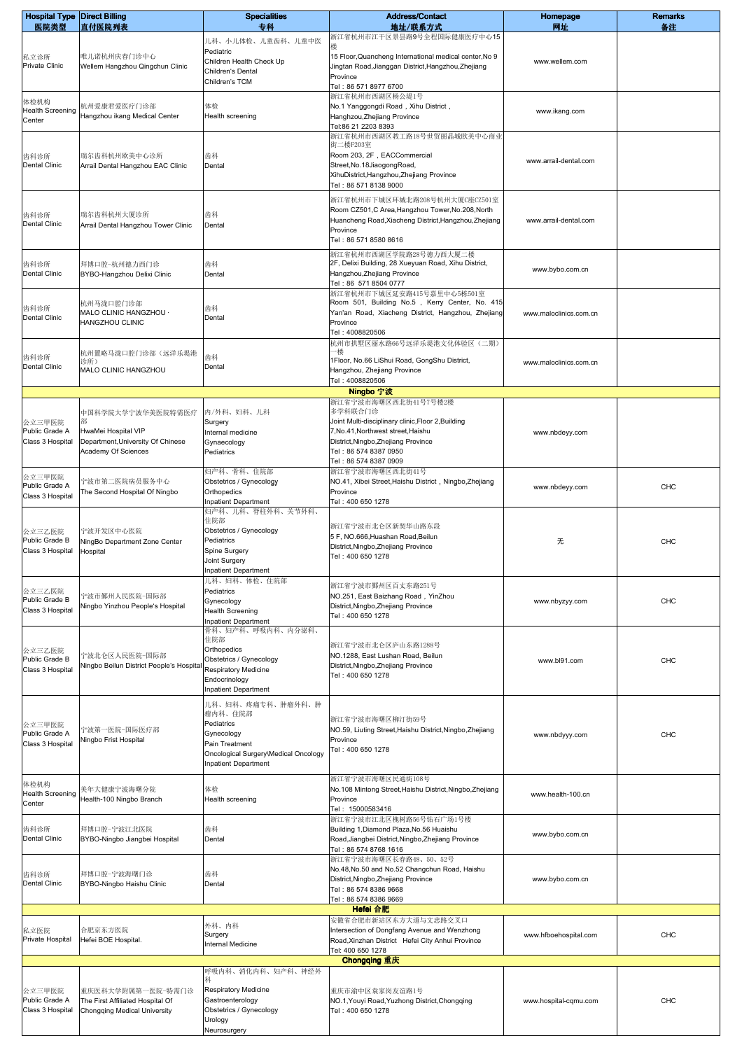| Hospital Type 医院类型 | Direct Billing 直付医院列表 | Specialities 专科 | Address/Contact 地址/联系方式 | Homepage 网址 | Remarks 备注 |
|---|---|---|---|---|---|
| 私立诊所 Private Clinic | 唯儿诺杭州庆春门诊中心 Wellem Hangzhou Qingchun Clinic | 儿科、小儿体检、儿童齿科、儿童中医 Pediatric Children Health Check Up Children's Dental Children's TCM | 浙江省杭州市江干区景昙路9号全程国际健康医疗中心15楼 15 Floor,Quancheng International medical center,No 9 Jingtan Road,Jianggan District,Hangzhou,Zhejiang Province Tel：86 571 8977 6700 | www.wellem.com | |
| 体检机构 Health Screening Center | 杭州爱康君爱医疗门诊部 Hangzhou ikang Medical Center | 体检 Health screening | 浙江省杭州市西湖区杨公堤1号 No.1 Yanggongdi Road，Xihu District，Hanghzou,Zhejiang Province Tel:86 21 2203 8393 | www.ikang.com | |
| 齿科诊所 Dental Clinic | 瑞尔齿科杭州欧美中心诊所 Arrail Dental Hangzhou EAC Clinic | 齿科 Dental | 浙江省杭州市西湖区教工路18号世贸丽晶城欧美中心商业街二楼F203室 Room 203, 2F，EACCommercial Street,No.18JiaogongRoad, XihuDistrict,Hangzhou,Zhejiang Province Tel：86 571 8138 9000 | www.arrail-dental.com | |
| 齿科诊所 Dental Clinic | 瑞尔齿科杭州大厦诊所 Arrail Dental Hangzhou Tower Clinic | 齿科 Dental | 浙江省杭州市下城区环城北路208号杭州大厦C座CZ501室 Room CZ501,C Area,Hangzhou Tower,No.208,North Huancheng Road,Xiacheng District,Hangzhou,Zhejiang Province Tel：86 571 8580 8616 | www.arrail-dental.com | |
| 齿科诊所 Dental Clinic | 拜博口腔-杭州德力西门诊 BYBO-Hangzhou Delixi Clinic | 齿科 Dental | 浙江省杭州市西湖区学院路28号德力西大厦二楼 2F, Delixi Building, 28 Xueyuan Road, Xihu District, Hangzhou,Zhejiang Province Tel：86 571 8504 0777 | www.bybo.com.cn | |
| 齿科诊所 Dental Clinic | 杭州马泷口腔门诊部 MALO CLINIC HANGZHOU · HANGZHOU CLINIC | 齿科 Dental | 浙江省杭州市下城区延安路415号嘉里中心5栋501室 Room 501, Building No.5，Kerry Center, No. 415 Yan'an Road, Xiacheng District, Hangzhou, Zhejiang Province Tel：4008820506 | www.maloclinics.com.cn | |
| 齿科诊所 Dental Clinic | 杭州置略马泷口腔门诊部（远洋乐堤港诊所） MALO CLINIC HANGZHOU | 齿科 Dental | 杭州市拱墅区丽水路66号远洋乐堤港文化体验区（二期）一楼 1Floor, No.66 LiShui Road, GongShu District, Hangzhou, Zhejiang Province Tel：4008820506 | www.maloclinics.com.cn | |
| **Ningbo 宁波** | | | | | |
| 公立三甲医院 Public Grade A Class 3 Hospital | 中国科学院大学宁波华美医院特需医疗部 HwaMei Hospital VIP Department,University Of Chinese Academy Of Sciences | 内/外科、妇科、儿科 Surgery Internal medicine Gynaecology Pediatrics | 浙江省宁波市海曙区西北街41号7号楼2楼 多学科联合门诊 Joint Multi-disciplinary clinic,Floor 2,Building 7,No.41,Northwest street,Haishu District,Ningbo,Zhejiang Province Tel：86 574 8387 0950 Tel：86 574 8387 0909 | www.nbdeyy.com | |
| 公立三甲医院 Public Grade A Class 3 Hospital | 宁波市第二医院病员服务中心 The Second Hospital Of Ningbo | 妇产科、骨科、住院部 Obstetrics / Gynecology Orthopedics Inpatient Department | 浙江省宁波市海曙区西北街41号 NO.41, Xibei Street,Haishu District，Ningbo,Zhejiang Province Tel：400 650 1278 | www.nbdeyy.com | CHC |
| 公立三乙医院 Public Grade B Class 3 Hospital | 宁波开发区中心医院 NingBo Department Zone Center Hospital | 妇产科、儿科、脊柱外科、关节外科、住院部 Obstetrics / Gynecology Pediatrics Spine Surgery Joint Surgery Inpatient Department | 浙江省宁波市北仑区新契华山路东段 5 F, NO.666,Huashan Road,Beilun District,Ningbo,Zhejiang Province Tel：400 650 1278 | 无 | CHC |
| 公立三乙医院 Public Grade B Class 3 Hospital | 宁波市鄞州人民医院-国际部 Ningbo Yinzhou People's Hospital | 儿科、妇科、体检、住院部 Pediatrics Gynecology Health Screening Inpatient Department | 浙江省宁波市鄞州区百丈东路251号 NO.251, East Baizhang Road，YinZhou District,Ningbo,Zhejiang Province Tel：400 650 1278 | www.nbyzyy.com | CHC |
| 公立三乙医院 Public Grade B Class 3 Hospital | 宁波北仑区人民医院-国际部 Ningbo Beilun District People's Hospital | 骨科、妇产科、呼吸内科、内分泌科、住院部 Orthopedics Obstetrics / Gynecology Respiratory Medicine Endocrinology Inpatient Department | 浙江省宁波市北仑区庐山东路1288号 NO.1288, East Lushan Road, Beilun District,Ningbo,Zhejiang Province Tel：400 650 1278 | www.bl91.com | CHC |
| 公立三甲医院 Public Grade A Class 3 Hospital | 宁波第一医院-国际医疗部 Ningbo Frist Hospital | 儿科、妇科、疼痛专科、肿瘤外科、肿瘤内科、住院部 Pediatrics Gynecology Pain Treatment Oncological Surgery\Medical Oncology Inpatient Department | 浙江省宁波市海曙区柳汀街59号 NO.59, Liuting Street,Haishu District,Ningbo,Zhejiang Province Tel：400 650 1278 | www.nbdyyy.com | CHC |
| 体检机构 Health Screening Center | 美年大健康宁波海曙分院 Health-100 Ningbo Branch | 体检 Health screening | 浙江省宁波市海曙区民通街108号 No.108 Mintong Street,Haishu District,Ningbo,Zhejiang Province Tel： 15000583416 | www.health-100.cn | |
| 齿科诊所 Dental Clinic | 拜博口腔-宁波江北医院 BYBO-Ningbo Jiangbei Hospital | 齿科 Dental | 浙江省宁波市江北区槐树路56号钻石广场1号楼 Building 1,Diamond Plaza,No.56 Huaishu Road,Jiangbei District,Ningbo,Zhejiang Province Tel：86 574 8768 1616 | www.bybo.com.cn | |
| 齿科诊所 Dental Clinic | 拜博口腔-宁波海曙门诊 BYBO-Ningbo Haishu Clinic | 齿科 Dental | 浙江省宁波市海曙区长春路48、50、52号 No.48,No.50 and No.52 Changchun Road, Haishu District,Ningbo,Zhejiang Province Tel：86 574 8386 9668 Tel：86 574 8386 9669 | www.bybo.com.cn | |
| **Hefei 合肥** | | | | | |
| 私立医院 Private Hospital | 合肥京东方医院 Hefei BOE Hospital. | 外科、内科 Surgery Internal Medicine | 安徽省合肥市新站区东方大道与文忠路交叉口 Intersection of Dongfang Avenue and Wenzhong Road,Xinzhan District Hefei City Anhui Province Tel: 400 650 1278 | www.hfboehospital.com | CHC |
| **Chongqing 重庆** | | | | | |
| 公立三甲医院 Public Grade A Class 3 Hospital | 重庆医科大学附属第一医院-特需门诊 The First Affiliated Hospital Of Chongqing Medical University | 呼吸内科、消化内科、妇产科、神经外科 Respiratory Medicine Gastroenterology Obstetrics / Gynecology Urology Neurosurgery | 重庆市渝中区袁家岗友谊路1号 NO.1,Youyi Road,Yuzhong District,Chongqing Tel：400 650 1278 | www.hospital-cqmu.com | CHC |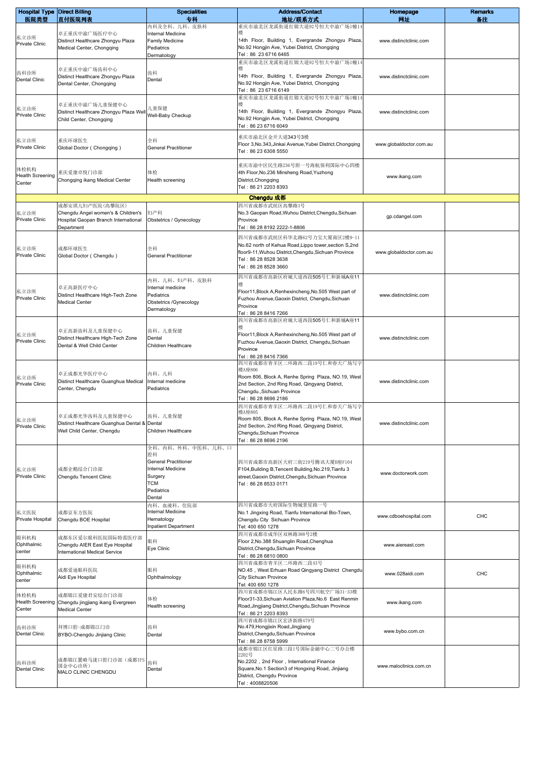| Hospital Type 医院类型 | Direct Billing 直付医院列表 | Specialities 专科 | Address/Contact 地址/联系方式 | Homepage 网址 | Remarks 备注 |
|---|---|---|---|---|---|
| 私立诊所 Private Clinic | 卓正重庆中渝广场医疗中心 Distinct Healthcare Zhongyu Plaza Medical Center, Chongqing | 内科及全科、儿科、皮肤科 Internal Medicine Family Medicine Pediatrics Dermatology | 重庆市渝北区龙溪街道红锦大道92号恒大中渝广场1幢14楼 14th Floor, Building 1, Evergrande Zhongyu Plaza, No.92 Hongjin Ave, Yubei District, Chongqing Tel：86 23 6716 6465 | www.distinctclinic.com | |
| 齿科诊所 Dental Clinic | 卓正重庆中渝广场齿科中心 Distinct Healthcare Zhongyu Plaza Dental Center, Chongqing | 齿科 Dental | 重庆市渝北区龙溪街道红锦大道92号恒大中渝广场1幢14楼 14th Floor, Building 1, Evergrande Zhongyu Plaza, No.92 Hongjin Ave, Yubei District, Chongqing Tel：86 23 6716 6149 | www.distinctclinic.com | |
| 私立诊所 Private Clinic | 卓正重庆中渝广场儿童保健中心 Distinct Healthcare Zhongyu Plaza Well Child Center, Chongqing | 儿童保健 Well-Baby Checkup | 重庆市渝北区龙溪街道红锦大道92号恒大中渝广场1幢14楼 14th Floor, Building 1, Evergrande Zhongyu Plaza, No.92 Hongjin Ave, Yubei District, Chongqing Tel：86 23 6716 6049 | www.distinctclinic.com | |
| 私立诊所 Private Clinic | 重庆环球医生 Global Doctor（Chongqing） | 全科 General Practitioner | 重庆市渝北区金开大道343号3楼 Floor 3,No.343,Jinkai Avenue,Yubei District.Chongqing Tel：86 23 6308 5550 | www.globaldoctor.com.au | |
| 体检机构 Health Screening Center | 重庆爱康卓悦门诊部 Chongqing ikang Medical Center | 体检 Health screening | 重庆市渝中区民生路236号附一号海航保利国际中心四楼 4th Floor,No.236 Minsheng Road,Yuzhong District,Chongqing Tel：86 21 2203 8393 | www.ikang.com | |
| **Chengdu 成都** | | | | | |
| 私立诊所 Private Clinic | 成都安琪儿妇产医院(高攀院区) Chengdu Angel women's & Children's Hospital Gaopan Branch International Department | 妇产科 Obstetrics / Gynecology | 四川省成都市武侯区高攀路3号 No.3 Gaopan Road,Wuhou District,Chengdu,Sichuan Province Tel：86 28 8192 2222-1-8806 | gp.cdangel.com | |
| 私立诊所 Private Clinic | 成都环球医生 Global Doctor（Chengdu） | 全科 General Practitioner | 四川省成都市武侯区科华北路62号力宝大厦南区2楼9-11 No.62 north of Kehua Road,Lippo tower,section S,2nd floor9-11,Wuhou District,Chengdu,Sichuan Province Tel：86 28 8528 3638 Tel：86 28 8528 3660 | www.globaldoctor.com.au | |
| 私立诊所 Private Clinic | 卓正高新医疗中心 Distinct Healthcare High-Tech Zone Medical Center | 内科、儿科、妇产科、皮肤科 Internal medicine Pediatrics Obstetrics /Gynecology Dermatology | 四川省成都市高新区府城大道西段505号仁和新城A座11楼 Floor11,Block A,Renhexincheng,No.505 West part of Fuzhou Avenue,Gaoxin District, Chengdu,Sichuan Province Tel：86 28 8416 7266 | www.distinctclinic.com | |
| 私立诊所 Private Clinic | 卓正高新齿科及儿童保健中心 Distinct Healthcare High-Tech Zone Dental & Well Child Center | 齿科、儿童保健 Dental Children Healthcare | 四川省成都市高新区府城大道西段505号仁和新城A座11楼 Floor11,Block A,Renhexincheng,No.505 West part of Fuzhou Avenue,Gaoxin District, Chengdu,Sichuan Province Tel：86 28 8416 7366 | www.distinctclinic.com | |
| 私立诊所 Private Clinic | 卓正成都光华医疗中心 Distinct Healthcare Guanghua Medical Center, Chengdu | 内科、儿科 Internal medicine Pediatrics | 四川省成都市青羊区二环路西二段19号仁和春天广场写字楼A座806 Room 806, Block A, Renhe Spring Plaza, NO.19, West 2nd Section, 2nd Ring Road, Qingyang District, Chengdu.,Sichuan Province Tel：86 28 8696 2186 | www.distinctclinic.com | |
| 私立诊所 Private Clinic | 卓正成都光华齿科及儿童保健中心 Distinct Healthcare Guanghua Dental & Well Child Center, Chengdu | 齿科、儿童保健 Dental Children Healthcare | 四川省成都市青羊区二环路西二段19号仁和春天广场写字楼A座805 Room 805, Block A, Renhe Spring Plaza, NO.19, West 2nd Section, 2nd Ring Road, Qingyang District, Chengdu,Sichuan Province Tel：86 28 8696 2196 | www.distinctclinic.com | |
| 私立诊所 Private Clinic | 成都企鹅综合门诊部 Chengdu Tencent Clinic | 全科、内科、外科、中医科、儿科、口腔科 General Practitioner Internal Medicine Surgery TCM Pediatrics Dental | 四川省成都市高新区天府三街219号腾讯大厦B座F104 F104,Building B,Tencent Building,No.219,Tianfu 3 street,Gaoxin District,Chengdu,Sichuan Province Tel：86 28 8533 0171 | www.doctorwork.com | |
| 私立医院 Private Hospital | 成都京东方医院 Chengdu BOE Hospital | 内科、血液科、住院部 Internal Medicine Hematology Inpatient Department | 四川省成都市天府国际生物城景星路一号 No.1 Jingxing Road, Tianfu International Bio-Town, Chengdu City Sichuan Province Tel: 400 650 1278 | www.cdboehospital.com | CHC |
| 眼科机构 Ophthalmic center | 成都东区爱尔眼科医院国际特需医疗部 Chengdu AIER East Eye Hospital International Medical Service | 眼科 Eye Clinic | 四川省成都市成华区双林路388号2楼 Floor 2,No.388 Shuanglin Road,Chenghua District,Chengdu,Sichuan Province Tel：86 28 6810 0800 | www.aiereast.com | |
| 眼科机构 Ophthalmic center | 成都爱迪眼科医院 Aidi Eye Hospital | 眼科 Ophthalmology | 四川省成都市青羊区二环路西二段43号 NO.45，West Erhuan Road Qingyang District Chengdu City Sichuan Province Tel: 400 650 1278 | www.028aidi.com | CHC |
| 体检机构 Health Screening Center | 成都锦江爱康君安综合门诊部 Chengdu jingjiang ikang Evergreen Medical Center | 体检 Health screening | 四川省成都市锦江区人民东路6号四川航空广场31-33楼 Floor31-33,Sichuan Aviation Plaza,No.6 East Renmin Road,Jingjiang District,Chengdu,Sichuan Province Tel：86 21 2203 8393 | www.ikang.com | |
| 齿科诊所 Dental Clinic | 拜博口腔-成都锦江门诊 BYBO-Chengdu Jinjiang Clinic | 齿科 Dental | 四川省成都市锦江区宏济新路479号 No.479,Hongjixin Road,Jingjiang District,Chengdu,Sichuan Province Tel：86 28 8758 5999 | www.bybo.com.cn | |
| 齿科诊所 Dental Clinic | 成都锦江置略马泷口腔门诊部（成都IFS国金中心诊所） MALO CLINIC CHENGDU | 齿科 Dental | 成都市锦江区红星路三段1号国际金融中心二号办公楼2202号 No.2202，2nd Floor，International Finance Square,No.1 Section3 of Hongxing Road, Jinjiang District, Chengdu Province Tel：4008820506 | www.maloclinics.com.cn | |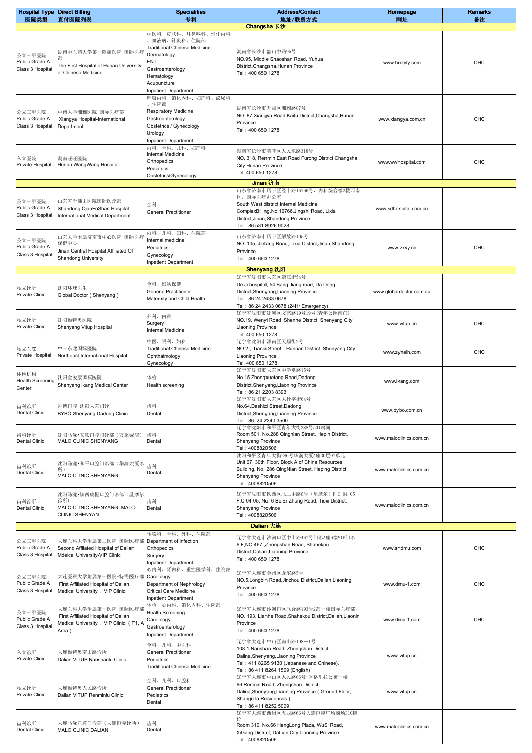| Hospital Type 医院类型 | Direct Billing 直付医院列表 | Specialities 专科 | Address/Contact 地址/联系方式 | Homepage 网址 | Remarks 备注 |
|---|---|---|---|---|---|
| **Changsha 长沙** | | | | | |
| 公立三甲医院 Public Grade A Class 3 Hospital | 湖南中医药大学第一附属医院-国际医疗部 The First Hospital of Hunan University of Chinese Medicine | 中医科、皮肤科、耳鼻喉科、消化内科、血液病、针灸科、住院部 Traditional Chinese Medicine Dermatology ENT Gastroenterology Hematology Acupuncture Inpatient Department | 湖南省长沙市韶山中路95号 NO.95, Middle Shaoshan Road, Yuhua District,Changsha,Hunan Province Tel：400 650 1278 | www.hnzyfy.com | CHC |
| 公立三甲医院 Public Grade A Class 3 Hospital | 中南大学湘雅医院-国际医疗部 Xiangya Hospital-International Department | 呼吸内科、消化内科、妇产科、泌尿科、住院部 Respiratory Medicine Gastroenterology Obstetrics / Gynecology Urology Inpatient Department | 湖南省长沙市开福区湘雅路87号 NO. 87,Xiangya Road,Kaifu District,Changsha,Hunan Province Tel：400 650 1278 | www.xiangya.com.cn | CHC |
| 私立医院 Private Hospital | 湖南旺旺医院 Hunan WangWang Hospital | 内科、骨科、儿科、妇产科 Internal Medicine Orthopedics Pediatrics Obstetrics/Gynecology | 湖南省长沙市芙蓉区人民东路318号 NO. 318, Renmin East Road Furong District Changsha City Hunan Province Tel: 400 650 1278 | www.wwhospital.com | CHC |
| **Jinan 济南** | | | | | |
| 公立三甲医院 Public Grade A Class 3 Hospital | 山东省千佛山医院国际医疗部 Shandong QianFoShan Hospital International Medical Department | 全科 General Practitioner | 山东省济南市历下区经十路16766号，内科综合楼2楼西南区，国际医疗办公室 South West district,Internal Medicine ComplexBilling,No.16766,Jingshi Road, Lixia District,Jinan,Shandong Province Tel：86 531 8926 9028 | www.sdhospital.com.cn | |
| 公立三甲医院 Public Grade A Class 3 Hospital | 山东大学附属济南市中心医院-国际医疗保健中心 Jinan Central Hospital Affiliated Of Shandong University | 内科、儿科、妇科、住院部 Internal medicine Pediatrics Gynecology Inpatient Department | 山东省济南市历下区解放路105号 NO. 105, Jiefang Road, Lixia District,Jinan,Shandong Province Tel：400 650 1278 | www.zxyy.cn | CHC |
| **Shenyang 沈阳** | | | | | |
| 私立诊所 Private Clinic | 沈阳环球医生 Global Doctor ( Shenyang ) | 全科、妇幼保健 General Practitioner Maternity and Child Health | 辽宁省沈阳市大东区滂江街54号 De Ji hospital, 54 Bang Jiang road, Da Dong District,Shenyang,Liaoning Province Tel：86 24 2433 0678 Tel：86 24 2433 0678 (24Hr Emergency) | www.globaldoctor.com.au | |
| 私立诊所 Private Clinic | 沈阳维特奥医院 Shenyang Vitup Hospital | 外科、内科 Surgery Internal Medicine | 辽宁省沈阳市沈河区文艺路19号19号(青年公园南门) NO.19, Wenyi Road Shenhe District Shenyang City Liaoning Province Tel: 400 650 1278 | www.vitup.cn | CHC |
| 私立医院 Private Hospital | 中一东北国际医院 Northeast International Hospital | 中医、眼科、妇科 Traditional Chinese Medicine Ophthalmology Gynecology | 辽宁省沈阳市浑南区天赐街2号 NO.2 , Tianci Street , Hunnan District Shenyang City Liaoning Province Tel: 400 650 1278 | www.zyneih.com | CHC |
| 体检机构 Health Screening Center | 沈阳金爱康国宾医院 Shenyang ikang Medical Center | 体检 Health screening | 辽宁省沈阳市大东区中学堂路15号 No.15 Zhongxuetang Road,Dadong District,Shenyang,Liaoning Province Tel：86 21 2203 8393 | www.ikang.com | |
| 齿科诊所 Dental Clinic | 拜博口腔-沈阳大东门诊 BYBO-Shenyang Dadong Clinic | 齿科 Dental | 辽宁省沈阳市大东区大什字街64号 No.64,Dashizi Street,Dadong District,Shenyang,Liaoning Province Tel：86 24 2340 3500 | www.bybo.com.cn | |
| 齿科诊所 Dental Clinic | 沈阳马泷•安联口腔门诊部（万象城店） MALO CLINIC SHENYANG | 齿科 Dental | 辽宁省沈阳市和平区青年大街288号501房间 Room 501, No.288 Qingnian Street, Hepin District, Shenyang Province Tel：4008820506 | www.maloclinics.com.cn | |
| 齿科诊所 Dental Clinic | 沈阳马泷•和平口腔门诊部（华润大厦诊所） MALO CLINIC SHENYANG | 齿科 Dental | 沈阳和平区青年大街286号华润大厦A座30层07单元 Unit 07, 30th Floor, Block A of China Resources Building, No. 286 QingNian Street, Heping District, Shenyang Province Tel：4008820506 | www.maloclinics.com.cn | |
| 齿科诊所 Dental Clinic | 沈阳马泷•铁西康橙口腔门诊部（星摩尔诊所） MALO CLINIC SHENYANG- MALO CLINIC SHENYAN | 齿科 Dental | 辽宁省沈阳市铁西区北二中路6号（星摩尔）F.C-04-05 F.C-04-05, No. 6 BeiEr Zhong Road, Tiexi District, Shenyang Province Tel：4008820506 | www.maloclinics.com.cn | |
| **Dalian 大连** | | | | | |
| 公立三甲医院 Public Grade A Class 3 Hospital | 大连医科大学附属第二医院-国际医疗部 Second Affiliated Hospital of Dalian Mdeical University-VIP Clinic | 传染科、骨科、外科、住院部 Department of infection Orthopedics Surgery Inpatient Department | 辽宁省大连市沙河口区中山路467号门诊A座6楼VIP门诊 6 F,NO.467 ,Zhongshan Road, Shahekou District,Dalian,Liaoning Province Tel：400 650 1278 | www.shdmu.com | CHC |
| 公立三甲医院 Public Grade A Class 3 Hospital | 大连医科大学附属第一医院-特需医疗部 First Affiliated Hospital of Dalian Medical University，VIP Clinic | 心内科、肾内科、重症医学科、住院部 Cardiology Department of Nephrology Critical Care Medicine Inpatient Department | 辽宁省大连市金州区龙滨路5号 NO.5,Longbin Road,Jinzhou District,Dalian,Liaoning Province Tel：400 650 1278 | www.dmu-1.com | CHC |
| 公立三甲医院 Public Grade A Class 3 Hospital | 大连医科大学附属第一医院-国际医疗部 First Affiliated Hospital of Dalian Medical University，VIP Clinic（F1, A Area） | 体检、心内科、消化内科、住院部 Health Screening Cardiology Gastroenterology Inpatient Department | 辽宁省大连市沙河口区联合路193号2部一楼国际医疗部 NO. 193, Lianhe Road,Shahekou District,Dalian,Liaonin Province Tel：400 650 1278 | www.dmu-1.com | CHC |
| 私立诊所 Private Clinic | 大连维特奥南山路诊所 Dalian VITUP Nanshanlu Clinic | 全科、儿科、中医科 General Practitioner Pediatrics Traditional Chinese Medicine | 辽宁省大连市中山区南山路108－1号 108-1 Nanshan Road, Zhongshan District, Dalina,Shenyang,Liaoning Province Tel：411 8265 9130 (Japanese and Chinese), Tel：86 411 8264 1509 (English) | www.vitup.cn | |
| 私立诊所 Private Clinic | 大连维特奥人民路诊所 Dalian VITUP Renminlu Clinic | 全科、儿科、口腔科 General Practitioner Pediatrics Dental | 辽宁省大连市中山区人民路66号 香格里拉公寓一楼 66 Renmin Road, Zhongshan District, Dalina,Shenyang,Liaoning Province ( Ground Floor, Shangri-la Residences ) Tel：86 411 8252 5009 | www.vitup.cn | |
| 齿科诊所 Dental Clinic | 大连马泷口腔门诊部（大连恒隆诊所） MALO CLINIC DALIAN | 齿科 Dental | 辽宁省大连市西岗区五四路66号大连恒隆广场商场310铺位 Room 310, No.66 HengLong Plaza, WuSi Road, XiGang District, DaLian City,Liaoning Province Tel：4008820506 | www.maloclinics.com.cn | |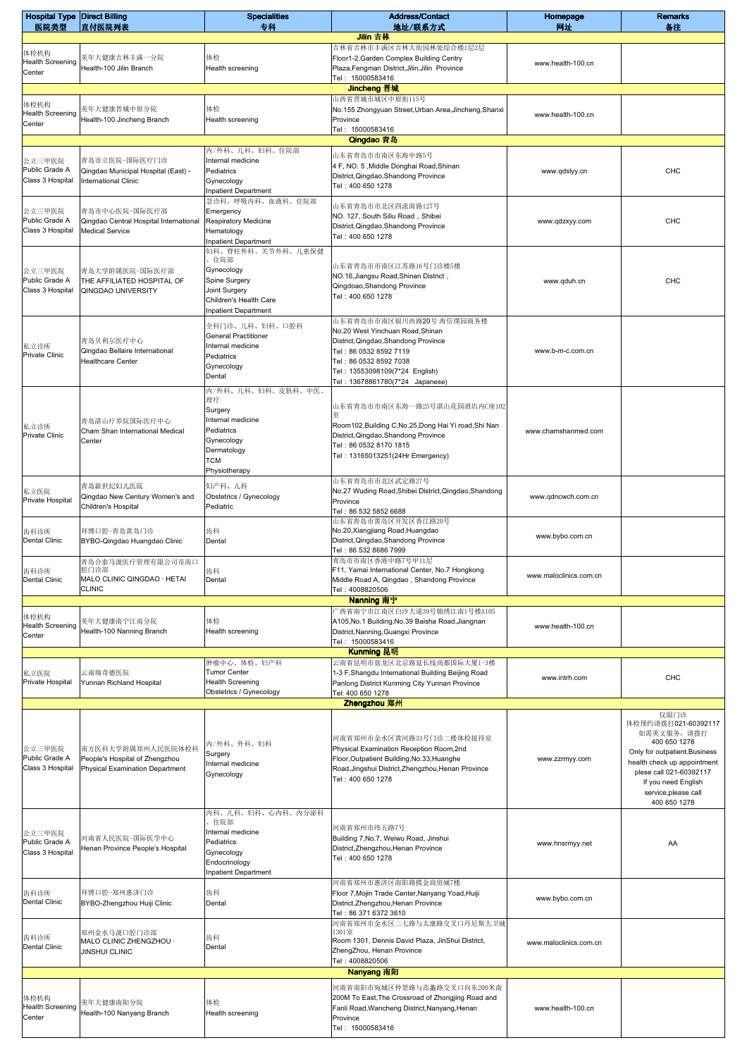| Hospital Type 医院类型 | Direct Billing 直付医院列表 | Specialities 专科 | Address/Contact 地址/联系方式 | Homepage 网址 | Remarks 备注 |
|---|---|---|---|---|---|
| **Jilin 吉林** | | | | | |
| 体检机构 Health Screening Center | 美年大健康吉林丰满一分院 Health-100 Jilin Branch | 体检 Health screening | 吉林省吉林市丰满区吉林大街园林处综合楼1层2层 Floor1-2,Garden Complex Building Centry Plaza,Fengman District,Jilin,Jilin Province Tel：15000583416 | www.health-100.cn | |
| **Jincheng 晋城** | | | | | |
| 体检机构 Health Screening Center | 美年大健康晋城中原分院 Health-100 Jincheng Branch | 体检 Health screening | 山西省晋城市城区中原街115号 No.155 Zhongyuan Street,Urban Area,Jincheng,Shanxi Province Tel：15000583416 | www.health-100.cn | |
| **Qingdao 青岛** | | | | | |
| 公立三甲医院 Public Grade A Class 3 Hospital | 青岛市立医院-国际医疗门诊 Qingdao Municipal Hospital (East) - International Clinic | 内/外科、儿科、妇科、住院部 Internal medicine Pediatrics Gynecology Inpatient Department | 山东省青岛市市南区东海中路5号 4 F, NO. 5 ,Middle Donghai Road,Shinan District,Qingdao,Shandong Province Tel：400 650 1278 | www.qdslyy.cn | CHC |
| 公立三甲医院 Public Grade A Class 3 Hospital | 青岛市中心医院-国际医疗部 Qingdao Central Hospital International Medical Service | 急诊科、呼吸内科、血液科、住院部 Emergency Respiratory Medicine Hematology Inpatient Department | 山东省青岛市市北区四流南路127号 NO. 127, South Siliu Road，Shibei District,Qingdao,Shandong Province Tel：400 650 1278 | www.qdzxyy.com | CHC |
| 公立三甲医院 Public Grade A Class 3 Hospital | 青岛大学附属医院-国际医疗部 THE AFFILIATED HOSPITAL OF QINGDAO UNIVERSITY | 妇科、脊柱外科、关节外科、儿童保健、住院部 Gynecology Spine Surgery Joint Surgery Children's Health Care Inpatient Department | 山东省青岛市市南区江苏路16号门诊楼5楼 NO.16,Jiangsu Road,Shinan District，Qingdoao,Shandong Province Tel：400 650 1278 | www.qduh.cn | CHC |
| 私立诊所 Private Clinic | 青岛贝利尔医疗中心 Qingdao Bellaire International Healthcare Center | 全科门诊、儿科、妇科、口腔科 General Practitioner Internal medicine Pediatrics Gynecology Dental | 山东省青岛市市南区银川西路20号 海信璞园商务楼 No.20 West Yinchuan Road,Shinan District,Qingdao,Shandong Province Tel：86 0532 8592 7119 Tel：86 0532 8592 7038 Tel：13553098109(7*24 English) Tel：13678861780(7*24 Japanese) | www.b-m-c.com.cn | |
| 私立诊所 Private Clinic | 青岛湛山疗养院国际医疗中心 Cham Shan International Medical Center | 内/外科、儿科、妇科、皮肤科、中医、理疗 Surgery Internal medicine Pediatrics Gynecology Dermatology TCM Physiotherapy | 山东省青岛市市南区东海一路25号湛山花园酒店内C座102室 Room102,Building C,No.25,Dong Hai Yi road,Shi Nan District,Qingdao,Shandong Province Tel：86 0532 8170 1815 Tel：13165013251(24Hr Emergency) | www.chamshanmed.com | |
| 私立医院 Private Hospital | 青岛新世纪妇儿医院 Qingdao New Century Women's and Children's Hospital | 妇产科、儿科 Obstetrics / Gynecology Pediatric | 山东省青岛市市北区武定路27号 No.27 Wuding Road,Shibei District,Qingdao,Shandong Province Tel：86 532 5852 6688 | www.qdncwch.com.cn | |
| 齿科诊所 Dental Clinic | 拜博口腔-青岛黄岛门诊 BYBO-Qingdao Huangdao Clinic | 齿科 Dental | 山东省青岛市黄岛区开发区香江路20号 No.20,Xiangjiang Road,Huangdao District,Qingdao,Shandong Province Tel：86 532 8686 7999 | www.bybo.com.cn | |
| 齿科诊所 Dental Clinic | 青岛合泰马泷医疗管理有限公司市南口腔门诊部 MALO CLINIC QINGDAO · HETAI CLINIC | 齿科 Dental | 青岛市市南区香港中路7号甲11层 F11, Yamai International Center, No.7 Hongkong Middle Road A, Qingdao，Shandong Province Tel：4008820506 | www.maloclinics.com.cn | |
| **Nanning 南宁** | | | | | |
| 体检机构 Health Screening Center | 美年大健康南宁江南分院 Health-100 Nanning Branch | 体检 Health screening | 广西省南宁市江南区白沙大道39号锦绣江南1号楼A105 A105,No.1 Building,No.39 Baisha Road,Jiangnan District,Nanning,Guangxi Province Tel：15000583416 | www.health-100.cn | |
| **Kunming 昆明** | | | | | |
| 私立医院 Private Hospital | 云南瑞奇德医院 Yunnan Richland Hospital | 肿瘤中心、体检、妇产科 Tumor Center Health Screening Obstetrics / Gynecology | 云南省昆明市盘龙区北京路延长线尚都国际大厦1-3楼 1-3 F,Shangdu International Building Beijing Road Panlong District Kunming City Yunnan Province Tel: 400 650 1278 | www.intrh.com | CHC |
| **Zhengzhou 郑州** | | | | | |
| 公立三甲医院 Public Grade A Class 3 Hospital | 南方医科大学附属郑州人民医院体检科 People's Hospital of Zhengzhou Physical Examination Department | 内/外科、外科、妇科 Surgery Internal medicine Gynecology | 河南省郑州市金水区黄河路33号门诊二楼体检接待室 Physical Examination Reception Room,2nd Floor,Outpatient Building,No.33,Huanghe Road,Jingshui District,Zhengzhou,Henan Province Tel：400 650 1278 | www.zzrmyy.com | 仅限门诊 体检预约请拨打021-60392117 如需英文服务，请拨打 400 650 1278 Only for outpatient.Business health check up appointment plese call 021-60392117 If you need English service,please call 400 650 1278 |
| 公立三甲医院 Public Grade A Class 3 Hospital | 河南省人民医院-国际医学中心 Henan Province People's Hospital | 内科、儿科、妇科、心内科、内分泌科、住院部 Internal medicine Pediatrics Gynecology Endocrinology Inpatient Department | 河南省郑州市纬五路7号 Building 7,No.7, Weiwu Road, Jinshui District,Zhengzhou,Henan Province Tel：400 650 1278 | www.hnsrmyy.net | AA |
| 齿科诊所 Dental Clinic | 拜博口腔-郑州惠济门诊 BYBO-Zhengzhou Huiji Clinic | 齿科 Dental | 河南省郑州市惠济区南阳路摸金商贸城7楼 Floor 7,Mojin Trade Center,Nanyang Yoad,Huiji District,Zhengzhou,Henan Province Tel：86 371 6372 3610 | www.bybo.com.cn | |
| 齿科诊所 Dental Clinic | 郑州金水马泷口腔门诊部 MALO CLINIC ZHENGZHOU · JINSHUI CLINIC | 齿科 Dental | 河南省郑州市金水区二七路与太康路交叉口丹尼斯大卫城1301室 Room 1301, Dennis David Plaza, JinShui District, ZhengZhou, Henan Province Tel：4008820506 | www.maloclinics.com.cn | |
| **Nanyang 南阳** | | | | | |
| 体检机构 Health Screening Center | 美年大健康南阳分院 Health-100 Nanyang Branch | 体检 Health screening | 河南省南阳市宛城区仲景路与范蠡路交叉口向东200米南 200M To East,The Crossroad of Zhongjing Road and Fanli Road,Wancheng District,Nanyang,Henan Province Tel：15000583416 | www.health-100.cn | |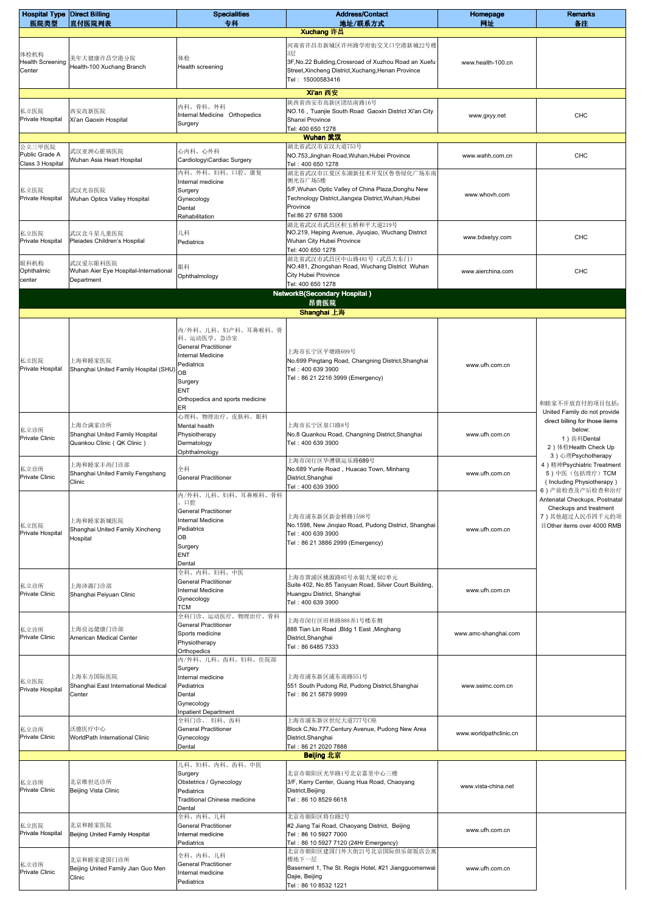| Hospital Type 医院类型 | Direct Billing 直付医院列表 | Specialities 专科 | Address/Contact 地址/联系方式 | Homepage 网址 | Remarks 备注 |
|---|---|---|---|---|---|
| **Xuchang 许昌** | | | | | |
| 体检机构 Health Screening Center | 美年大健康许昌空港分院 Health-100 Xuchang Branch | 体检 Health screening | 河南省许昌市新城区许州路学府街交叉口空港新城22号楼3层 3F,No.22 Building,Crossroad of Xuzhou Road an Xuefu Street,Xincheng District,Xuchang,Henan Province Tel： 15000583416 | www.health-100.cn | |
| **Xi'an 西安** | | | | | |
| 私立医院 Private Hospital | 西安高新医院 Xi'an Gaoxin Hospital | 内科、骨科、外科 Internal Medicine Orthopedics Surgery | 陕西省西安市高新区团结南路16号 NO.16，Tuanjie South Road Gaoxin District Xi'an City Shanxi Province Tel: 400 650 1278 | www.gxyy.net | CHC |
| **Wuhan 武汉** | | | | | |
| 公立三甲医院 Public Grade A Class 3 Hospital | 武汉亚洲心脏病医院 Wuhan Asia Heart Hospital | 心内科、心外科 Cardiology\Cardiac Surgery | 湖北省武汉市京汉大道753号 NO.753,Jinghan Road,Wuhan,Hubei Province Tel：400 650 1278 | www.wahh.com.cn | CHC |
| 私立医院 Private Hospital | 武汉光谷医院 Wuhan Optics Valley Hospital | 内科、外科、妇科、口腔、康复 Internal medicine Surgery Gynecology Dental Rehabilitation | 湖北省武汉市江夏区东湖新技术开发区鲁巷绿化广场东南侧光谷广场5楼 5/F,Wuhan Optic Valley of China Plaza,Donghu New Technology District,Jiangxia District,Wuhan,Hubei Province Tel:86 27 6788 5306 | www.whovh.com | |
| 私立医院 Private Hospital | 武汉北斗星儿童医院 Pleiades Children's Hospital | 儿科 Pediatrics | 湖北省武汉市武昌区积玉桥和平大道219号 NO.219, Heping Avenue, Jiyuqiao, Wuchang District Wuhan City Hubei Province Tel: 400 650 1278 | www.bdxetyy.com | CHC |
| 眼科机构 Ophthalmic center | 武汉爱尔眼科医院 Wuhan Aier Eye Hospital-International Department | 眼科 Ophthalmology | 湖北省武汉市武昌区中山路481号（武昌大东门） NO.481, Zhongshan Road, Wuchang District Wuhan City Hubei Province Tel: 400 650 1278 | www.aierchina.com | CHC |
| **NetworkB(Secondary Hospital ) 昂贵医院** | | | | | |
| **Shanghai 上海** | | | | | |
| 私立医院 Private Hospital | 上海和睦家医院 Shanghai United Family Hospital (SHU) | 内/外科、儿科、妇产科、耳鼻喉科、骨科、运动医学、急诊室 General Practitioner Internal Medicine Pediatrics OB Surgery ENT Orthopedics and sports medicine ER | 上海市长宁区平塘路699号 No.699 Pingtang Road, Changning District,Shanghai Tel：400 639 3900 Tel：86 21 2216 3999 (Emergency) | www.ufh.com.cn | 和睦家不开放直付的项目包括: United Family do not provide direct billing for those items below: 1）齿科Dental 2）体检Health Check Up 3）心理Psychotherapy 4）精神Psychiatric Treatment 5）中医（包括理疗）TCM ( Including Physiotherapy ) 6）产前检查及产后检查和治疗 Antenatal Checkups, Postnatal Checkups and treatment 7）其他超过人民币四千元的项目Other items over 4000 RMB |
| 私立诊所 Private Clinic | 上海合满家诊所 Shanghai United Family Hospital Quankou Clinic ( QK Clinic ) | 心理科、物理治疗、皮肤科、眼科 Mental health Physiotherapy Dermatology Ophthalmology | 上海市长宁区泉口路8号 No.8 Quankou Road, Changning District,Shanghai Tel：400 639 3900 | www.ufh.com.cn | |
| 私立诊所 Private Clinic | 上海和睦家丰尚门诊部 Shanghai United Family Fengshang Clinic | 全科 General Practitioner | 上海市闵行区华漕镇运乐路689号 No.689 Yunle Road，Huacao Town, Minhang District,Shanghai Tel：400 639 3900 | www.ufh.com.cn | |
| 私立医院 Private Hospital | 上海和睦家新城医院 Shanghai United Family Xincheng Hospital | 内/外科、儿科、妇科、耳鼻喉科、骨科、口腔 General Practitioner Internal Medicine Pediatrics OB Surgery ENT Dental | 上海市浦东新区新金桥路1598号 No.1598, New Jinqiao Road, Pudong District, Shanghai Tel：400 639 3900 Tel：86 21 3886 2999 (Emergency) | www.ufh.com.cn | |
| 私立诊所 Private Clinic | 上海沛源门诊部 Shanghai Peiyuan Clinic | 全科、内科、妇科、中医 General Practitioner Internal Medicine Gynecology TCM | 上海市黄浦区桃源路85号永银大厦402单元 Suite 402, No.85 Taoyuan Road, Silver Court Building, Huangpu District, Shanghai Tel：400 639 3900 | www.ufh.com.cn | |
| 私立诊所 Private Clinic | 上海良远健康门诊部 American Medical Center | 全科门诊、运动医疗、物理治疗、骨科 General Practitioner Sports medicine Physiotherapy Orthopedics | 上海市闵行区田林路888弄1号楼东侧 888 Tian Lin Road ,Bldg 1 East ,Minghang District,Shanghai Tel：86 6485 7333 | www.amc-shanghai.com | |
| 私立医院 Private Hospital | 上海东方国际医院 Shanghai East International Medical Center | 内/外科、儿科、齿科、妇科、住院部 Surgery Internal medicine Pediatrics Dental Gynecology Inpatient Department | 上海市浦东新区浦东南路551号 551 South Pudong Rd, Pudong District,Shanghai Tel：86 21 5879 9999 | www.seimc.com.cn | |
| 私立诊所 Private Clinic | 沃德医疗中心 WorldPath International Clinic | 全科门诊、妇科、齿科 General Practitioner Gynecology Dental | 上海市浦东新区世纪大道777号C座 Block C,No.777,Century Avenue, Pudong New Area District,Shanghai Tel：86 21 2020 7888 | www.worldpathclinic.cn | |
| **Beijing 北京** | | | | | |
| 私立诊所 Private Clinic | 北京维世达诊所 Beijing Vista Clinic | 儿科、妇科、内科、齿科、中医 Surgery Obstetrics / Gynecology Pediatrics Traditional Chinese medicine Dental | 北京市朝阳区光华路1号北京嘉里中心三楼 3/F, Kerry Center, Guang Hua Road, Chaoyang District,Beijing Tel：86 10 8529 6618 | www.vista-china.net | |
| 私立医院 Private Hospital | 北京和睦家医院 Beijing United Family Hospital | 全科、内科、儿科 General Practitioner Internal medicine Pediatrics | 北京市朝阳区将台路2号 #2 Jiang Tai Road, Chaoyang District, Beijing Tel：86 10 5927 7000 Tel：86 10 5927 7120 (24Hr Emergency) | www.ufh.com.cn | |
| 私立诊所 Private Clinic | 北京和睦家建国门诊所 Beijing United Family Jian Guo Men Clinic | 全科、内科、儿科 General Practitioner Internal medicine Pediatrics | 北京市朝阳区建国门外大街21号北京国际俱乐部饭店公寓楼地下一层 Basement 1, The St. Regis Hotel, #21 Jiangguomenwai Dajie, Beijing Tel：86 10 8532 1221 | www.ufh.com.cn | |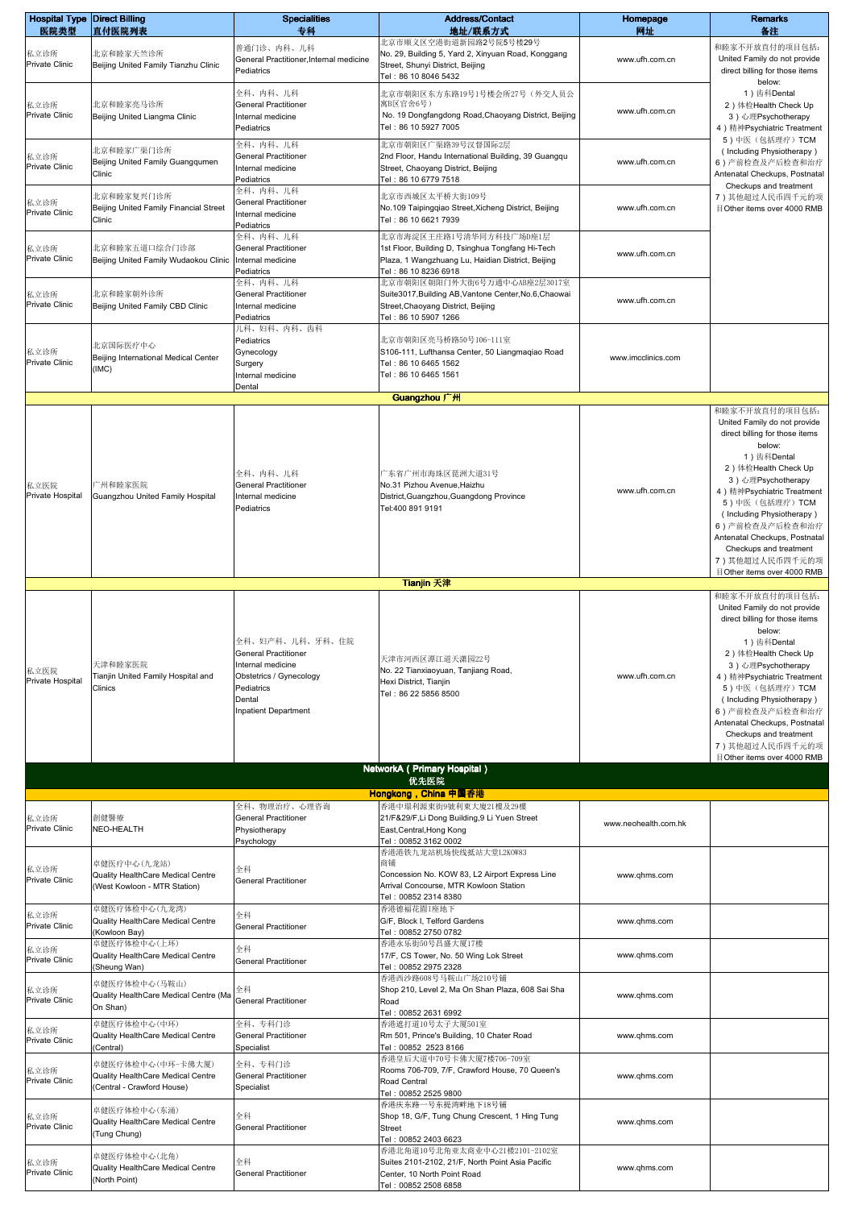| Hospital Type 医院类型 | Direct Billing 直付医院列表 | Specialities 专科 | Address/Contact 地址/联系方式 | Homepage 网址 | Remarks 备注 |
|---|---|---|---|---|---|
| 私立诊所 Private Clinic | 北京和睦家天竺诊所 Beijing United Family Tianzhu Clinic | 普通门诊、内科、儿科 General Practitioner,Internal medicine Pediatrics | 北京市顺义区空港街道新园路2号院5号楼29号 No. 29, Building 5, Yard 2, Xinyuan Road, Konggang Street, Shunyi District, Beijing Tel：86 10 8046 5432 | www.ufh.com.cn | 和睦家不开放直付的项目包括：United Family do not provide direct billing for those items below: 1）齿科Dental 2）体检Health Check Up 3）心理Psychotherapy 4）精神Psychiatric Treatment 5）中医（包括理疗）TCM（Including Physiotherapy） 6）产前检查及产后检查和治疗 Antenatal Checkups, Postnatal Checkups and treatment 7）其他超过人民币四千元的项目Other items over 4000 RMB |
| 私立诊所 Private Clinic | 北京和睦家亮马诊所 Beijing United Liangma Clinic | 全科、内科、儿科 General Practitioner Internal medicine Pediatrics | 北京市朝阳区东方东路19号1号楼会所27号（外交人员公寓B区官舍6号） No. 19 Dongfangdong Road,Chaoyang District, Beijing Tel：86 10 5927 7005 | www.ufh.com.cn | |
| 私立诊所 Private Clinic | 北京和睦家广渠门诊所 Beijing United Family Guangqumen Clinic | 全科、内科、儿科 General Practitioner Internal medicine Pediatrics | 北京市朝阳区广渠路39号汉督国际2层 2nd Floor, Handu International Building, 39 Guangqu Street, Chaoyang District, Beijing Tel：86 10 6779 7518 | www.ufh.com.cn | |
| 私立诊所 Private Clinic | 北京和睦家复兴门诊所 Beijing United Family Financial Street Clinic | 全科、内科、儿科 General Practitioner Internal medicine Pediatrics | 北京市西城区太平桥大街109号 No.109 Taipingqiao Street,Xicheng District, Beijing Tel：86 10 6621 7939 | www.ufh.com.cn | |
| 私立诊所 Private Clinic | 北京和睦家五道口综合门诊部 Beijing United Family Wudaokou Clinic | 全科、内科、儿科 General Practitioner Internal medicine Pediatrics | 北京市海淀区王庄路1号清华同方科技广场D座1层 1st Floor, Building D, Tsinghua Tongfang Hi-Tech Plaza, 1 Wangzhuang Lu, Haidian District, Beijing Tel：86 10 8236 6918 | www.ufh.com.cn | |
| 私立诊所 Private Clinic | 北京和睦家朝外诊所 Beijing United Family CBD Clinic | 全科、内科、儿科 General Practitioner Internal medicine Pediatrics | 北京市朝阳区朝阳门外大街6号万通中心AB座2层3017室 Suite3017,Building AB,Vantone Center,No.6,Chaowai Street,Chaoyang District, Beijing Tel：86 10 5907 1266 | www.ufh.com.cn | |
| 私立诊所 Private Clinic | 北京国际医疗中心 Beijing International Medical Center (IMC) | 儿科、妇科、内科、齿科 Pediatrics Gynecology Surgery Internal medicine Dental | 北京市朝阳区亮马桥路50号106-111室 S106-111, Lufthansa Center, 50 Liangmaqiao Road Tel：86 10 6465 1562 Tel：86 10 6465 1561 | www.imcclinics.com | |
| **Guangzhou 广州** | | | | | |
| 私立医院 Private Hospital | 广州和睦家医院 Guangzhou United Family Hospital | 全科、内科、儿科 General Practitioner Internal medicine Pediatrics | 广东省广州市海珠区琶洲大道31号 No.31 Pizhou Avenue,Haizhu District,Guangzhou,Guangdong Province Tel:400 891 9191 | www.ufh.com.cn | 和睦家不开放直付的项目包括：United Family do not provide direct billing for those items below: 1）齿科Dental 2）体检Health Check Up 3）心理Psychotherapy 4）精神Psychiatric Treatment 5）中医（包括理疗）TCM（Including Physiotherapy） 6）产前检查及产后检查和治疗 Antenatal Checkups, Postnatal Checkups and treatment 7）其他超过人民币四千元的项目Other items over 4000 RMB |
| **Tianjin 天津** | | | | | |
| 私立医院 Private Hospital | 天津和睦家医院 Tianjin United Family Hospital and Clinics | 全科、妇产科、儿科、牙科、住院 General Practitioner Internal medicine Obstetrics / Gynecology Pediatrics Dental Inpatient Department | 天津市河西区潭江道天潇园22号 No. 22 Tianxiaoyuan, Tanjiang Road, Hexi District, Tianjin Tel：86 22 5856 8500 | www.ufh.com.cn | 和睦家不开放直付的项目包括：United Family do not provide direct billing for those items below: 1）齿科Dental 2）体检Health Check Up 3）心理Psychotherapy 4）精神Psychiatric Treatment 5）中医（包括理疗）TCM（Including Physiotherapy） 6）产前检查及产后检查和治疗 Antenatal Checkups, Postnatal Checkups and treatment 7）其他超过人民币四千元的项目Other items over 4000 RMB |
| **NetworkA（Primary Hospital） 优先医院** | | | | | |
| **Hongkong，China 中国香港** | | | | | |
| 私立诊所 Private Clinic | 創健醫療 NEO-HEALTH | 全科、物理治疗、心理咨询 General Practitioner Physiotherapy Psychology | 香港中環利源東街9號利東大廈21樓及29樓 21/F&29/F,Li Dong Building,9 Li Yuen Street East,Central,Hong Kong Tel：00852 3162 0002 | www.neohealth.com.hk | |
| 私立诊所 Private Clinic | 卓健医疗中心(九龙站) Quality HealthCare Medical Centre (West Kowloon - MTR Station) | 全科 General Practitioner | 香港港铁九龙站机场快线抵站大堂L2KOW83商铺 Concession No. KOW 83, L2 Airport Express Line Arrival Concourse, MTR Kowloon Station Tel：00852 2314 8380 | www.qhms.com | |
| 私立诊所 Private Clinic | 卓健医疗体检中心(九龙湾) Quality HealthCare Medical Centre (Kowloon Bay) | 全科 General Practitioner | 香港德福花園I座地下 G/F, Block I, Telford Gardens Tel：00852 2750 0782 | www.qhms.com | |
| 私立诊所 Private Clinic | 卓健医疗体检中心(上环) Quality HealthCare Medical Centre (Sheung Wan) | 全科 General Practitioner | 香港永乐街50号昌盛大厦17楼 17/F, CS Tower, No. 50 Wing Lok Street Tel：00852 2975 2328 | www.qhms.com | |
| 私立诊所 Private Clinic | 卓健医疗体检中心(马鞍山) Quality HealthCare Medical Centre (Ma On Shan) | 全科 General Practitioner | 香港西沙路608号马鞍山广场210号铺 Shop 210, Level 2, Ma On Shan Plaza, 608 Sai Sha Road Tel：00852 2631 6992 | www.qhms.com | |
| 私立诊所 Private Clinic | 卓健医疗体检中心(中环) Quality HealthCare Medical Centre (Central) | 全科、专科门诊 General Practitioner Specialist | 香港遮打道10号太子大厦501室 Rm 501, Prince's Building, 10 Chater Road Tel：00852 2523 8166 | www.qhms.com | |
| 私立诊所 Private Clinic | 卓健医疗体检中心(中环－卡佛大厦) Quality HealthCare Medical Centre (Central - Crawford House) | 全科、专科门诊 General Practitioner Specialist | 香港皇后大道中70号卡佛大厦7楼706-709室 Rooms 706-709, 7/F, Crawford House, 70 Queen's Road Central Tel：00852 2525 9800 | www.qhms.com | |
| 私立诊所 Private Clinic | 卓健医疗体检中心(东涌) Quality HealthCare Medical Centre (Tung Chung) | 全科 General Practitioner | 香港庆东路一号东堤湾畔地下18号铺 Shop 18, G/F, Tung Chung Crescent, 1 Hing Tung Street Tel：00852 2403 6623 | www.qhms.com | |
| 私立诊所 Private Clinic | 卓健医疗体检中心(北角) Quality HealthCare Medical Centre (North Point) | 全科 General Practitioner | 香港北角道10号北角亚太商业中心21楼2101-2102室 Suites 2101-2102, 21/F, North Point Asia Pacific Center, 10 North Point Road Tel：00852 2508 6858 | www.qhms.com | |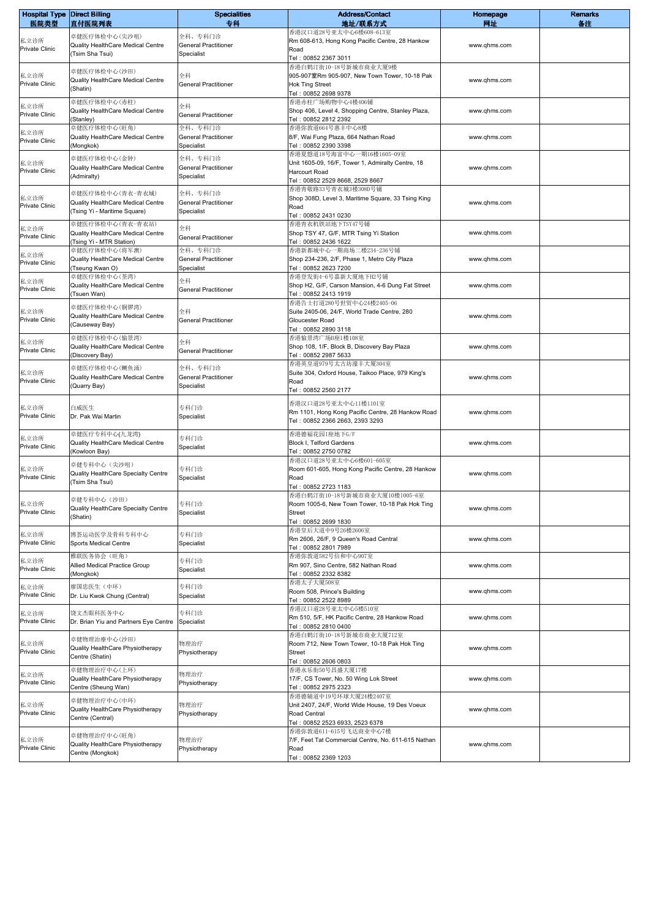| Hospital Type 医院类型 | Direct Billing 直付医院列表 | Specialities 专科 | Address/Contact 地址/联系方式 | Homepage 网址 | Remarks 备注 |
|---|---|---|---|---|---|
| 私立诊所 Private Clinic | 卓健医疗体检中心(尖沙咀) Quality HealthCare Medical Centre (Tsim Sha Tsui) | 全科、专科门诊 General Practitioner Specialist | 香港汉口道28号亚太中心6楼608-613室 Rm 608-613, Hong Kong Pacific Centre, 28 Hankow Road Tel：00852 2367 3011 | www.qhms.com | |
| 私立诊所 Private Clinic | 卓健医疗体检中心(沙田) Quality HealthCare Medical Centre (Shatin) | 全科 General Practitioner | 香港白鹤汀街10-18号新城市商业大厦9楼 905-907室Rm 905-907, New Town Tower, 10-18 Pak Hok Ting Street Tel：00852 2698 9378 | www.qhms.com | |
| 私立诊所 Private Clinic | 卓健医疗体检中心(赤柱) Quality HealthCare Medical Centre (Stanley) | 全科 General Practitioner | 香港赤柱广场购物中心4楼406铺 Shop 406, Level 4, Shopping Centre, Stanley Plaza, Tel：00852 2812 2392 | www.qhms.com | |
| 私立诊所 Private Clinic | 卓健医疗体检中心(旺角) Quality HealthCare Medical Centre (Mongkok) | 全科、专科门诊 General Practitioner Specialist | 香港弥敦道664号惠丰中心8楼 8/F, Wai Fung Plaza, 664 Nathan Road Tel：00852 2390 3398 | www.qhms.com | |
| 私立诊所 Private Clinic | 卓健医疗体检中心(金钟) Quality HealthCare Medical Centre (Admiralty) | 全科、专科门诊 General Practitioner Specialist | 香港夏悫道18号海富中心一期16楼1605-09室 Unit 1605-09, 16/F, Tower 1, Admiralty Centre, 18 Harcourt Road Tel：00852 2529 8668, 2529 8667 | www.qhms.com | |
| 私立诊所 Private Clinic | 卓健医疗体检中心(青衣-青衣城) Quality HealthCare Medical Centre (Tsing Yi - Maritime Square) | 全科、专科门诊 General Practitioner Specialist | 香港青敬路33号青衣城3楼308D号铺 Shop 308D, Level 3, Maritime Square, 33 Tsing King Road Tel：00852 2431 0230 | www.qhms.com | |
| 私立诊所 Private Clinic | 卓健医疗体检中心(青衣-青衣站) Quality HealthCare Medical Centre (Tsing Yi - MTR Station) | 全科 General Practitioner | 香港青衣机铁站地下TSY47号铺 Shop TSY 47, G/F, MTR Tsing Yi Station Tel：00852 2436 1622 | www.qhms.com | |
| 私立诊所 Private Clinic | 卓健医疗体检中心(将军澳) Quality HealthCare Medical Centre (Tseung Kwan O) | 全科、专科门诊 General Practitioner Specialist | 香港新都城中心一期商场二楼234-236号铺 Shop 234-236, 2/F, Phase 1, Metro City Plaza Tel：00852 2623 7200 | www.qhms.com | |
| 私立诊所 Private Clinic | 卓健医疗体检中心(荃湾) Quality HealthCare Medical Centre (Tsuen Wan) | 全科 General Practitioner | 香港登发街4-6号嘉新大厦地下H2号铺 Shop H2, G/F, Carson Mansion, 4-6 Dung Fat Street Tel：00852 2413 1919 | www.qhms.com | |
| 私立诊所 Private Clinic | 卓健医疗体检中心(铜锣湾) Quality HealthCare Medical Centre (Causeway Bay) | 全科 General Practitioner | 香港告士打道280号世贸中心24楼2405-06 Suite 2405-06, 24/F, World Trade Centre, 280 Gloucester Road Tel：00852 2890 3118 | www.qhms.com | |
| 私立诊所 Private Clinic | 卓健医疗体检中心(愉景湾) Quality HealthCare Medical Centre (Discovery Bay) | 全科 General Practitioner | 香港愉景湾广场B座1楼108室 Shop 108, 1/F, Block B, Discovery Bay Plaza Tel：00852 2987 5633 | www.qhms.com | |
| 私立诊所 Private Clinic | 卓健医疗体检中心(鲗鱼涌) Quality HealthCare Medical Centre (Quarry Bay) | 全科、专科门诊 General Practitioner Specialist | 香港英皇道979号太古坊濠丰大厦304室 Suite 304, Oxford House, Taikoo Place, 979 King's Road Tel：00852 2560 2177 | www.qhms.com | |
| 私立诊所 Private Clinic | 白威医生 Dr. Pak Wai Martin | 专科门诊 Specialist | 香港汉口道28号亚太中心11楼1101室 Rm 1101, Hong Kong Pacific Centre, 28 Hankow Road Tel：00852 2366 2663, 2393 3293 | www.qhms.com | |
| 私立诊所 Private Clinic | 卓健医疗专科中心(九龙湾) Quality HealthCare Medical Centre (Kowloon Bay) | 专科门诊 Specialist | 香港德福花园I座地下G/F Block I, Telford Gardens Tel：00852 2750 0782 | www.qhms.com | |
| 私立诊所 Private Clinic | 卓健专科中心（尖沙咀） Quality HealthCare Specialty Centre (Tsim Sha Tsui) | 专科门诊 Specialist | 香港汉口道28号亚太中心6楼601-605室 Room 601-605, Hong Kong Pacific Centre, 28 Hankow Road Tel：00852 2723 1183 | www.qhms.com | |
| 私立诊所 Private Clinic | 卓健专科中心（沙田） Quality HealthCare Specialty Centre (Shatin) | 专科门诊 Specialist | 香港白鹤汀街10-18号新城市商业大厦10楼1005-6室 Room 1005-6, New Town Tower, 10-18 Pak Hok Ting Street Tel：00852 2699 1830 | www.qhms.com | |
| 私立诊所 Private Clinic | 博荟运动医学及骨科专科中心 Sports Medical Centre | 专科门诊 Specialist | 香港皇后大道中9号26楼2606室 Rm 2606, 26/F, 9 Queen's Road Central Tel：00852 2801 7989 | www.qhms.com | |
| 私立诊所 Private Clinic | 雅联医务协会（旺角） Allied Medical Practice Group (Mongkok) | 专科门诊 Specialist | 香港弥敦道582号信和中心907室 Rm 907, Sino Centre, 582 Nathan Road Tel：00852 2332 8382 | www.qhms.com | |
| 私立诊所 Private Clinic | 廖国忠医生（中环） Dr. Liu Kwok Chung (Central) | 专科门诊 Specialist | 香港太子大厦508室 Room 508, Prince's Building Tel：00852 2522 8989 | www.qhms.com | |
| 私立诊所 Private Clinic | 饶文杰眼科医务中心 Dr. Brian Yiu and Partners Eye Centre | 专科门诊 Specialist | 香港汉口道28号亚太中心5楼510室 Rm 510, 5/F, HK Pacific Centre, 28 Hankow Road Tel：00852 2810 0400 | www.qhms.com | |
| 私立诊所 Private Clinic | 卓健物理治疗中心(沙田) Quality HealthCare Physiotherapy Centre (Shatin) | 物理治疗 Physiotherapy | 香港白鹤汀街10-18号新城市商业大厦712室 Room 712, New Town Tower, 10-18 Pak Hok Ting Street Tel：00852 2606 0803 | www.qhms.com | |
| 私立诊所 Private Clinic | 卓健物理治疗中心(上环) Quality HealthCare Physiotherapy Centre (Sheung Wan) | 物理治疗 Physiotherapy | 香港永乐街50号昌盛大厦17楼 17/F, CS Tower, No. 50 Wing Lok Street Tel：00852 2975 2323 | www.qhms.com | |
| 私立诊所 Private Clinic | 卓健物理治疗中心(中环) Quality HealthCare Physiotherapy Centre (Central) | 物理治疗 Physiotherapy | 香港德辅道中19号环球大厦24楼2407室 Unit 2407, 24/F, World Wide House, 19 Des Voeux Road Central Tel：00852 2523 6933, 2523 6378 | www.qhms.com | |
| 私立诊所 Private Clinic | 卓健物理治疗中心(旺角) Quality HealthCare Physiotherapy Centre (Mongkok) | 物理治疗 Physiotherapy | 香港弥敦道611-615号飞达商业中心7楼 7/F, Feet Tat Commercial Centre, No. 611-615 Nathan Road Tel：00852 2369 1203 | www.qhms.com | |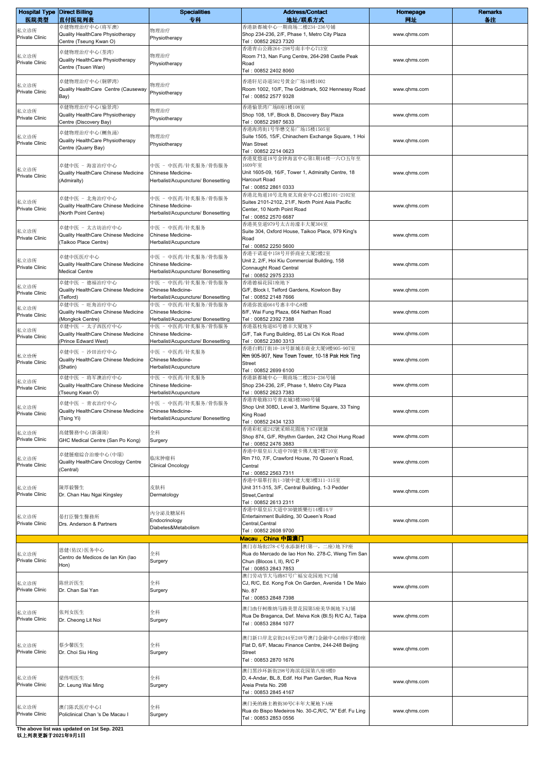| Hospital Type 医院类型 | Direct Billing 直付医院列表 | Specialities 专科 | Address/Contact 地址/联系方式 | Homepage 网址 | Remarks 备注 |
|---|---|---|---|---|---|
| 私立诊所 Private Clinic | 卓健物理治疗中心(将军澳) Quality HealthCare Physiotherapy Centre (Tseung Kwan O) | 物理治疗 Physiotherapy | 香港新都城中心一期商场二楼234-236号铺 Shop 234-236, 2/F, Phase 1, Metro City Plaza Tel : 00852 2623 7320 | www.qhms.com | |
| 私立诊所 Private Clinic | 卓健物理治疗中心(荃湾) Quality HealthCare Physiotherapy Centre (Tsuen Wan) | 物理治疗 Physiotherapy | 香港青山公路264-298号南丰中心713室 Room 713, Nan Fung Centre, 264-298 Castle Peak Road Tel : 00852 2402 8060 | www.qhms.com | |
| 私立诊所 Private Clinic | 卓健物理治疗中心(铜锣湾) Quality HealthCare Centre (Causeway Bay) | 物理治疗 Physiotherapy | 香港轩尼诗道502号黄金广场10楼1002 Room 1002, 10/F, The Goldmark, 502 Hennessy Road Tel : 00852 2577 9328 | www.qhms.com | |
| 私立诊所 Private Clinic | 卓健物理治疗中心(愉景湾) Quality HealthCare Physiotherapy Centre (Discovery Bay) | 物理治疗 Physiotherapy | 香港愉景湾广场B座1楼108室 Shop 108, 1/F, Block B, Discovery Bay Plaza Tel : 00852 2987 5633 | www.qhms.com | |
| 私立诊所 Private Clinic | 卓健物理治疗中心(鲗鱼涌) Quality HealthCare Physiotherapy Centre (Quarry Bay) | 物理治疗 Physiotherapy | 香港海湾街1号华懋交易广场15楼1505室 Suite 1505, 15/F, Chinachem Exchange Square, 1 Hoi Wan Street Tel : 00852 2214 0623 | www.qhms.com | |
| 私立诊所 Private Clinic | 卓健中医 - 海富治疗中心 Quality HealthCare Chinese Medicine (Admiralty) | 中医 - 中医药/针炙服务/骨伤服务 Chinese Medicine- Herbalist/Acupuncture/ Bonesetting | 香港夏悫道18号金钟海富中心第1期16楼一六O五年至1609年室 Unit 1605-09, 16/F, Tower 1, Admiralty Centre, 18 Harcourt Road Tel : 00852 2861 0333 | www.qhms.com | |
| 私立诊所 Private Clinic | 卓健中医 - 北角治疗中心 Quality HealthCare Chinese Medicine (North Point Centre) | 中医 - 中医药/针炙服务/骨伤服务 Chinese Medicine- Herbalist/Acupuncture/ Bonesetting | 香港北角道10号北角亚太商业中心21楼2101-2102室 Suites 2101-2102, 21/F, North Point Asia Pacific Center, 10 North Point Road Tel : 00852 2570 6687 | www.qhms.com | |
| 私立诊所 Private Clinic | 卓健中医 - 太古坊治疗中心 Quality HealthCare Chinese Medicine (Taikoo Place Centre) | 中医 - 中医药/针炙服务 Chinese Medicine- Herbalist/Acupuncture | 香港英皇道979号太古坊濠丰大厦304室 Suite 304, Oxford House, Taikoo Place, 979 King's Road Tel : 00852 2250 5600 | www.qhms.com | |
| 私立诊所 Private Clinic | 卓健中医医疗中心 Quality HealthCare Chinese Medicine Medical Centre | 中医 - 中医药/针炙服务/骨伤服务 Chinese Medicine- Herbalist/Acupuncture/ Bonesetting | 香港干诺道中158号开侨商业大厦2楼2室 Unit 2, 2/F, Hoi Kiu Commercial Building, 158 Connaught Road Central Tel : 00852 2975 2333 | www.qhms.com | |
| 私立诊所 Private Clinic | 卓健中医 - 德福治疗中心 Quality HealthCare Chinese Medicine (Telford) | 中医 - 中医药/针炙服务/骨伤服务 Chinese Medicine- Herbalist/Acupuncture/ Bonesetting | 香港德福花园I座地下 G/F, Block I, Telford Gardens, Kowloon Bay Tel : 00852 2148 7666 | www.qhms.com | |
| 私立诊所 Private Clinic | 卓健中医 - 旺角治疗中心 Quality HealthCare Chinese Medicine (Mongkok Centre) | 中医 - 中医药/针炙服务/骨伤服务 Chinese Medicine- Herbalist/Acupuncture/ Bonesetting | 香港弥敦道664号惠丰中心8楼 8/F, Wai Fung Plaza, 664 Nathan Road Tel : 00852 2392 7388 | www.qhms.com | |
| 私立诊所 Private Clinic | 卓健中医 - 太子西医疗中心 Quality HealthCare Chinese Medicine (Prince Edward West) | 中医 - 中医药/针炙服务/骨伤服务 Chinese Medicine- Herbalist/Acupuncture/ Bonesetting | 香港荔枝角道85号德丰大厦地下 G/F, Tak Fung Building, 85 Lai Chi Kok Road Tel : 00852 2380 3313 | www.qhms.com | |
| 私立诊所 Private Clinic | 卓健中医 - 沙田治疗中心 Quality HealthCare Chinese Medicine (Shatin) | 中医 - 中医药/针炙服务 Chinese Medicine- Herbalist/Acupuncture | 香港白鹤汀街10-18号新城市商业大厦9楼905-907室 Rm 905-907, New Town Tower, 10-18 Pak Hok Ting Street Tel : 00852 2699 6100 | www.qhms.com | |
| 私立诊所 Private Clinic | 卓健中医 - 将军澳治疗中心 Quality HealthCare Chinese Medicine (Tseung Kwan O) | 中医 - 中医药/针炙服务 Chinese Medicine- Herbalist/Acupuncture | 香港新都城中心一期商场二楼234-236号铺 Shop 234-236, 2/F, Phase 1, Metro City Plaza Tel : 00852 2623 7383 | www.qhms.com | |
| 私立诊所 Private Clinic | 卓健中医 - 青衣治疗中心 Quality HealthCare Chinese Medicine (Tsing Yi) | 中医 - 中医药/针炙服务/骨伤服务 Chinese Medicine- Herbalist/Acupuncture/ Bonesetting | 香港青敬路33号青衣城3楼308D号铺 Shop Unit 308D, Level 3, Maritime Square, 33 Tsing King Road Tel : 00852 2434 1233 | www.qhms.com | |
| 私立诊所 Private Clinic | 高健醫務中心(新蒲崗) GHC Medical Centre (San Po Kong) | 全科 Surgery | 香港彩虹道242號采頤花園地下874號舖 Shop 874, G/F, Rhythm Garden, 242 Choi Hung Road Tel : 00852 2476 3883 | www.qhms.com | |
| 私立诊所 Private Clinic | 卓健腫瘤綜合治療中心(中環) Quality HealthCare Oncology Centre (Central) | 临床肿瘤科 Clinical Oncology | 香港中環皇后大道中70號卡佛大廈7樓710室 Rm 710, 7/F, Crawford House, 70 Queen's Road, Central Tel : 00852 2563 7311 | www.qhms.com | |
| 私立诊所 Private Clinic | 陳厚毅醫生 Dr. Chan Hau Ngai Kingsley | 皮肤科 Dermatology | 香港中環畢打街1-3號中建大廈3樓311-315室 Unit 311-315, 3/F, Central Building, 1-3 Pedder Street,Central Tel : 00852 2613 2311 | www.qhms.com | |
| 私立诊所 Private Clinic | 晏打臣醫生醫務所 Drs. Anderson & Partners | 内分泌及糖尿科 Endocrinology Diabetes&Metabolism | 香港中環皇后大道中30號娛樂行14樓14/F Entertainment Building, 30 Queen's Road Central,Central Tel : 00852 2608 9700 | www.qhms.com | |
| | | | **Macau , China 中国澳门** | | |
| 私立诊所 Private Clinic | 恩健(佑汉)医务中心 Centro de Medicos de Ian Kin (Iao Hon) | 全科 Surgery | 澳门市场街278-C号永添新村(第一，二座)地下P座 Rua do Mercado de Iao Hon No. 278-C, Weng Tim San Chun (Blocos I, II), R/C P Tel : 00853 2843 7853 | www.qhms.com | |
| 私立诊所 Private Clinic | 陈世昕医生 Dr. Chan Sai Yan | 全科 Surgery | 澳门劳动节大马路87号广福安花园地下CJ铺 CJ, R/C, Ed. Kong Fok On Garden, Avenida 1 De Maio No. 87 Tel : 00853 2848 7398 | www.qhms.com | |
| 私立诊所 Private Clinic | 张列女医生 Dr. Cheong Lit Noi | 全科 Surgery | 澳门肉仔柯维纳马路美景花园第5座美华阁地下AJ铺 Rua De Braganca, Def. Meiva Kok (Bl.5) R/C AJ, Taipa Tel : 00853 2884 1077 | www.qhms.com | |
| 私立诊所 Private Clinic | 蔡少馨医生 Dr. Choi Siu Hing | 全科 Surgery | 澳门新口岸北京街244号248号澳门金融中心D座6字楼D座 Flat D, 6/F, Macau Finance Centre, 244-248 Beijing Street Tel : 00853 2870 1676 | www.qhms.com | |
| 私立诊所 Private Clinic | 梁伟明医生 Dr. Leung Wai Ming | 全科 Surgery | 澳门黑沙环新街298号海滨花园第八座4楼D D, 4-Andar, BL.8, Edif. Hoi Pan Garden, Rua Nova Areia Preta No. 298 Tel : 00853 2845 4167 | www.qhms.com | |
| 私立诊所 Private Clinic | 澳门陈氏医疗中心I Policlinical Chan 's De Macau I | 全科 Surgery | 澳门美的路主教街30号C丰年大厦地下A座 Rua do Bispo Medeiros No. 30-C,R/C, "A" Edf. Fu Ling Tel : 00853 2853 0556 | www.qhms.com | |

**The above list was updated on 1st Sep. 2021**
**以上列表更新于2021年9月1日**